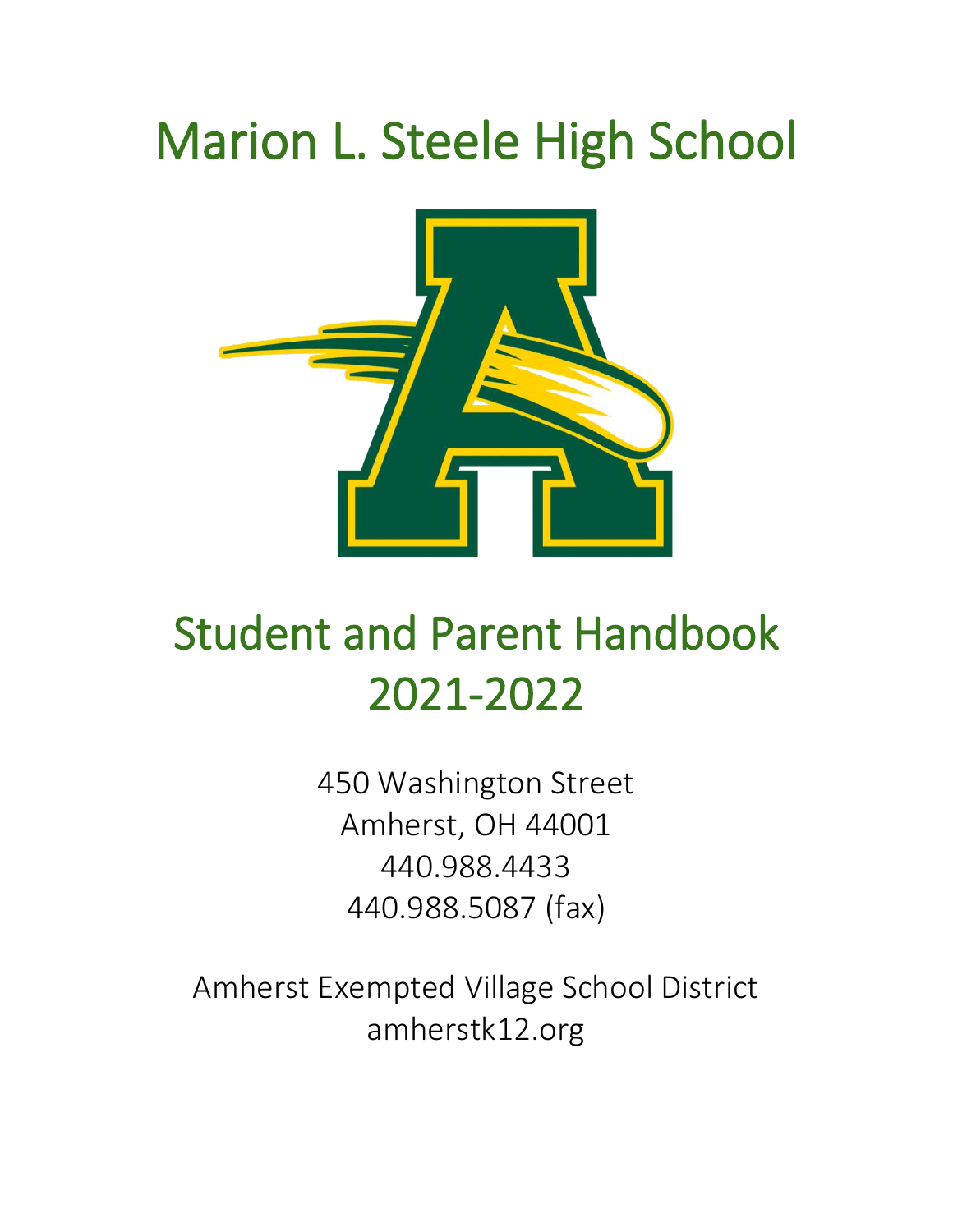# Marion L. Steele High School

# Student and Parent Handbook 2021-2022

450 Washington Street
Amherst, OH 44001
440.988.4433
440.988.5087 (fax)

Amherst Exempted Village School District
amherstk12.org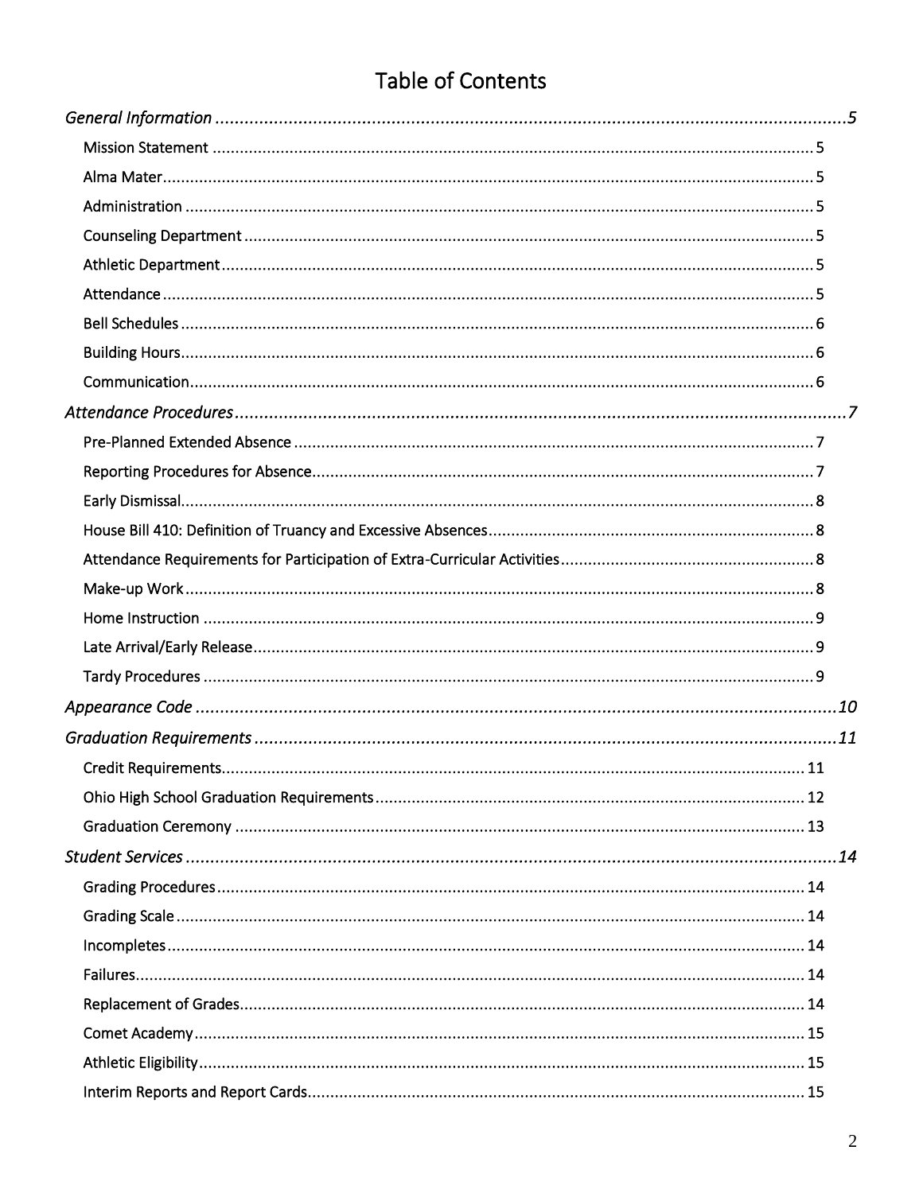# Table of Contents

*General Information* ........ *5*

- Mission Statement ........ 5
- Alma Mater ........ 5
- Administration ........ 5
- Counseling Department ........ 5
- Athletic Department ........ 5
- Attendance ........ 5
- Bell Schedules ........ 6
- Building Hours ........ 6
- Communication ........ 6

*Attendance Procedures* ........ *7*

- Pre-Planned Extended Absence ........ 7
- Reporting Procedures for Absence ........ 7
- Early Dismissal ........ 8
- House Bill 410: Definition of Truancy and Excessive Absences ........ 8
- Attendance Requirements for Participation of Extra-Curricular Activities ........ 8
- Make-up Work ........ 8
- Home Instruction ........ 9
- Late Arrival/Early Release ........ 9
- Tardy Procedures ........ 9

*Appearance Code* ........ *10*

*Graduation Requirements* ........ *11*

- Credit Requirements ........ 11
- Ohio High School Graduation Requirements ........ 12
- Graduation Ceremony ........ 13

*Student Services* ........ *14*

- Grading Procedures ........ 14
- Grading Scale ........ 14
- Incompletes ........ 14
- Failures ........ 14
- Replacement of Grades ........ 14
- Comet Academy ........ 15
- Athletic Eligibility ........ 15
- Interim Reports and Report Cards ........ 15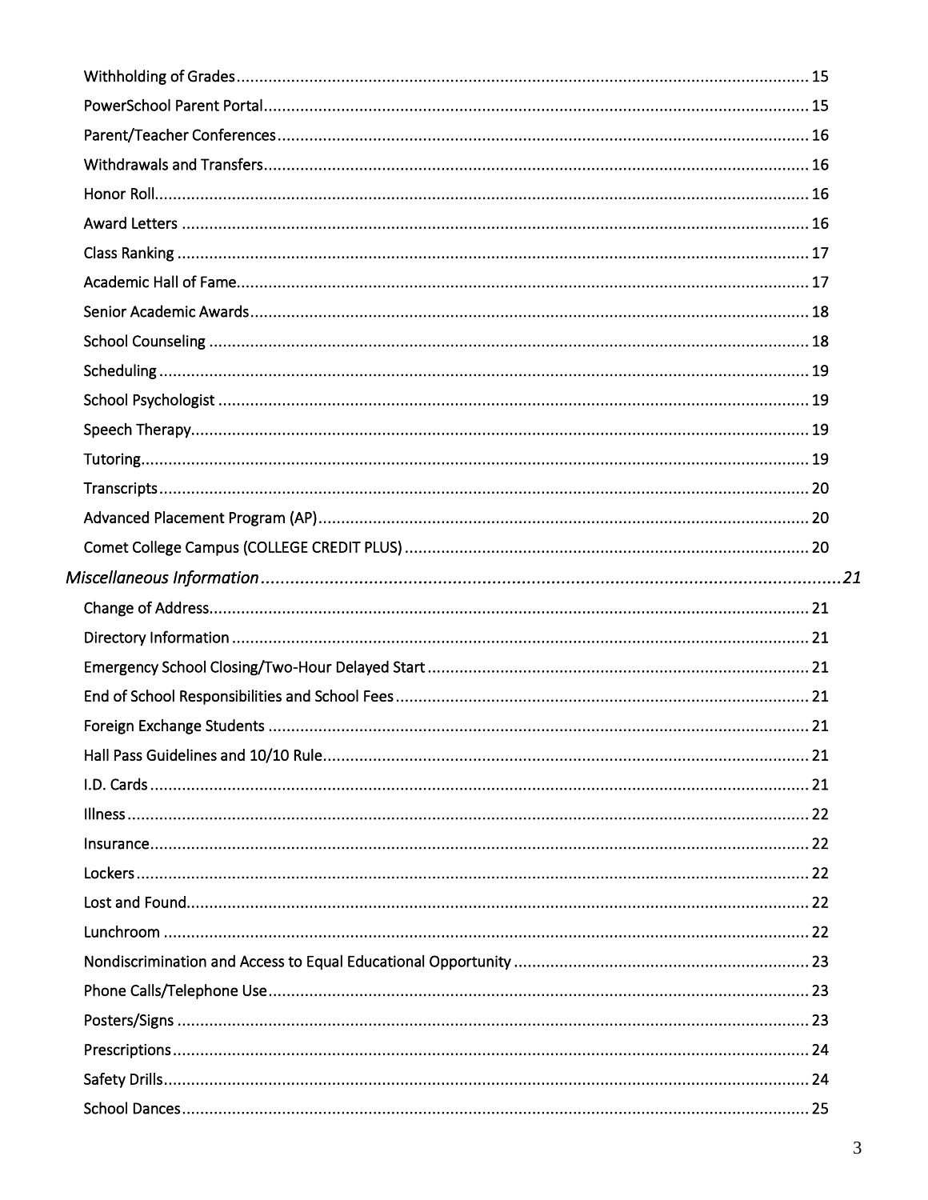Withholding of Grades ........................................................ 15

PowerSchool Parent Portal ........................................................ 15

Parent/Teacher Conferences ........................................................ 16

Withdrawals and Transfers ........................................................ 16

Honor Roll ........................................................ 16

Award Letters ........................................................ 16

Class Ranking ........................................................ 17

Academic Hall of Fame ........................................................ 17

Senior Academic Awards ........................................................ 18

School Counseling ........................................................ 18

Scheduling ........................................................ 19

School Psychologist ........................................................ 19

Speech Therapy ........................................................ 19

Tutoring ........................................................ 19

Transcripts ........................................................ 20

Advanced Placement Program (AP) ........................................................ 20

Comet College Campus (COLLEGE CREDIT PLUS) ........................................................ 20

*Miscellaneous Information ........................................................ 21*

Change of Address ........................................................ 21

Directory Information ........................................................ 21

Emergency School Closing/Two-Hour Delayed Start ........................................................ 21

End of School Responsibilities and School Fees ........................................................ 21

Foreign Exchange Students ........................................................ 21

Hall Pass Guidelines and 10/10 Rule ........................................................ 21

I.D. Cards ........................................................ 21

Illness ........................................................ 22

Insurance ........................................................ 22

Lockers ........................................................ 22

Lost and Found ........................................................ 22

Lunchroom ........................................................ 22

Nondiscrimination and Access to Equal Educational Opportunity ........................................................ 23

Phone Calls/Telephone Use ........................................................ 23

Posters/Signs ........................................................ 23

Prescriptions ........................................................ 24

Safety Drills ........................................................ 24

School Dances ........................................................ 25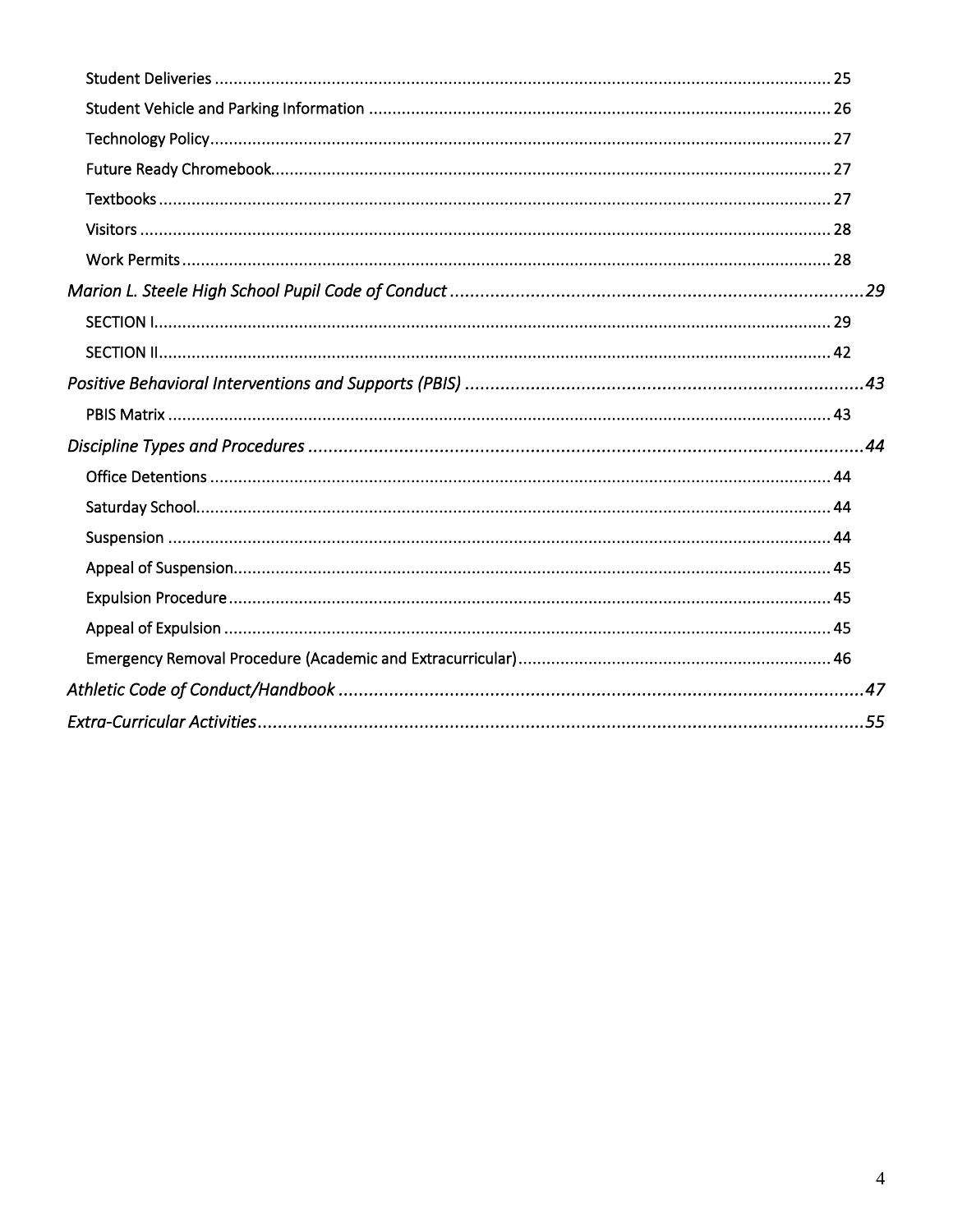Student Deliveries ........................................................................................................................ 25
Student Vehicle and Parking Information ..................................................................................... 26
Technology Policy........................................................................................................................ 27
Future Ready Chromebook........................................................................................................... 27
Textbooks ................................................................................................................................... 27
Visitors ....................................................................................................................................... 28
Work Permits .............................................................................................................................. 28

*Marion L. Steele High School Pupil Code of Conduct ....................................................................29*

SECTION I.................................................................................................................................... 29
SECTION II................................................................................................................................... 42

*Positive Behavioral Interventions and Supports (PBIS) ..................................................................43*

PBIS Matrix ................................................................................................................................. 43

*Discipline Types and Procedures ..................................................................................................44*

Office Detentions ......................................................................................................................... 44
Saturday School........................................................................................................................... 44
Suspension ................................................................................................................................. 44
Appeal of Suspension.................................................................................................................. 45
Expulsion Procedure ................................................................................................................... 45
Appeal of Expulsion .................................................................................................................... 45
Emergency Removal Procedure (Academic and Extracurricular).................................................... 46

*Athletic Code of Conduct/Handbook ............................................................................................47*

*Extra-Curricular Activities............................................................................................................55*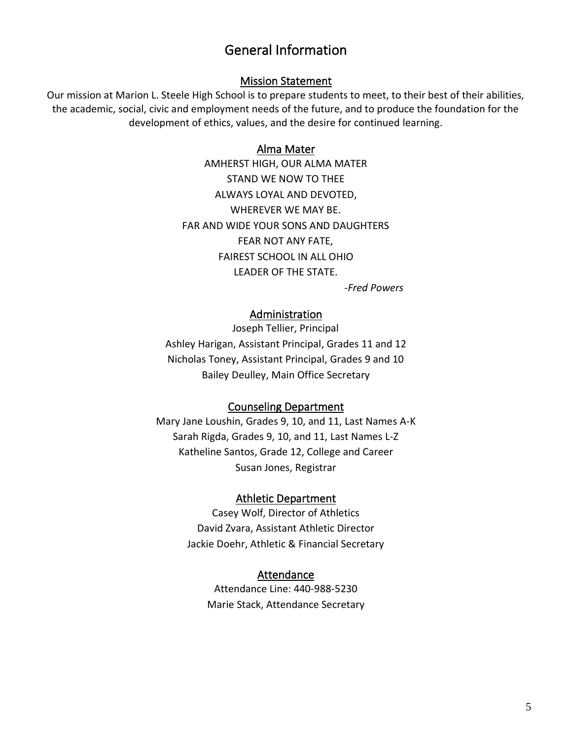# General Information

## Mission Statement

Our mission at Marion L. Steele High School is to prepare students to meet, to their best of their abilities, the academic, social, civic and employment needs of the future, and to produce the foundation for the development of ethics, values, and the desire for continued learning.

## Alma Mater

AMHERST HIGH, OUR ALMA MATER
STAND WE NOW TO THEE
ALWAYS LOYAL AND DEVOTED,
WHEREVER WE MAY BE.
FAR AND WIDE YOUR SONS AND DAUGHTERS
FEAR NOT ANY FATE,
FAIREST SCHOOL IN ALL OHIO
LEADER OF THE STATE.

*-Fred Powers*

## Administration

Joseph Tellier, Principal
Ashley Harigan, Assistant Principal, Grades 11 and 12
Nicholas Toney, Assistant Principal, Grades 9 and 10
Bailey Deulley, Main Office Secretary

## Counseling Department

Mary Jane Loushin, Grades 9, 10, and 11, Last Names A-K
Sarah Rigda, Grades 9, 10, and 11, Last Names L-Z
Katheline Santos, Grade 12, College and Career
Susan Jones, Registrar

## Athletic Department

Casey Wolf, Director of Athletics
David Zvara, Assistant Athletic Director
Jackie Doehr, Athletic & Financial Secretary

## Attendance

Attendance Line: 440-988-5230
Marie Stack, Attendance Secretary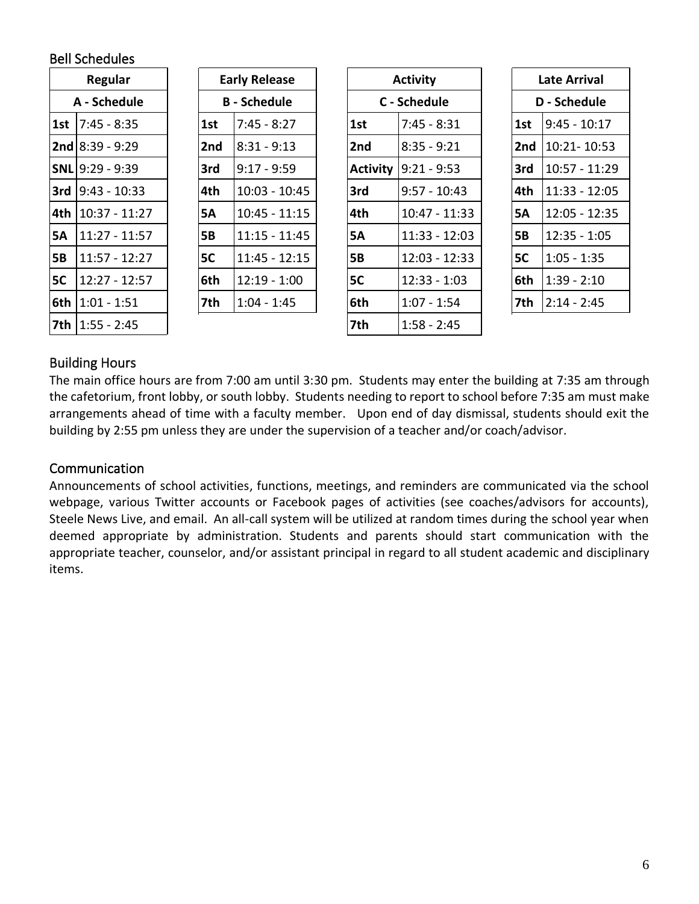## Bell Schedules

| Regular | |
|---|---|
| **A - Schedule** | |
| **1st** | 7:45 - 8:35 |
| **2nd** | 8:39 - 9:29 |
| **SNL** | 9:29 - 9:39 |
| **3rd** | 9:43 - 10:33 |
| **4th** | 10:37 - 11:27 |
| **5A** | 11:27 - 11:57 |
| **5B** | 11:57 - 12:27 |
| **5C** | 12:27 - 12:57 |
| **6th** | 1:01 - 1:51 |
| **7th** | 1:55 - 2:45 |

| Early Release | |
|---|---|
| **B - Schedule** | |
| **1st** | 7:45 - 8:27 |
| **2nd** | 8:31 - 9:13 |
| **3rd** | 9:17 - 9:59 |
| **4th** | 10:03 - 10:45 |
| **5A** | 10:45 - 11:15 |
| **5B** | 11:15 - 11:45 |
| **5C** | 11:45 - 12:15 |
| **6th** | 12:19 - 1:00 |
| **7th** | 1:04 - 1:45 |

| Activity | |
|---|---|
| **C - Schedule** | |
| **1st** | 7:45 - 8:31 |
| **2nd** | 8:35 - 9:21 |
| **Activity** | 9:21 - 9:53 |
| **3rd** | 9:57 - 10:43 |
| **4th** | 10:47 - 11:33 |
| **5A** | 11:33 - 12:03 |
| **5B** | 12:03 - 12:33 |
| **5C** | 12:33 - 1:03 |
| **6th** | 1:07 - 1:54 |
| **7th** | 1:58 - 2:45 |

| Late Arrival | |
|---|---|
| **D - Schedule** | |
| **1st** | 9:45 - 10:17 |
| **2nd** | 10:21- 10:53 |
| **3rd** | 10:57 - 11:29 |
| **4th** | 11:33 - 12:05 |
| **5A** | 12:05 - 12:35 |
| **5B** | 12:35 - 1:05 |
| **5C** | 1:05 - 1:35 |
| **6th** | 1:39 - 2:10 |
| **7th** | 2:14 - 2:45 |

## Building Hours

The main office hours are from 7:00 am until 3:30 pm. Students may enter the building at 7:35 am through the cafetorium, front lobby, or south lobby. Students needing to report to school before 7:35 am must make arrangements ahead of time with a faculty member. Upon end of day dismissal, students should exit the building by 2:55 pm unless they are under the supervision of a teacher and/or coach/advisor.

## Communication

Announcements of school activities, functions, meetings, and reminders are communicated via the school webpage, various Twitter accounts or Facebook pages of activities (see coaches/advisors for accounts), Steele News Live, and email. An all-call system will be utilized at random times during the school year when deemed appropriate by administration. Students and parents should start communication with the appropriate teacher, counselor, and/or assistant principal in regard to all student academic and disciplinary items.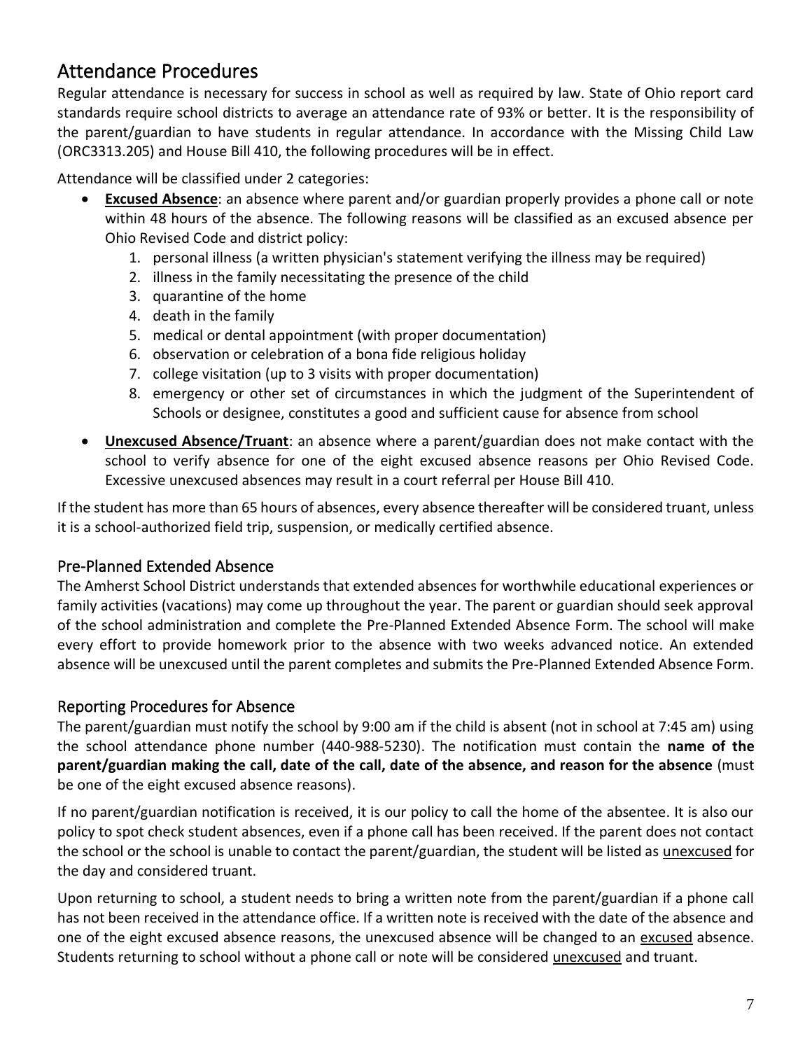## Attendance Procedures

Regular attendance is necessary for success in school as well as required by law. State of Ohio report card standards require school districts to average an attendance rate of 93% or better. It is the responsibility of the parent/guardian to have students in regular attendance. In accordance with the Missing Child Law (ORC3313.205) and House Bill 410, the following procedures will be in effect.

Attendance will be classified under 2 categories:

- **Excused Absence**: an absence where parent and/or guardian properly provides a phone call or note within 48 hours of the absence. The following reasons will be classified as an excused absence per Ohio Revised Code and district policy:
  1. personal illness (a written physician's statement verifying the illness may be required)
  2. illness in the family necessitating the presence of the child
  3. quarantine of the home
  4. death in the family
  5. medical or dental appointment (with proper documentation)
  6. observation or celebration of a bona fide religious holiday
  7. college visitation (up to 3 visits with proper documentation)
  8. emergency or other set of circumstances in which the judgment of the Superintendent of Schools or designee, constitutes a good and sufficient cause for absence from school
- **Unexcused Absence/Truant**: an absence where a parent/guardian does not make contact with the school to verify absence for one of the eight excused absence reasons per Ohio Revised Code. Excessive unexcused absences may result in a court referral per House Bill 410.

If the student has more than 65 hours of absences, every absence thereafter will be considered truant, unless it is a school-authorized field trip, suspension, or medically certified absence.

### Pre-Planned Extended Absence

The Amherst School District understands that extended absences for worthwhile educational experiences or family activities (vacations) may come up throughout the year. The parent or guardian should seek approval of the school administration and complete the Pre-Planned Extended Absence Form. The school will make every effort to provide homework prior to the absence with two weeks advanced notice. An extended absence will be unexcused until the parent completes and submits the Pre-Planned Extended Absence Form.

### Reporting Procedures for Absence

The parent/guardian must notify the school by 9:00 am if the child is absent (not in school at 7:45 am) using the school attendance phone number (440-988-5230). The notification must contain the **name of the parent/guardian making the call, date of the call, date of the absence, and reason for the absence** (must be one of the eight excused absence reasons).

If no parent/guardian notification is received, it is our policy to call the home of the absentee. It is also our policy to spot check student absences, even if a phone call has been received. If the parent does not contact the school or the school is unable to contact the parent/guardian, the student will be listed as unexcused for the day and considered truant.

Upon returning to school, a student needs to bring a written note from the parent/guardian if a phone call has not been received in the attendance office. If a written note is received with the date of the absence and one of the eight excused absence reasons, the unexcused absence will be changed to an excused absence. Students returning to school without a phone call or note will be considered unexcused and truant.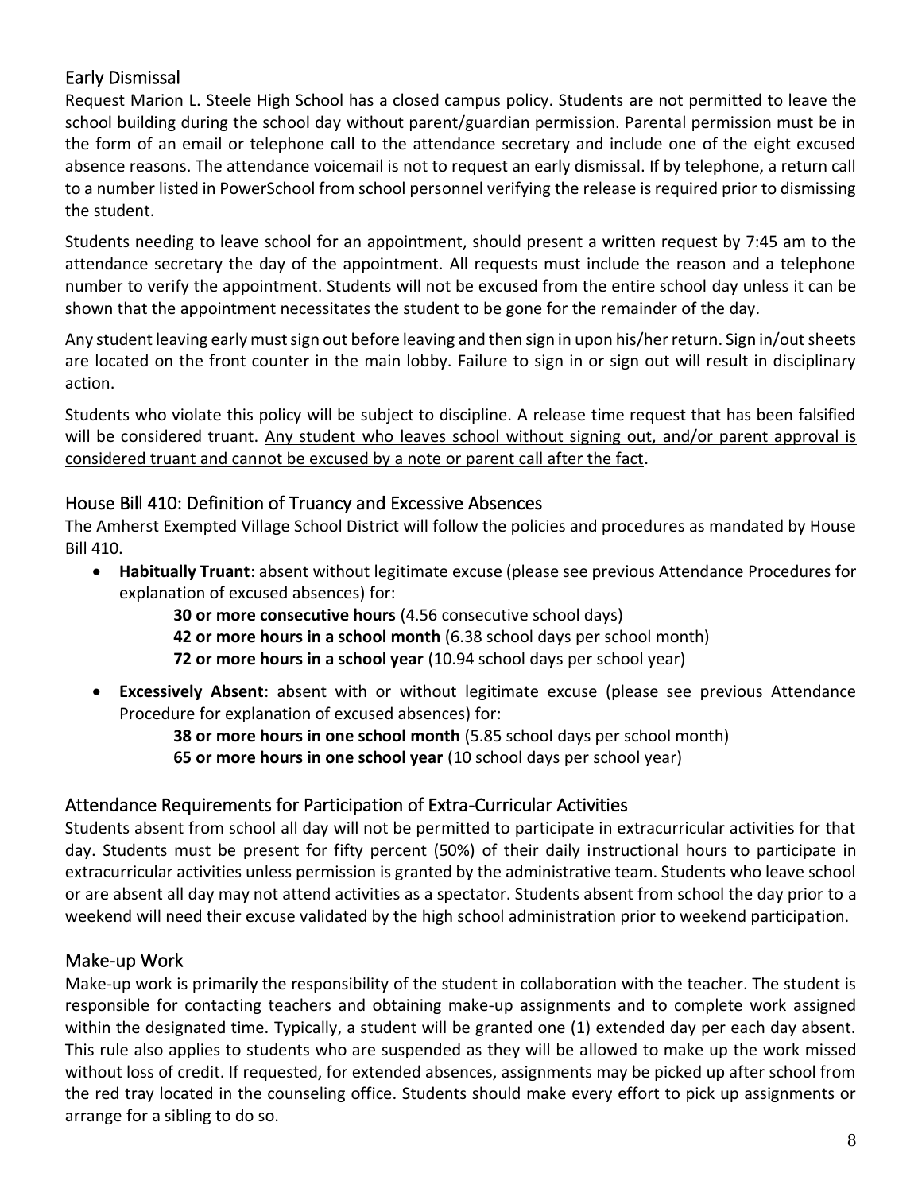## Early Dismissal

Request Marion L. Steele High School has a closed campus policy. Students are not permitted to leave the school building during the school day without parent/guardian permission. Parental permission must be in the form of an email or telephone call to the attendance secretary and include one of the eight excused absence reasons. The attendance voicemail is not to request an early dismissal. If by telephone, a return call to a number listed in PowerSchool from school personnel verifying the release is required prior to dismissing the student.

Students needing to leave school for an appointment, should present a written request by 7:45 am to the attendance secretary the day of the appointment. All requests must include the reason and a telephone number to verify the appointment. Students will not be excused from the entire school day unless it can be shown that the appointment necessitates the student to be gone for the remainder of the day.

Any student leaving early must sign out before leaving and then sign in upon his/her return. Sign in/out sheets are located on the front counter in the main lobby. Failure to sign in or sign out will result in disciplinary action.

Students who violate this policy will be subject to discipline. A release time request that has been falsified will be considered truant. <u>Any student who leaves school without signing out, and/or parent approval is considered truant and cannot be excused by a note or parent call after the fact</u>.

## House Bill 410: Definition of Truancy and Excessive Absences

The Amherst Exempted Village School District will follow the policies and procedures as mandated by House Bill 410.

- **Habitually Truant**: absent without legitimate excuse (please see previous Attendance Procedures for explanation of excused absences) for:
  - **30 or more consecutive hours** (4.56 consecutive school days)
  - **42 or more hours in a school month** (6.38 school days per school month)
  - **72 or more hours in a school year** (10.94 school days per school year)
- **Excessively Absent**: absent with or without legitimate excuse (please see previous Attendance Procedure for explanation of excused absences) for:
  - **38 or more hours in one school month** (5.85 school days per school month)
  - **65 or more hours in one school year** (10 school days per school year)

## Attendance Requirements for Participation of Extra-Curricular Activities

Students absent from school all day will not be permitted to participate in extracurricular activities for that day. Students must be present for fifty percent (50%) of their daily instructional hours to participate in extracurricular activities unless permission is granted by the administrative team. Students who leave school or are absent all day may not attend activities as a spectator. Students absent from school the day prior to a weekend will need their excuse validated by the high school administration prior to weekend participation.

## Make-up Work

Make-up work is primarily the responsibility of the student in collaboration with the teacher. The student is responsible for contacting teachers and obtaining make-up assignments and to complete work assigned within the designated time. Typically, a student will be granted one (1) extended day per each day absent. This rule also applies to students who are suspended as they will be allowed to make up the work missed without loss of credit. If requested, for extended absences, assignments may be picked up after school from the red tray located in the counseling office. Students should make every effort to pick up assignments or arrange for a sibling to do so.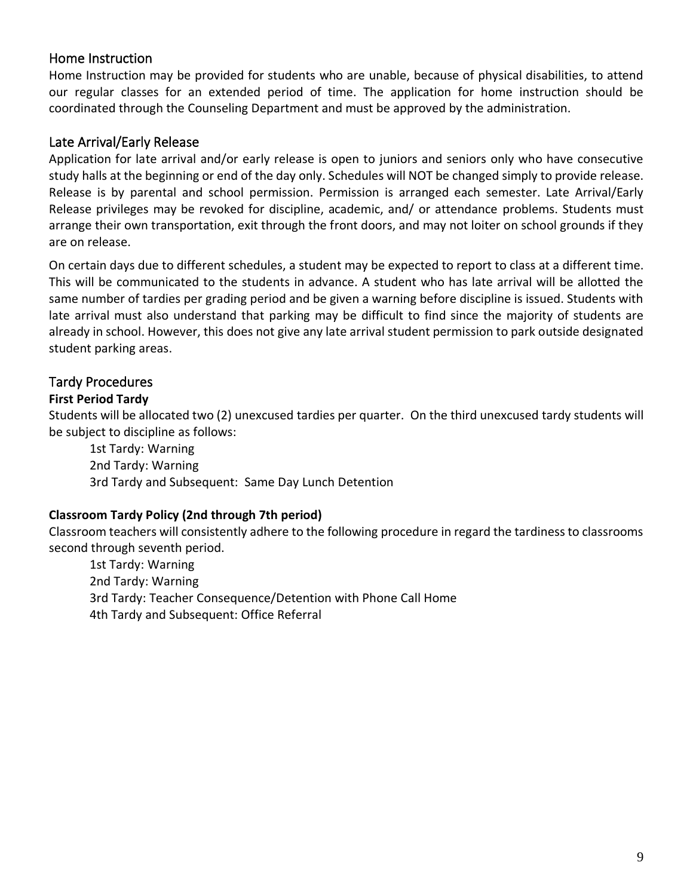## Home Instruction

Home Instruction may be provided for students who are unable, because of physical disabilities, to attend our regular classes for an extended period of time. The application for home instruction should be coordinated through the Counseling Department and must be approved by the administration.

## Late Arrival/Early Release

Application for late arrival and/or early release is open to juniors and seniors only who have consecutive study halls at the beginning or end of the day only. Schedules will NOT be changed simply to provide release. Release is by parental and school permission. Permission is arranged each semester. Late Arrival/Early Release privileges may be revoked for discipline, academic, and/ or attendance problems. Students must arrange their own transportation, exit through the front doors, and may not loiter on school grounds if they are on release.

On certain days due to different schedules, a student may be expected to report to class at a different time. This will be communicated to the students in advance. A student who has late arrival will be allotted the same number of tardies per grading period and be given a warning before discipline is issued. Students with late arrival must also understand that parking may be difficult to find since the majority of students are already in school. However, this does not give any late arrival student permission to park outside designated student parking areas.

## Tardy Procedures

**First Period Tardy**

Students will be allocated two (2) unexcused tardies per quarter. On the third unexcused tardy students will be subject to discipline as follows:

1st Tardy: Warning
2nd Tardy: Warning
3rd Tardy and Subsequent: Same Day Lunch Detention

**Classroom Tardy Policy (2nd through 7th period)**

Classroom teachers will consistently adhere to the following procedure in regard the tardiness to classrooms second through seventh period.

1st Tardy: Warning
2nd Tardy: Warning
3rd Tardy: Teacher Consequence/Detention with Phone Call Home
4th Tardy and Subsequent: Office Referral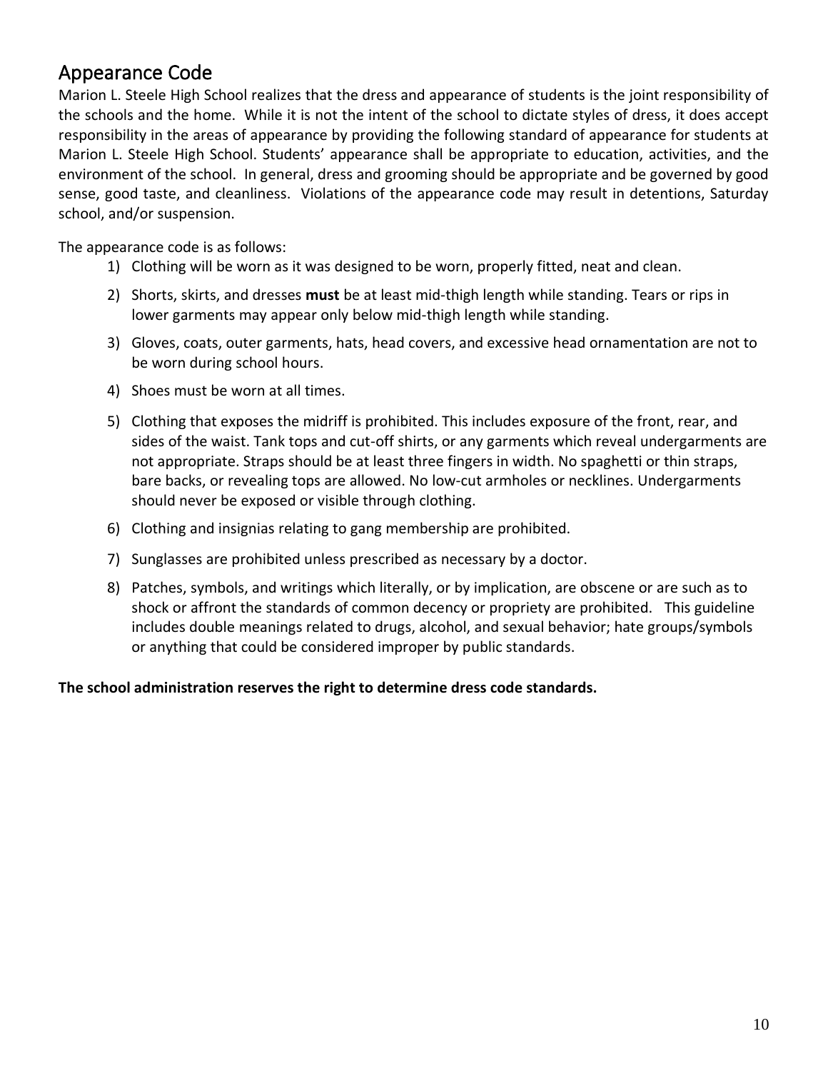## Appearance Code

Marion L. Steele High School realizes that the dress and appearance of students is the joint responsibility of the schools and the home. While it is not the intent of the school to dictate styles of dress, it does accept responsibility in the areas of appearance by providing the following standard of appearance for students at Marion L. Steele High School. Students' appearance shall be appropriate to education, activities, and the environment of the school. In general, dress and grooming should be appropriate and be governed by good sense, good taste, and cleanliness. Violations of the appearance code may result in detentions, Saturday school, and/or suspension.

The appearance code is as follows:

1) Clothing will be worn as it was designed to be worn, properly fitted, neat and clean.
2) Shorts, skirts, and dresses **must** be at least mid-thigh length while standing. Tears or rips in lower garments may appear only below mid-thigh length while standing.
3) Gloves, coats, outer garments, hats, head covers, and excessive head ornamentation are not to be worn during school hours.
4) Shoes must be worn at all times.
5) Clothing that exposes the midriff is prohibited. This includes exposure of the front, rear, and sides of the waist. Tank tops and cut-off shirts, or any garments which reveal undergarments are not appropriate. Straps should be at least three fingers in width. No spaghetti or thin straps, bare backs, or revealing tops are allowed. No low-cut armholes or necklines. Undergarments should never be exposed or visible through clothing.
6) Clothing and insignias relating to gang membership are prohibited.
7) Sunglasses are prohibited unless prescribed as necessary by a doctor.
8) Patches, symbols, and writings which literally, or by implication, are obscene or are such as to shock or affront the standards of common decency or propriety are prohibited. This guideline includes double meanings related to drugs, alcohol, and sexual behavior; hate groups/symbols or anything that could be considered improper by public standards.

**The school administration reserves the right to determine dress code standards.**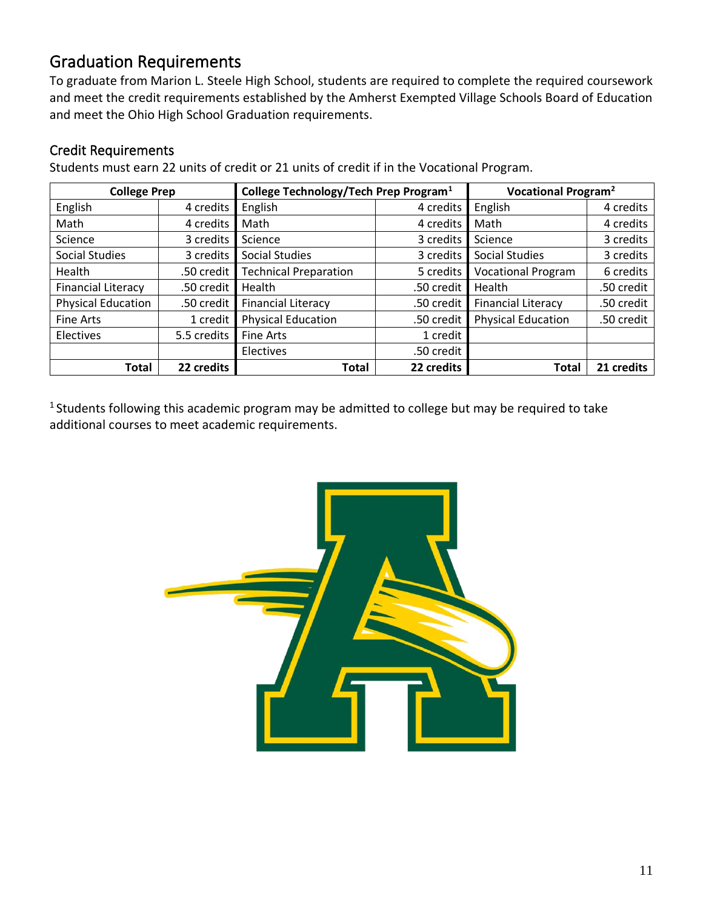## Graduation Requirements

To graduate from Marion L. Steele High School, students are required to complete the required coursework and meet the credit requirements established by the Amherst Exempted Village Schools Board of Education and meet the Ohio High School Graduation requirements.

### Credit Requirements

Students must earn 22 units of credit or 21 units of credit if in the Vocational Program.

| College Prep | | College Technology/Tech Prep Program[1] | | Vocational Program[2] | |
|---|---|---|---|---|---|
| English | 4 credits | English | 4 credits | English | 4 credits |
| Math | 4 credits | Math | 4 credits | Math | 4 credits |
| Science | 3 credits | Science | 3 credits | Science | 3 credits |
| Social Studies | 3 credits | Social Studies | 3 credits | Social Studies | 3 credits |
| Health | .50 credit | Technical Preparation | 5 credits | Vocational Program | 6 credits |
| Financial Literacy | .50 credit | Health | .50 credit | Health | .50 credit |
| Physical Education | .50 credit | Financial Literacy | .50 credit | Financial Literacy | .50 credit |
| Fine Arts | 1 credit | Physical Education | .50 credit | Physical Education | .50 credit |
| Electives | 5.5 credits | Fine Arts | 1 credit | | |
| | | Electives | .50 credit | | |
| **Total** | **22 credits** | **Total** | **22 credits** | **Total** | **21 credits** |

[1] Students following this academic program may be admitted to college but may be required to take additional courses to meet academic requirements.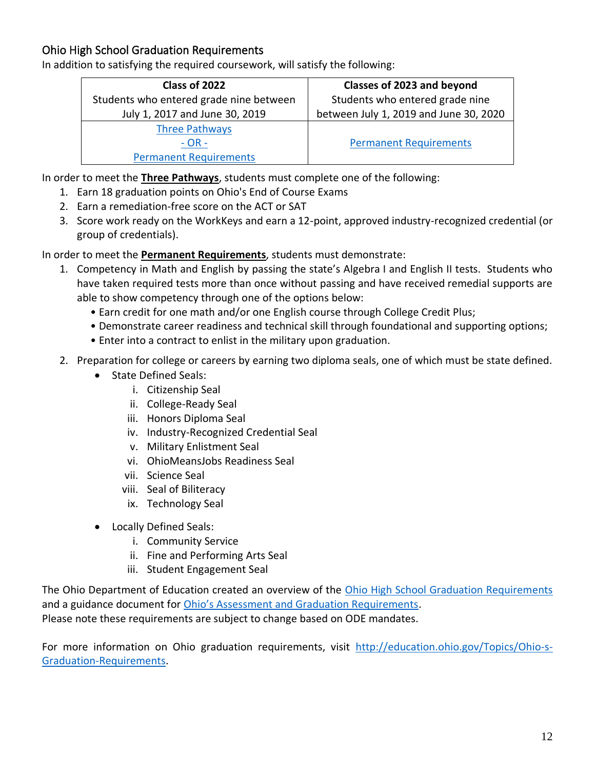## Ohio High School Graduation Requirements

In addition to satisfying the required coursework, will satisfy the following:

| Class of 2022<br>Students who entered grade nine between July 1, 2017 and June 30, 2019 | Classes of 2023 and beyond<br>Students who entered grade nine between July 1, 2019 and June 30, 2020 |
|---|---|
| Three Pathways<br>- OR -<br>Permanent Requirements | Permanent Requirements |

In order to meet the **Three Pathways**, students must complete one of the following:

1. Earn 18 graduation points on Ohio's End of Course Exams
2. Earn a remediation-free score on the ACT or SAT
3. Score work ready on the WorkKeys and earn a 12-point, approved industry-recognized credential (or group of credentials).

In order to meet the **Permanent Requirements**, students must demonstrate:

1. Competency in Math and English by passing the state's Algebra I and English II tests. Students who have taken required tests more than once without passing and have received remedial supports are able to show competency through one of the options below:
   - Earn credit for one math and/or one English course through College Credit Plus;
   - Demonstrate career readiness and technical skill through foundational and supporting options;
   - Enter into a contract to enlist in the military upon graduation.
2. Preparation for college or careers by earning two diploma seals, one of which must be state defined.
   - State Defined Seals:
     i. Citizenship Seal
     ii. College-Ready Seal
     iii. Honors Diploma Seal
     iv. Industry-Recognized Credential Seal
     v. Military Enlistment Seal
     vi. OhioMeansJobs Readiness Seal
     vii. Science Seal
     viii. Seal of Biliteracy
     ix. Technology Seal
   - Locally Defined Seals:
     i. Community Service
     ii. Fine and Performing Arts Seal
     iii. Student Engagement Seal

The Ohio Department of Education created an overview of the Ohio High School Graduation Requirements and a guidance document for Ohio's Assessment and Graduation Requirements.
Please note these requirements are subject to change based on ODE mandates.

For more information on Ohio graduation requirements, visit http://education.ohio.gov/Topics/Ohio-s-Graduation-Requirements.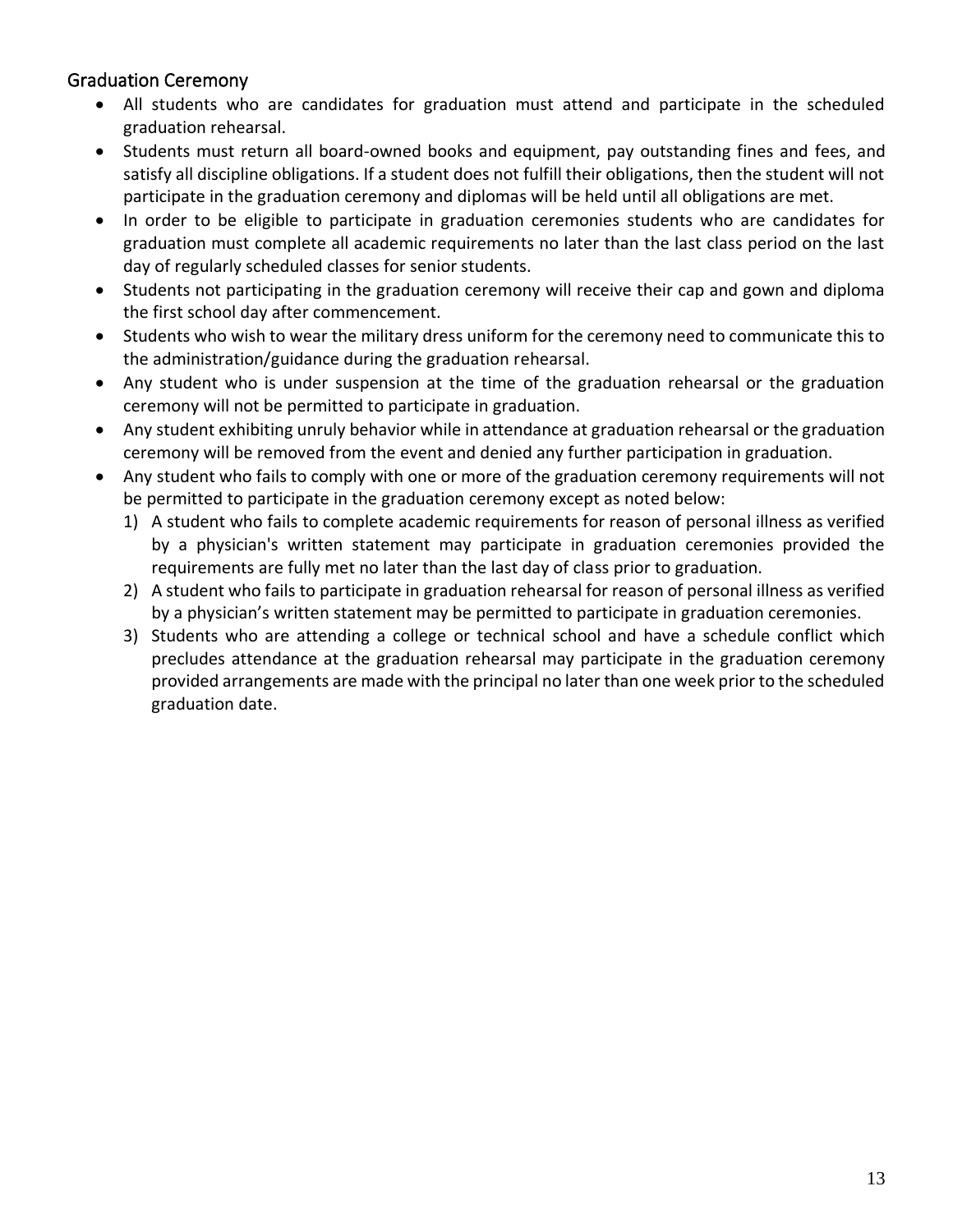## Graduation Ceremony

- All students who are candidates for graduation must attend and participate in the scheduled graduation rehearsal.
- Students must return all board-owned books and equipment, pay outstanding fines and fees, and satisfy all discipline obligations. If a student does not fulfill their obligations, then the student will not participate in the graduation ceremony and diplomas will be held until all obligations are met.
- In order to be eligible to participate in graduation ceremonies students who are candidates for graduation must complete all academic requirements no later than the last class period on the last day of regularly scheduled classes for senior students.
- Students not participating in the graduation ceremony will receive their cap and gown and diploma the first school day after commencement.
- Students who wish to wear the military dress uniform for the ceremony need to communicate this to the administration/guidance during the graduation rehearsal.
- Any student who is under suspension at the time of the graduation rehearsal or the graduation ceremony will not be permitted to participate in graduation.
- Any student exhibiting unruly behavior while in attendance at graduation rehearsal or the graduation ceremony will be removed from the event and denied any further participation in graduation.
- Any student who fails to comply with one or more of the graduation ceremony requirements will not be permitted to participate in the graduation ceremony except as noted below:
  1) A student who fails to complete academic requirements for reason of personal illness as verified by a physician's written statement may participate in graduation ceremonies provided the requirements are fully met no later than the last day of class prior to graduation.
  2) A student who fails to participate in graduation rehearsal for reason of personal illness as verified by a physician's written statement may be permitted to participate in graduation ceremonies.
  3) Students who are attending a college or technical school and have a schedule conflict which precludes attendance at the graduation rehearsal may participate in the graduation ceremony provided arrangements are made with the principal no later than one week prior to the scheduled graduation date.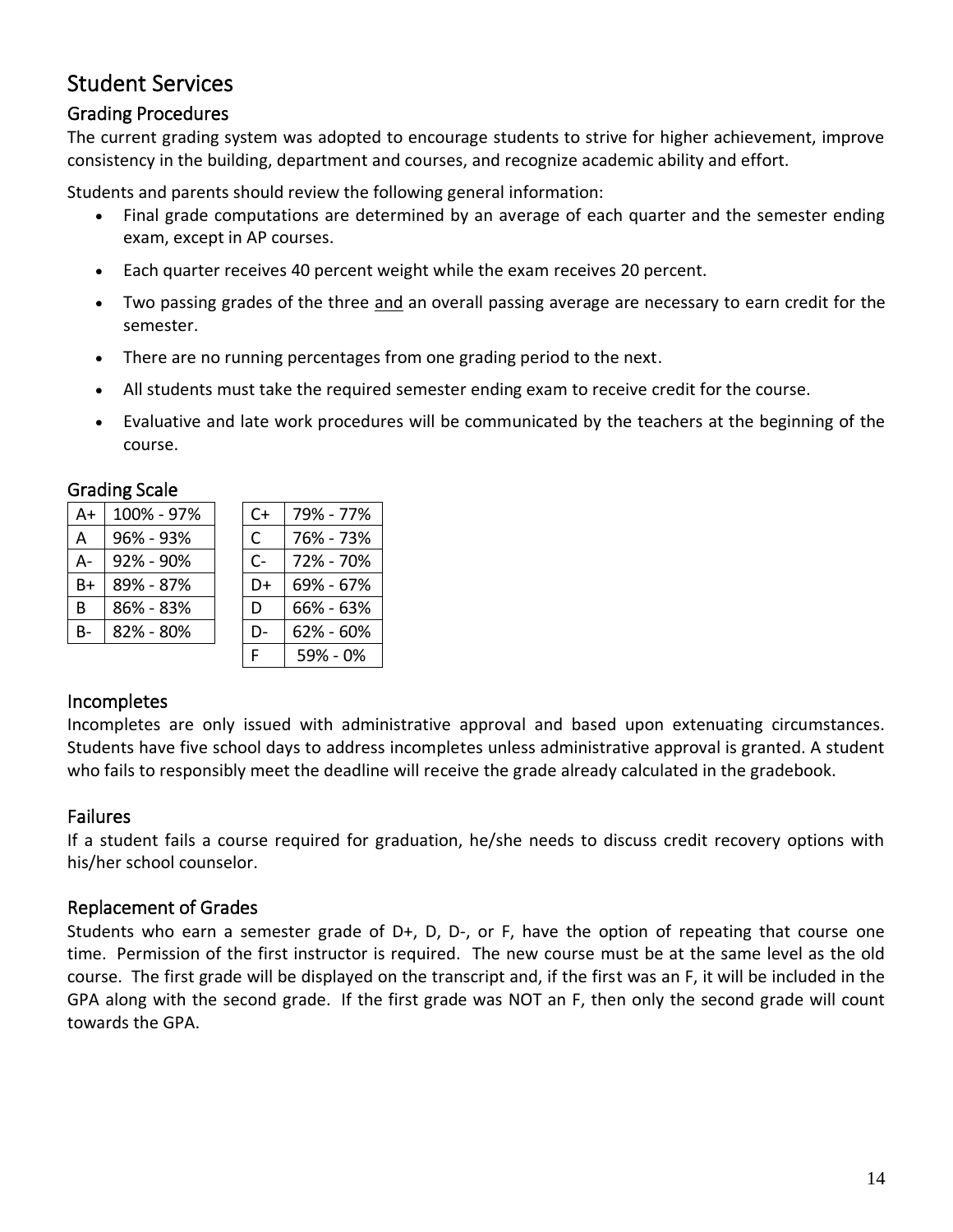# Student Services

## Grading Procedures

The current grading system was adopted to encourage students to strive for higher achievement, improve consistency in the building, department and courses, and recognize academic ability and effort.

Students and parents should review the following general information:

- Final grade computations are determined by an average of each quarter and the semester ending exam, except in AP courses.
- Each quarter receives 40 percent weight while the exam receives 20 percent.
- Two passing grades of the three <u>and</u> an overall passing average are necessary to earn credit for the semester.
- There are no running percentages from one grading period to the next.
- All students must take the required semester ending exam to receive credit for the course.
- Evaluative and late work procedures will be communicated by the teachers at the beginning of the course.

### Grading Scale

| Grade | Percentage |
|---|---|
| A+ | 100% - 97% |
| A | 96% - 93% |
| A- | 92% - 90% |
| B+ | 89% - 87% |
| B | 86% - 83% |
| B- | 82% - 80% |

| Grade | Percentage |
|---|---|
| C+ | 79% - 77% |
| C | 76% - 73% |
| C- | 72% - 70% |
| D+ | 69% - 67% |
| D | 66% - 63% |
| D- | 62% - 60% |
| F | 59% - 0% |

## Incompletes

Incompletes are only issued with administrative approval and based upon extenuating circumstances. Students have five school days to address incompletes unless administrative approval is granted. A student who fails to responsibly meet the deadline will receive the grade already calculated in the gradebook.

## Failures

If a student fails a course required for graduation, he/she needs to discuss credit recovery options with his/her school counselor.

## Replacement of Grades

Students who earn a semester grade of D+, D, D-, or F, have the option of repeating that course one time. Permission of the first instructor is required. The new course must be at the same level as the old course. The first grade will be displayed on the transcript and, if the first was an F, it will be included in the GPA along with the second grade. If the first grade was NOT an F, then only the second grade will count towards the GPA.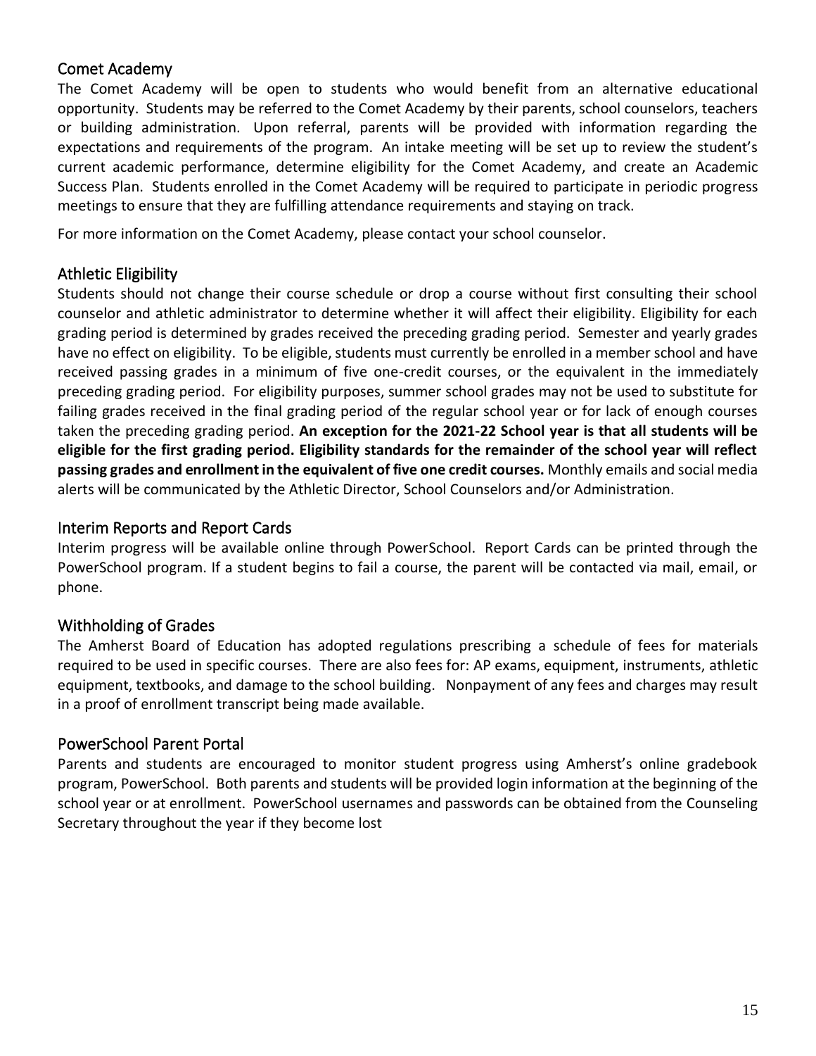## Comet Academy

The Comet Academy will be open to students who would benefit from an alternative educational opportunity. Students may be referred to the Comet Academy by their parents, school counselors, teachers or building administration. Upon referral, parents will be provided with information regarding the expectations and requirements of the program. An intake meeting will be set up to review the student's current academic performance, determine eligibility for the Comet Academy, and create an Academic Success Plan. Students enrolled in the Comet Academy will be required to participate in periodic progress meetings to ensure that they are fulfilling attendance requirements and staying on track.

For more information on the Comet Academy, please contact your school counselor.

## Athletic Eligibility

Students should not change their course schedule or drop a course without first consulting their school counselor and athletic administrator to determine whether it will affect their eligibility. Eligibility for each grading period is determined by grades received the preceding grading period. Semester and yearly grades have no effect on eligibility. To be eligible, students must currently be enrolled in a member school and have received passing grades in a minimum of five one-credit courses, or the equivalent in the immediately preceding grading period. For eligibility purposes, summer school grades may not be used to substitute for failing grades received in the final grading period of the regular school year or for lack of enough courses taken the preceding grading period. **An exception for the 2021-22 School year is that all students will be eligible for the first grading period. Eligibility standards for the remainder of the school year will reflect passing grades and enrollment in the equivalent of five one credit courses.** Monthly emails and social media alerts will be communicated by the Athletic Director, School Counselors and/or Administration.

## Interim Reports and Report Cards

Interim progress will be available online through PowerSchool. Report Cards can be printed through the PowerSchool program. If a student begins to fail a course, the parent will be contacted via mail, email, or phone.

## Withholding of Grades

The Amherst Board of Education has adopted regulations prescribing a schedule of fees for materials required to be used in specific courses. There are also fees for: AP exams, equipment, instruments, athletic equipment, textbooks, and damage to the school building. Nonpayment of any fees and charges may result in a proof of enrollment transcript being made available.

## PowerSchool Parent Portal

Parents and students are encouraged to monitor student progress using Amherst's online gradebook program, PowerSchool. Both parents and students will be provided login information at the beginning of the school year or at enrollment. PowerSchool usernames and passwords can be obtained from the Counseling Secretary throughout the year if they become lost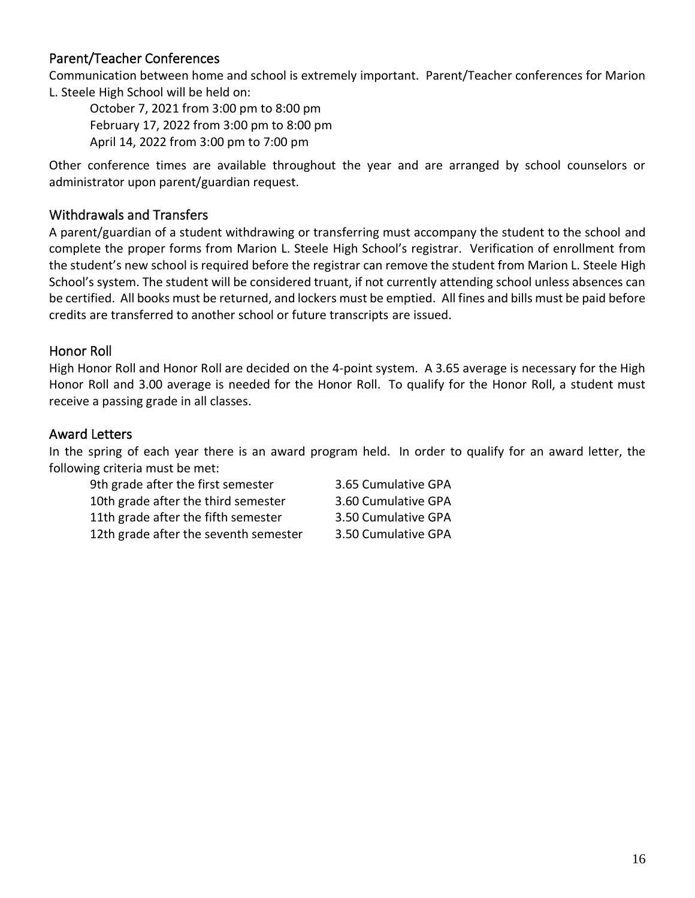## Parent/Teacher Conferences

Communication between home and school is extremely important. Parent/Teacher conferences for Marion L. Steele High School will be held on:

October 7, 2021 from 3:00 pm to 8:00 pm
February 17, 2022 from 3:00 pm to 8:00 pm
April 14, 2022 from 3:00 pm to 7:00 pm

Other conference times are available throughout the year and are arranged by school counselors or administrator upon parent/guardian request.

## Withdrawals and Transfers

A parent/guardian of a student withdrawing or transferring must accompany the student to the school and complete the proper forms from Marion L. Steele High School's registrar. Verification of enrollment from the student's new school is required before the registrar can remove the student from Marion L. Steele High School's system. The student will be considered truant, if not currently attending school unless absences can be certified. All books must be returned, and lockers must be emptied. All fines and bills must be paid before credits are transferred to another school or future transcripts are issued.

## Honor Roll

High Honor Roll and Honor Roll are decided on the 4-point system. A 3.65 average is necessary for the High Honor Roll and 3.00 average is needed for the Honor Roll. To qualify for the Honor Roll, a student must receive a passing grade in all classes.

## Award Letters

In the spring of each year there is an award program held. In order to qualify for an award letter, the following criteria must be met:

| | |
|---|---|
| 9th grade after the first semester | 3.65 Cumulative GPA |
| 10th grade after the third semester | 3.60 Cumulative GPA |
| 11th grade after the fifth semester | 3.50 Cumulative GPA |
| 12th grade after the seventh semester | 3.50 Cumulative GPA |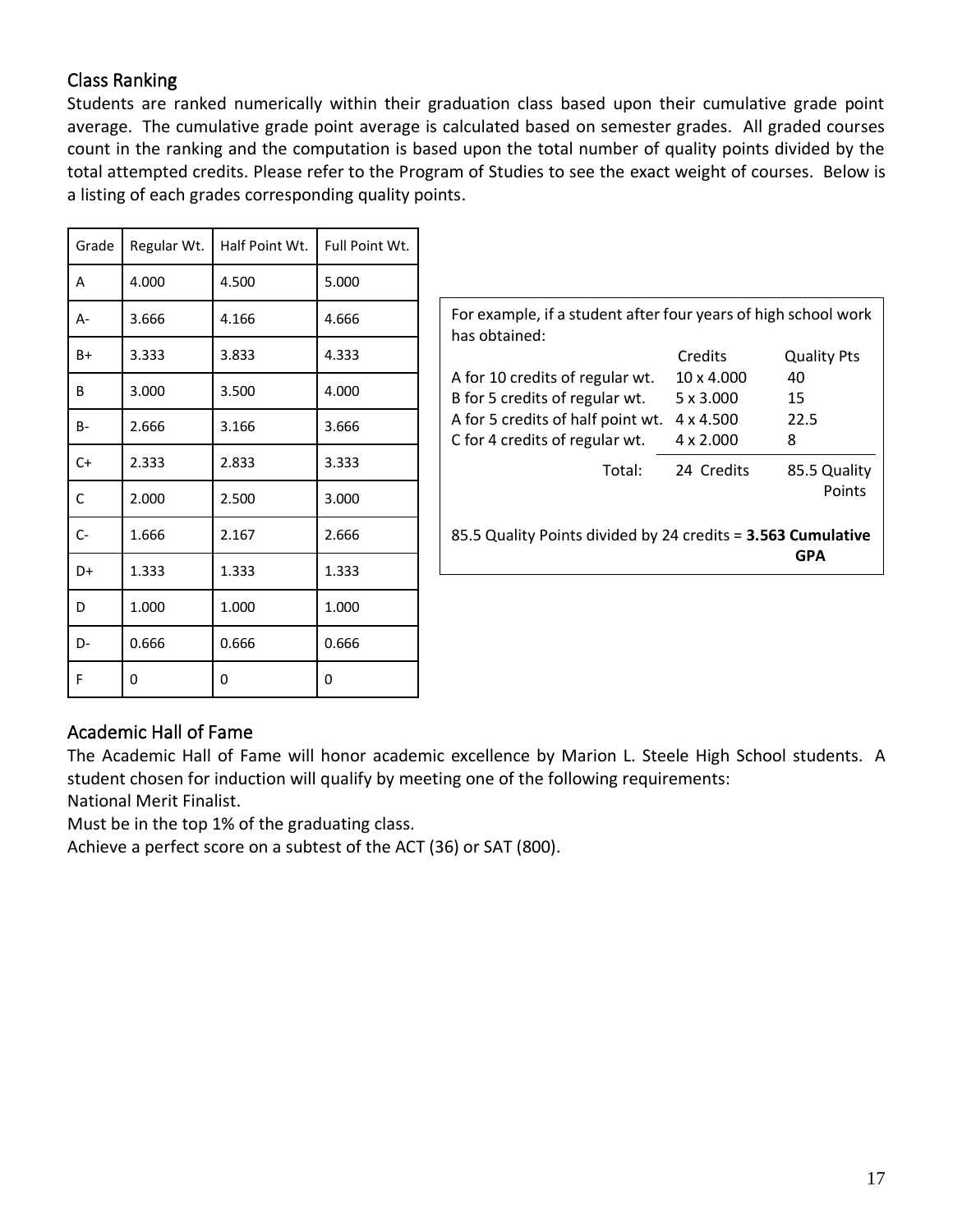## Class Ranking

Students are ranked numerically within their graduation class based upon their cumulative grade point average. The cumulative grade point average is calculated based on semester grades. All graded courses count in the ranking and the computation is based upon the total number of quality points divided by the total attempted credits. Please refer to the Program of Studies to see the exact weight of courses. Below is a listing of each grades corresponding quality points.

| Grade | Regular Wt. | Half Point Wt. | Full Point Wt. |
|---|---|---|---|
| A | 4.000 | 4.500 | 5.000 |
| A- | 3.666 | 4.166 | 4.666 |
| B+ | 3.333 | 3.833 | 4.333 |
| B | 3.000 | 3.500 | 4.000 |
| B- | 2.666 | 3.166 | 3.666 |
| C+ | 2.333 | 2.833 | 3.333 |
| C | 2.000 | 2.500 | 3.000 |
| C- | 1.666 | 2.167 | 2.666 |
| D+ | 1.333 | 1.333 | 1.333 |
| D | 1.000 | 1.000 | 1.000 |
| D- | 0.666 | 0.666 | 0.666 |
| F | 0 | 0 | 0 |

For example, if a student after four years of high school work has obtained:

| | Credits | Quality Pts |
|---|---|---|
| A for 10 credits of regular wt. | 10 x 4.000 | 40 |
| B for 5 credits of regular wt. | 5 x 3.000 | 15 |
| A for 5 credits of half point wt. | 4 x 4.500 | 22.5 |
| C for 4 credits of regular wt. | 4 x 2.000 | 8 |
| Total: | 24 Credits | 85.5 Quality Points |

85.5 Quality Points divided by 24 credits = **3.563 Cumulative GPA**

## Academic Hall of Fame

The Academic Hall of Fame will honor academic excellence by Marion L. Steele High School students. A student chosen for induction will qualify by meeting one of the following requirements:

National Merit Finalist.

Must be in the top 1% of the graduating class.

Achieve a perfect score on a subtest of the ACT (36) or SAT (800).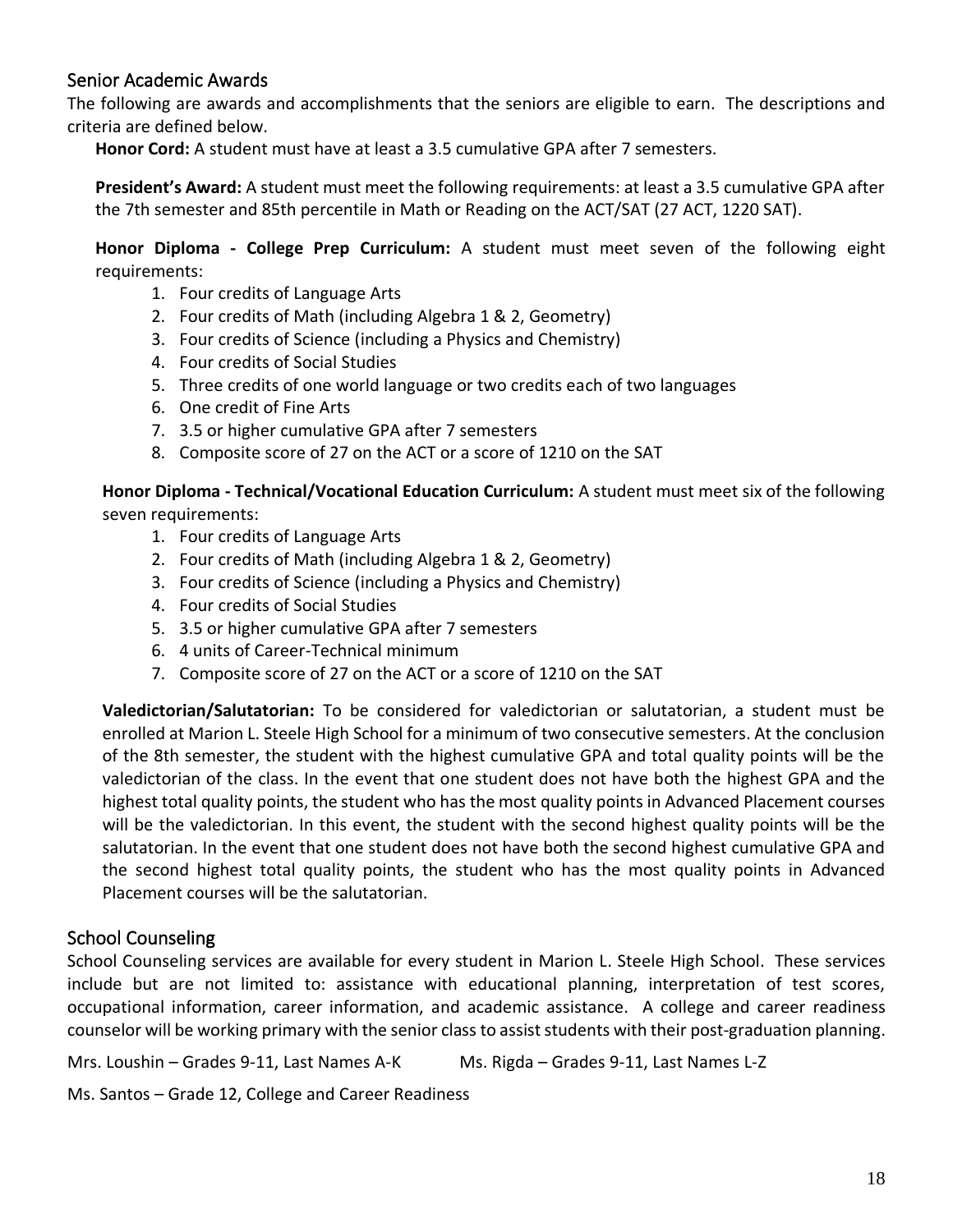## Senior Academic Awards

The following are awards and accomplishments that the seniors are eligible to earn. The descriptions and criteria are defined below.

**Honor Cord:** A student must have at least a 3.5 cumulative GPA after 7 semesters.

**President's Award:** A student must meet the following requirements: at least a 3.5 cumulative GPA after the 7th semester and 85th percentile in Math or Reading on the ACT/SAT (27 ACT, 1220 SAT).

**Honor Diploma - College Prep Curriculum:** A student must meet seven of the following eight requirements:

1. Four credits of Language Arts
2. Four credits of Math (including Algebra 1 & 2, Geometry)
3. Four credits of Science (including a Physics and Chemistry)
4. Four credits of Social Studies
5. Three credits of one world language or two credits each of two languages
6. One credit of Fine Arts
7. 3.5 or higher cumulative GPA after 7 semesters
8. Composite score of 27 on the ACT or a score of 1210 on the SAT

**Honor Diploma - Technical/Vocational Education Curriculum:** A student must meet six of the following seven requirements:

1. Four credits of Language Arts
2. Four credits of Math (including Algebra 1 & 2, Geometry)
3. Four credits of Science (including a Physics and Chemistry)
4. Four credits of Social Studies
5. 3.5 or higher cumulative GPA after 7 semesters
6. 4 units of Career-Technical minimum
7. Composite score of 27 on the ACT or a score of 1210 on the SAT

**Valedictorian/Salutatorian:** To be considered for valedictorian or salutatorian, a student must be enrolled at Marion L. Steele High School for a minimum of two consecutive semesters. At the conclusion of the 8th semester, the student with the highest cumulative GPA and total quality points will be the valedictorian of the class. In the event that one student does not have both the highest GPA and the highest total quality points, the student who has the most quality points in Advanced Placement courses will be the valedictorian. In this event, the student with the second highest quality points will be the salutatorian. In the event that one student does not have both the second highest cumulative GPA and the second highest total quality points, the student who has the most quality points in Advanced Placement courses will be the salutatorian.

## School Counseling

School Counseling services are available for every student in Marion L. Steele High School. These services include but are not limited to: assistance with educational planning, interpretation of test scores, occupational information, career information, and academic assistance. A college and career readiness counselor will be working primary with the senior class to assist students with their post-graduation planning.

Mrs. Loushin – Grades 9-11, Last Names A-K    Ms. Rigda – Grades 9-11, Last Names L-Z

Ms. Santos – Grade 12, College and Career Readiness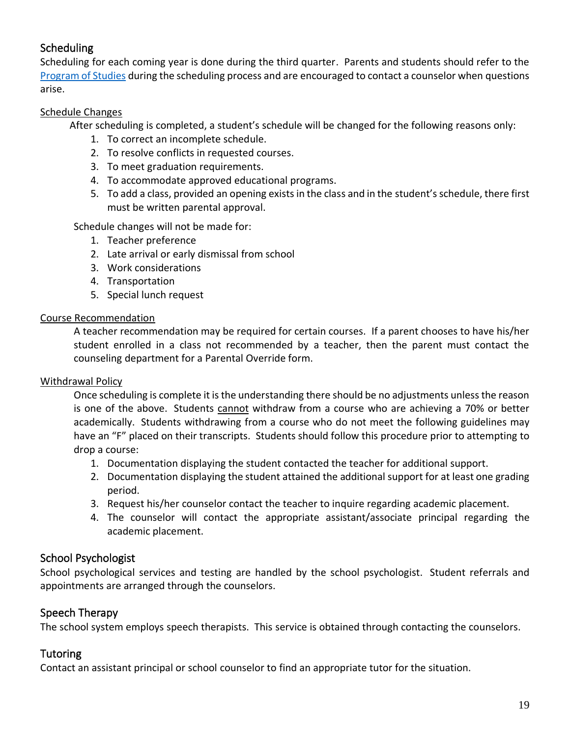## Scheduling

Scheduling for each coming year is done during the third quarter. Parents and students should refer to the [Program of Studies](#) during the scheduling process and are encouraged to contact a counselor when questions arise.

### Schedule Changes

After scheduling is completed, a student's schedule will be changed for the following reasons only:

1. To correct an incomplete schedule.
2. To resolve conflicts in requested courses.
3. To meet graduation requirements.
4. To accommodate approved educational programs.
5. To add a class, provided an opening exists in the class and in the student's schedule, there first must be written parental approval.

Schedule changes will not be made for:

1. Teacher preference
2. Late arrival or early dismissal from school
3. Work considerations
4. Transportation
5. Special lunch request

### Course Recommendation

A teacher recommendation may be required for certain courses. If a parent chooses to have his/her student enrolled in a class not recommended by a teacher, then the parent must contact the counseling department for a Parental Override form.

### Withdrawal Policy

Once scheduling is complete it is the understanding there should be no adjustments unless the reason is one of the above. Students cannot withdraw from a course who are achieving a 70% or better academically. Students withdrawing from a course who do not meet the following guidelines may have an "F" placed on their transcripts. Students should follow this procedure prior to attempting to drop a course:

1. Documentation displaying the student contacted the teacher for additional support.
2. Documentation displaying the student attained the additional support for at least one grading period.
3. Request his/her counselor contact the teacher to inquire regarding academic placement.
4. The counselor will contact the appropriate assistant/associate principal regarding the academic placement.

## School Psychologist

School psychological services and testing are handled by the school psychologist. Student referrals and appointments are arranged through the counselors.

## Speech Therapy

The school system employs speech therapists. This service is obtained through contacting the counselors.

## Tutoring

Contact an assistant principal or school counselor to find an appropriate tutor for the situation.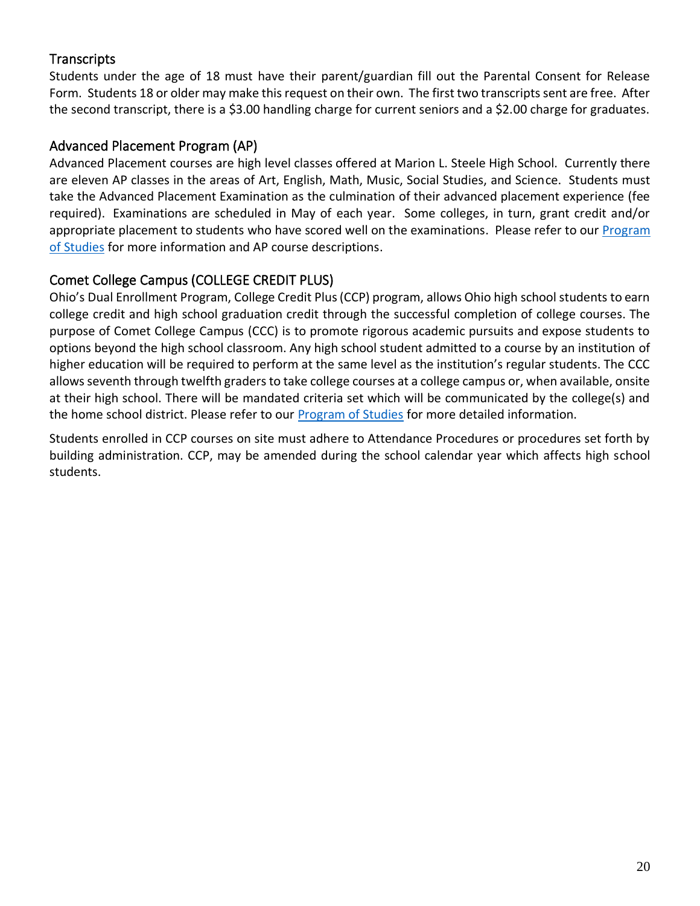## Transcripts

Students under the age of 18 must have their parent/guardian fill out the Parental Consent for Release Form. Students 18 or older may make this request on their own. The first two transcripts sent are free. After the second transcript, there is a $3.00 handling charge for current seniors and a $2.00 charge for graduates.

## Advanced Placement Program (AP)

Advanced Placement courses are high level classes offered at Marion L. Steele High School. Currently there are eleven AP classes in the areas of Art, English, Math, Music, Social Studies, and Science. Students must take the Advanced Placement Examination as the culmination of their advanced placement experience (fee required). Examinations are scheduled in May of each year. Some colleges, in turn, grant credit and/or appropriate placement to students who have scored well on the examinations. Please refer to our Program of Studies for more information and AP course descriptions.

## Comet College Campus (COLLEGE CREDIT PLUS)

Ohio's Dual Enrollment Program, College Credit Plus (CCP) program, allows Ohio high school students to earn college credit and high school graduation credit through the successful completion of college courses. The purpose of Comet College Campus (CCC) is to promote rigorous academic pursuits and expose students to options beyond the high school classroom. Any high school student admitted to a course by an institution of higher education will be required to perform at the same level as the institution's regular students. The CCC allows seventh through twelfth graders to take college courses at a college campus or, when available, onsite at their high school. There will be mandated criteria set which will be communicated by the college(s) and the home school district. Please refer to our Program of Studies for more detailed information.

Students enrolled in CCP courses on site must adhere to Attendance Procedures or procedures set forth by building administration. CCP, may be amended during the school calendar year which affects high school students.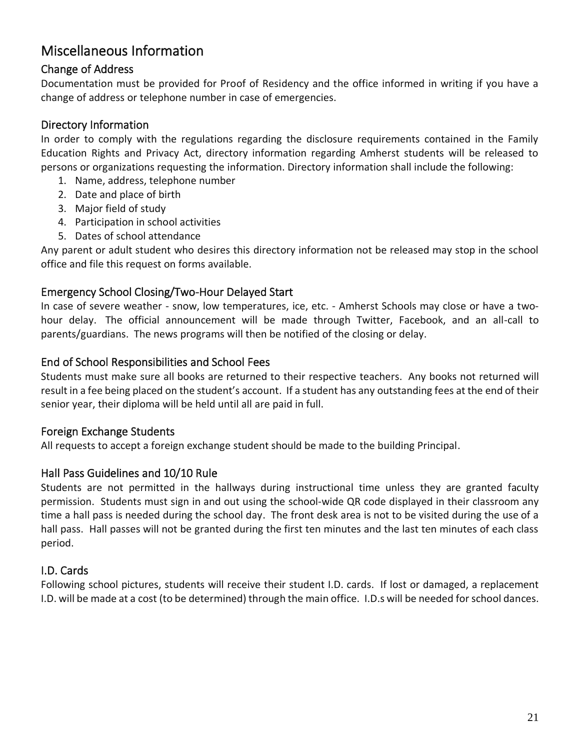# Miscellaneous Information

## Change of Address

Documentation must be provided for Proof of Residency and the office informed in writing if you have a change of address or telephone number in case of emergencies.

## Directory Information

In order to comply with the regulations regarding the disclosure requirements contained in the Family Education Rights and Privacy Act, directory information regarding Amherst students will be released to persons or organizations requesting the information. Directory information shall include the following:

1. Name, address, telephone number
2. Date and place of birth
3. Major field of study
4. Participation in school activities
5. Dates of school attendance

Any parent or adult student who desires this directory information not be released may stop in the school office and file this request on forms available.

## Emergency School Closing/Two-Hour Delayed Start

In case of severe weather - snow, low temperatures, ice, etc. - Amherst Schools may close or have a two-hour delay. The official announcement will be made through Twitter, Facebook, and an all-call to parents/guardians. The news programs will then be notified of the closing or delay.

## End of School Responsibilities and School Fees

Students must make sure all books are returned to their respective teachers. Any books not returned will result in a fee being placed on the student's account. If a student has any outstanding fees at the end of their senior year, their diploma will be held until all are paid in full.

## Foreign Exchange Students

All requests to accept a foreign exchange student should be made to the building Principal.

## Hall Pass Guidelines and 10/10 Rule

Students are not permitted in the hallways during instructional time unless they are granted faculty permission. Students must sign in and out using the school-wide QR code displayed in their classroom any time a hall pass is needed during the school day. The front desk area is not to be visited during the use of a hall pass. Hall passes will not be granted during the first ten minutes and the last ten minutes of each class period.

## I.D. Cards

Following school pictures, students will receive their student I.D. cards. If lost or damaged, a replacement I.D. will be made at a cost (to be determined) through the main office. I.D.s will be needed for school dances.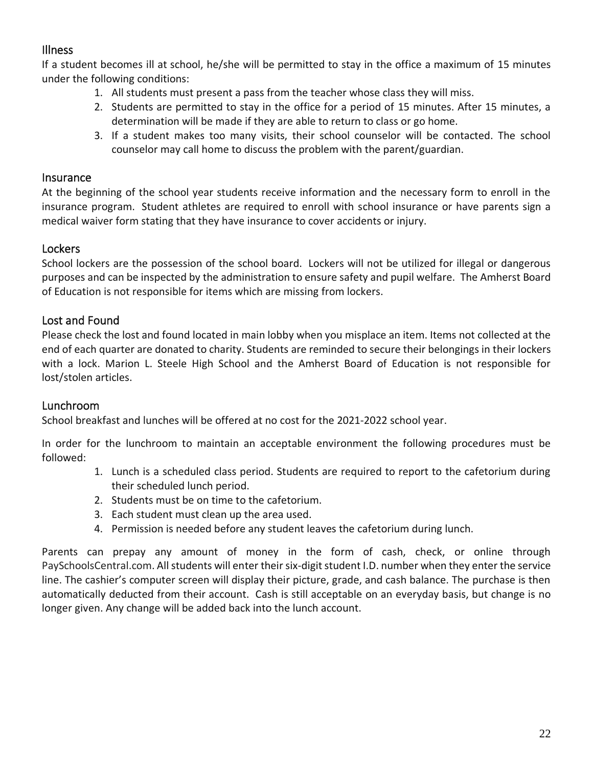## Illness

If a student becomes ill at school, he/she will be permitted to stay in the office a maximum of 15 minutes under the following conditions:

1. All students must present a pass from the teacher whose class they will miss.
2. Students are permitted to stay in the office for a period of 15 minutes. After 15 minutes, a determination will be made if they are able to return to class or go home.
3. If a student makes too many visits, their school counselor will be contacted. The school counselor may call home to discuss the problem with the parent/guardian.

## Insurance

At the beginning of the school year students receive information and the necessary form to enroll in the insurance program. Student athletes are required to enroll with school insurance or have parents sign a medical waiver form stating that they have insurance to cover accidents or injury.

## Lockers

School lockers are the possession of the school board. Lockers will not be utilized for illegal or dangerous purposes and can be inspected by the administration to ensure safety and pupil welfare. The Amherst Board of Education is not responsible for items which are missing from lockers.

## Lost and Found

Please check the lost and found located in main lobby when you misplace an item. Items not collected at the end of each quarter are donated to charity. Students are reminded to secure their belongings in their lockers with a lock. Marion L. Steele High School and the Amherst Board of Education is not responsible for lost/stolen articles.

## Lunchroom

School breakfast and lunches will be offered at no cost for the 2021-2022 school year.

In order for the lunchroom to maintain an acceptable environment the following procedures must be followed:

1. Lunch is a scheduled class period. Students are required to report to the cafetorium during their scheduled lunch period.
2. Students must be on time to the cafetorium.
3. Each student must clean up the area used.
4. Permission is needed before any student leaves the cafetorium during lunch.

Parents can prepay any amount of money in the form of cash, check, or online through PaySchoolsCentral.com. All students will enter their six-digit student I.D. number when they enter the service line. The cashier's computer screen will display their picture, grade, and cash balance. The purchase is then automatically deducted from their account. Cash is still acceptable on an everyday basis, but change is no longer given. Any change will be added back into the lunch account.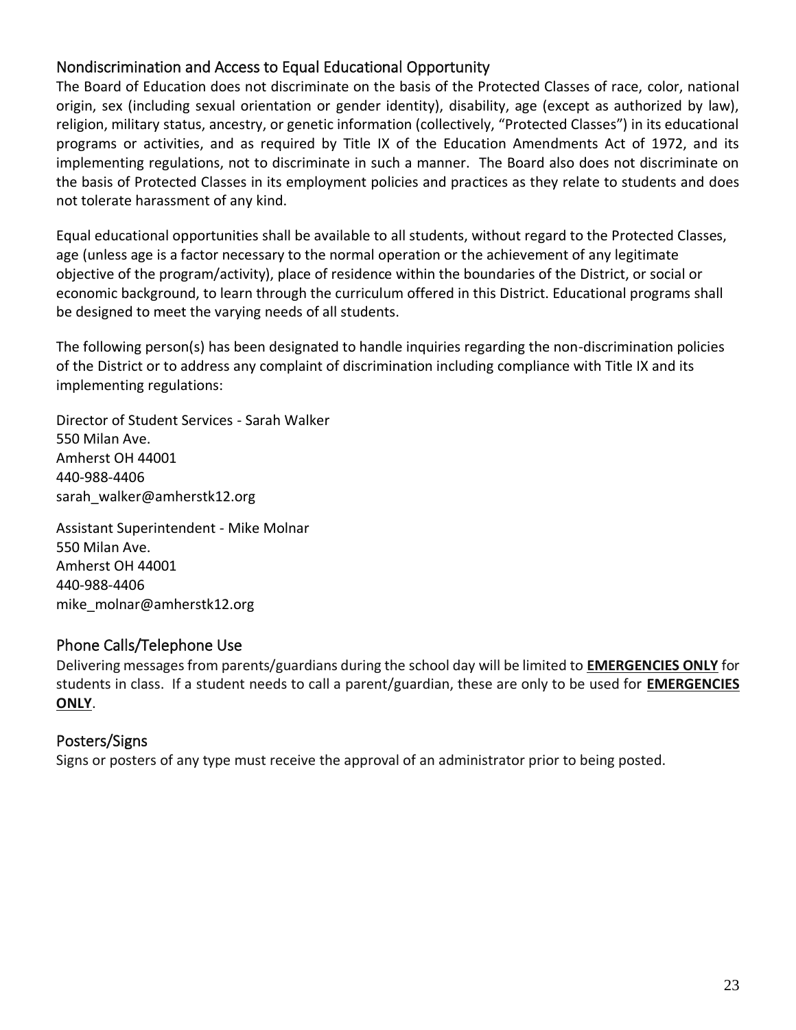## Nondiscrimination and Access to Equal Educational Opportunity

The Board of Education does not discriminate on the basis of the Protected Classes of race, color, national origin, sex (including sexual orientation or gender identity), disability, age (except as authorized by law), religion, military status, ancestry, or genetic information (collectively, "Protected Classes") in its educational programs or activities, and as required by Title IX of the Education Amendments Act of 1972, and its implementing regulations, not to discriminate in such a manner. The Board also does not discriminate on the basis of Protected Classes in its employment policies and practices as they relate to students and does not tolerate harassment of any kind.

Equal educational opportunities shall be available to all students, without regard to the Protected Classes, age (unless age is a factor necessary to the normal operation or the achievement of any legitimate objective of the program/activity), place of residence within the boundaries of the District, or social or economic background, to learn through the curriculum offered in this District. Educational programs shall be designed to meet the varying needs of all students.

The following person(s) has been designated to handle inquiries regarding the non-discrimination policies of the District or to address any complaint of discrimination including compliance with Title IX and its implementing regulations:

Director of Student Services - Sarah Walker
550 Milan Ave.
Amherst OH 44001
440-988-4406
sarah_walker@amherstk12.org

Assistant Superintendent - Mike Molnar
550 Milan Ave.
Amherst OH 44001
440-988-4406
mike_molnar@amherstk12.org

## Phone Calls/Telephone Use

Delivering messages from parents/guardians during the school day will be limited to **EMERGENCIES ONLY** for students in class. If a student needs to call a parent/guardian, these are only to be used for **EMERGENCIES ONLY**.

## Posters/Signs

Signs or posters of any type must receive the approval of an administrator prior to being posted.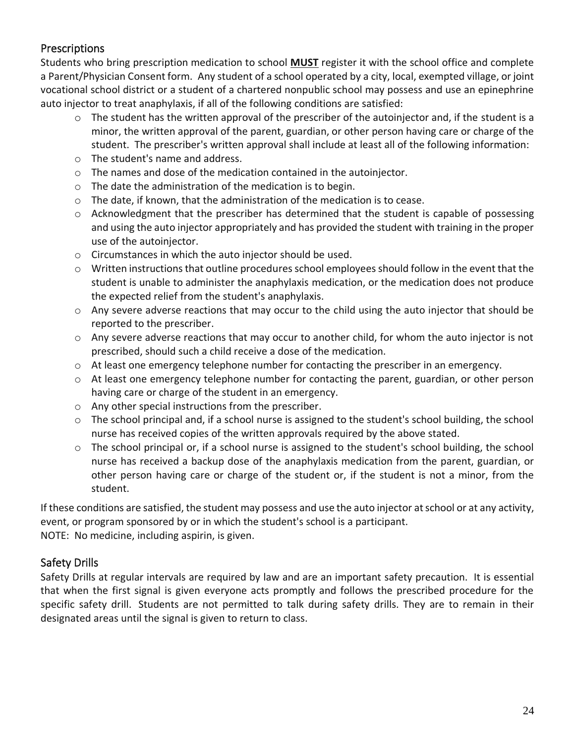## Prescriptions

Students who bring prescription medication to school **MUST** register it with the school office and complete a Parent/Physician Consent form. Any student of a school operated by a city, local, exempted village, or joint vocational school district or a student of a chartered nonpublic school may possess and use an epinephrine auto injector to treat anaphylaxis, if all of the following conditions are satisfied:

- The student has the written approval of the prescriber of the autoinjector and, if the student is a minor, the written approval of the parent, guardian, or other person having care or charge of the student. The prescriber's written approval shall include at least all of the following information:
- The student's name and address.
- The names and dose of the medication contained in the autoinjector.
- The date the administration of the medication is to begin.
- The date, if known, that the administration of the medication is to cease.
- Acknowledgment that the prescriber has determined that the student is capable of possessing and using the auto injector appropriately and has provided the student with training in the proper use of the autoinjector.
- Circumstances in which the auto injector should be used.
- Written instructions that outline procedures school employees should follow in the event that the student is unable to administer the anaphylaxis medication, or the medication does not produce the expected relief from the student's anaphylaxis.
- Any severe adverse reactions that may occur to the child using the auto injector that should be reported to the prescriber.
- Any severe adverse reactions that may occur to another child, for whom the auto injector is not prescribed, should such a child receive a dose of the medication.
- At least one emergency telephone number for contacting the prescriber in an emergency.
- At least one emergency telephone number for contacting the parent, guardian, or other person having care or charge of the student in an emergency.
- Any other special instructions from the prescriber.
- The school principal and, if a school nurse is assigned to the student's school building, the school nurse has received copies of the written approvals required by the above stated.
- The school principal or, if a school nurse is assigned to the student's school building, the school nurse has received a backup dose of the anaphylaxis medication from the parent, guardian, or other person having care or charge of the student or, if the student is not a minor, from the student.

If these conditions are satisfied, the student may possess and use the auto injector at school or at any activity, event, or program sponsored by or in which the student's school is a participant.

NOTE: No medicine, including aspirin, is given.

## Safety Drills

Safety Drills at regular intervals are required by law and are an important safety precaution. It is essential that when the first signal is given everyone acts promptly and follows the prescribed procedure for the specific safety drill. Students are not permitted to talk during safety drills. They are to remain in their designated areas until the signal is given to return to class.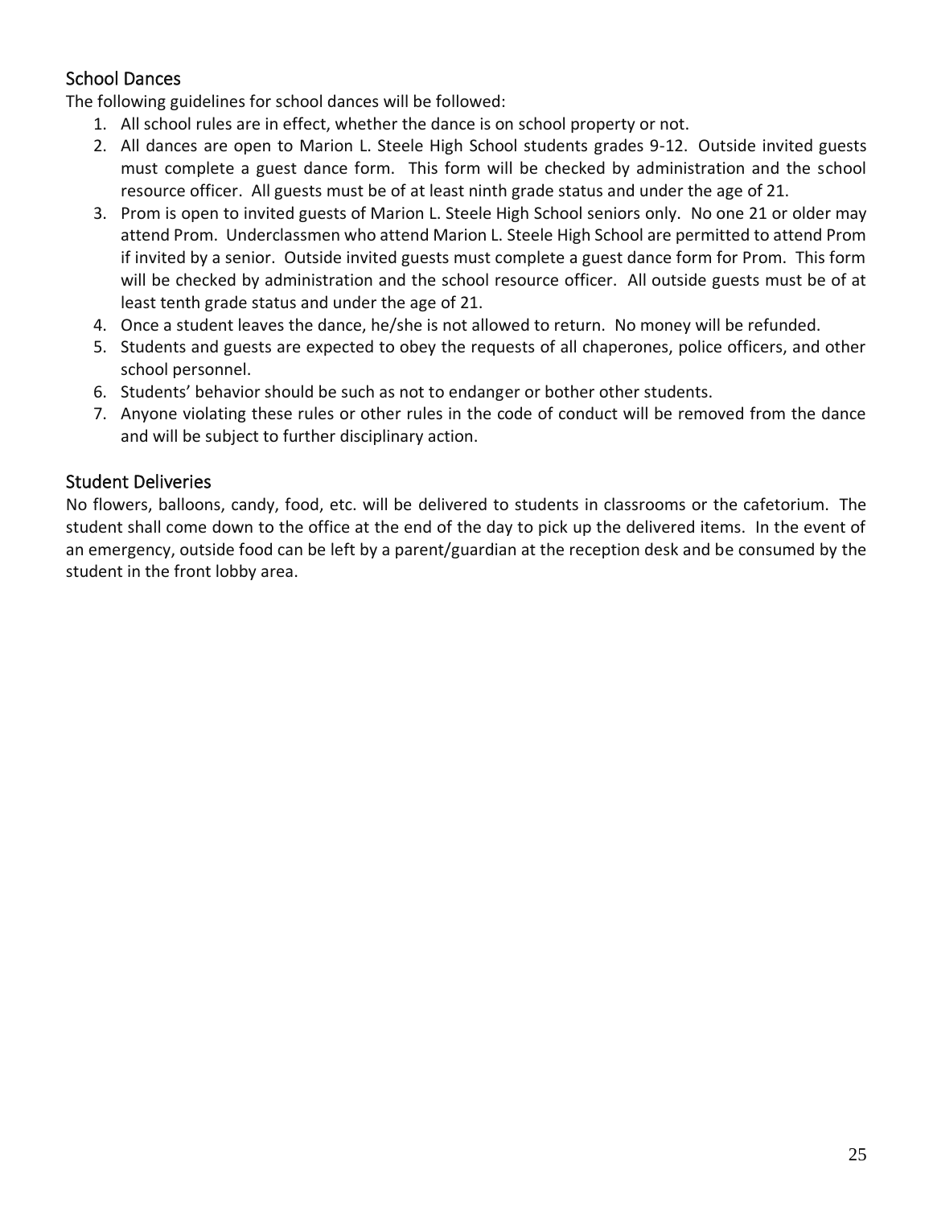## School Dances

The following guidelines for school dances will be followed:

1. All school rules are in effect, whether the dance is on school property or not.
2. All dances are open to Marion L. Steele High School students grades 9-12. Outside invited guests must complete a guest dance form. This form will be checked by administration and the school resource officer. All guests must be of at least ninth grade status and under the age of 21.
3. Prom is open to invited guests of Marion L. Steele High School seniors only. No one 21 or older may attend Prom. Underclassmen who attend Marion L. Steele High School are permitted to attend Prom if invited by a senior. Outside invited guests must complete a guest dance form for Prom. This form will be checked by administration and the school resource officer. All outside guests must be of at least tenth grade status and under the age of 21.
4. Once a student leaves the dance, he/she is not allowed to return. No money will be refunded.
5. Students and guests are expected to obey the requests of all chaperones, police officers, and other school personnel.
6. Students' behavior should be such as not to endanger or bother other students.
7. Anyone violating these rules or other rules in the code of conduct will be removed from the dance and will be subject to further disciplinary action.

## Student Deliveries

No flowers, balloons, candy, food, etc. will be delivered to students in classrooms or the cafetorium. The student shall come down to the office at the end of the day to pick up the delivered items. In the event of an emergency, outside food can be left by a parent/guardian at the reception desk and be consumed by the student in the front lobby area.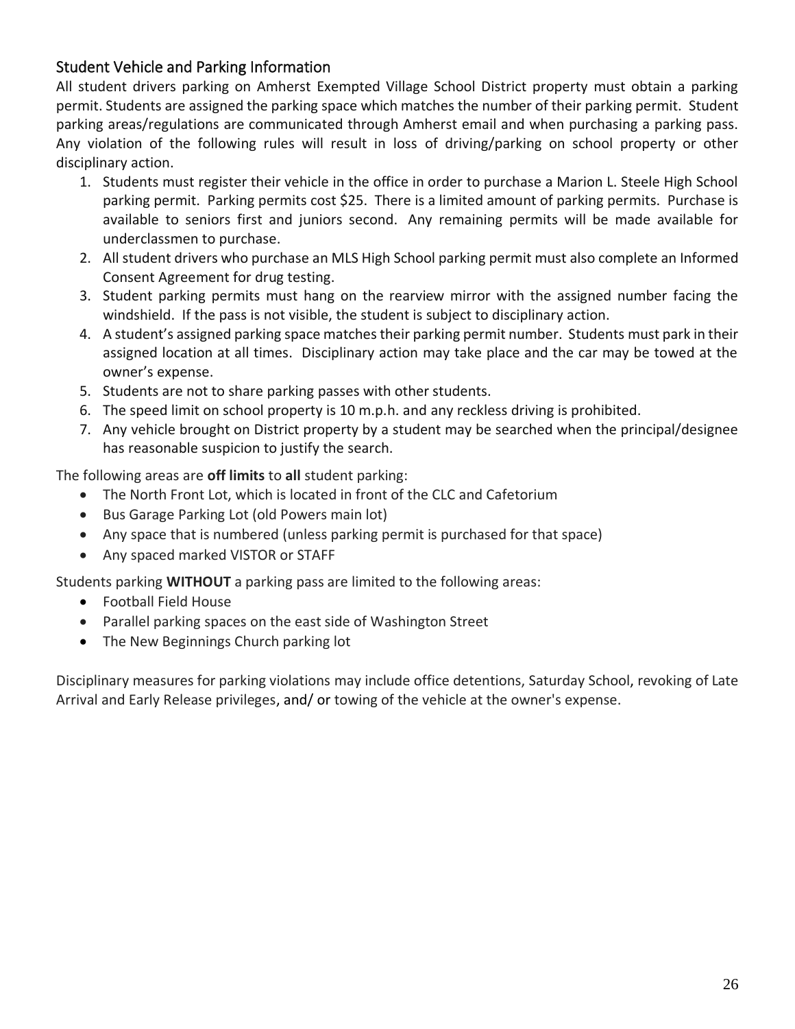## Student Vehicle and Parking Information

All student drivers parking on Amherst Exempted Village School District property must obtain a parking permit. Students are assigned the parking space which matches the number of their parking permit. Student parking areas/regulations are communicated through Amherst email and when purchasing a parking pass. Any violation of the following rules will result in loss of driving/parking on school property or other disciplinary action.

1. Students must register their vehicle in the office in order to purchase a Marion L. Steele High School parking permit. Parking permits cost $25. There is a limited amount of parking permits. Purchase is available to seniors first and juniors second. Any remaining permits will be made available for underclassmen to purchase.
2. All student drivers who purchase an MLS High School parking permit must also complete an Informed Consent Agreement for drug testing.
3. Student parking permits must hang on the rearview mirror with the assigned number facing the windshield. If the pass is not visible, the student is subject to disciplinary action.
4. A student's assigned parking space matches their parking permit number. Students must park in their assigned location at all times. Disciplinary action may take place and the car may be towed at the owner's expense.
5. Students are not to share parking passes with other students.
6. The speed limit on school property is 10 m.p.h. and any reckless driving is prohibited.
7. Any vehicle brought on District property by a student may be searched when the principal/designee has reasonable suspicion to justify the search.

The following areas are **off limits** to **all** student parking:

- The North Front Lot, which is located in front of the CLC and Cafetorium
- Bus Garage Parking Lot (old Powers main lot)
- Any space that is numbered (unless parking permit is purchased for that space)
- Any spaced marked VISTOR or STAFF

Students parking **WITHOUT** a parking pass are limited to the following areas:

- Football Field House
- Parallel parking spaces on the east side of Washington Street
- The New Beginnings Church parking lot

Disciplinary measures for parking violations may include office detentions, Saturday School, revoking of Late Arrival and Early Release privileges, and/ or towing of the vehicle at the owner's expense.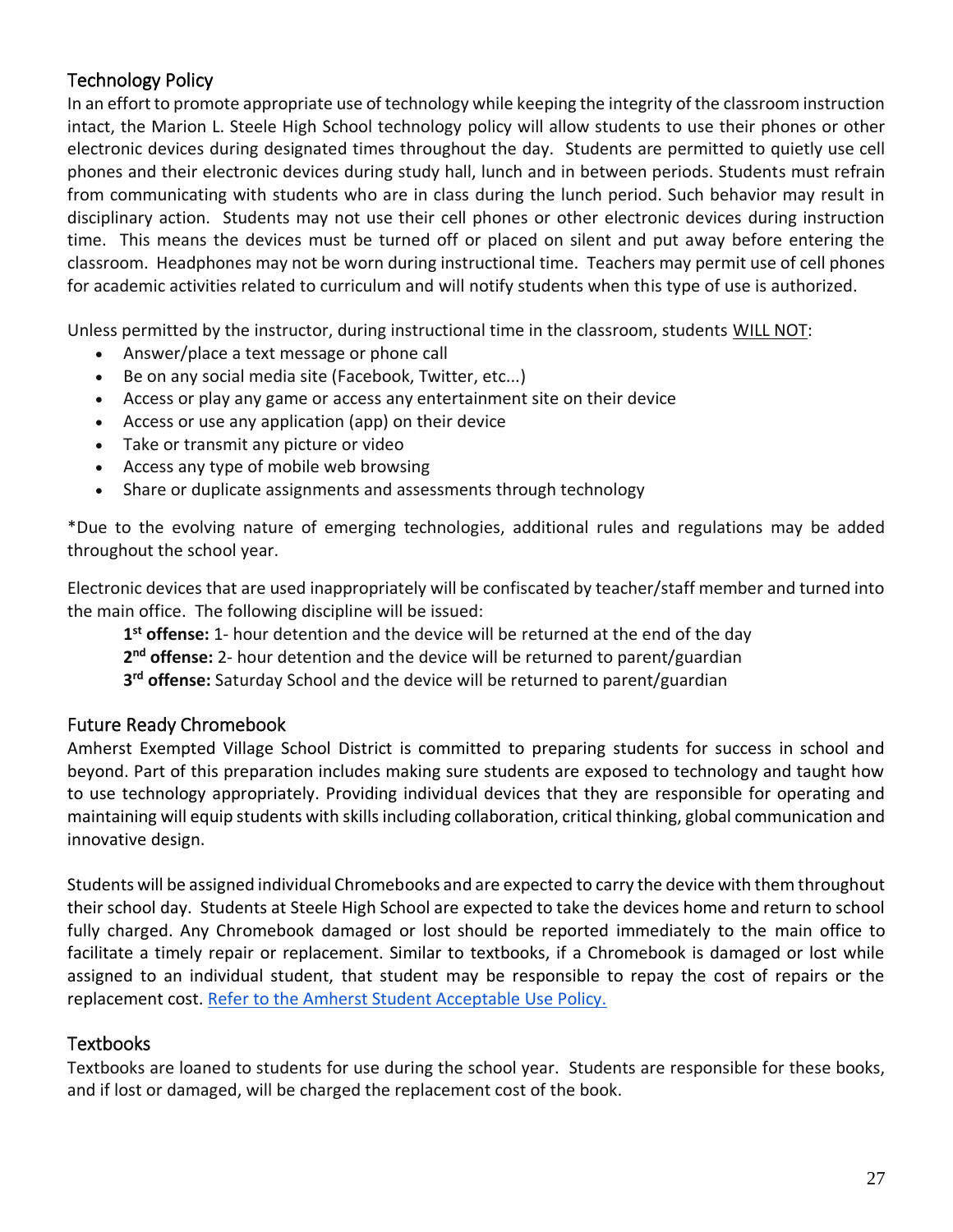## Technology Policy

In an effort to promote appropriate use of technology while keeping the integrity of the classroom instruction intact, the Marion L. Steele High School technology policy will allow students to use their phones or other electronic devices during designated times throughout the day. Students are permitted to quietly use cell phones and their electronic devices during study hall, lunch and in between periods. Students must refrain from communicating with students who are in class during the lunch period. Such behavior may result in disciplinary action. Students may not use their cell phones or other electronic devices during instruction time. This means the devices must be turned off or placed on silent and put away before entering the classroom. Headphones may not be worn during instructional time. Teachers may permit use of cell phones for academic activities related to curriculum and will notify students when this type of use is authorized.

Unless permitted by the instructor, during instructional time in the classroom, students <u>WILL NOT</u>:

- Answer/place a text message or phone call
- Be on any social media site (Facebook, Twitter, etc...)
- Access or play any game or access any entertainment site on their device
- Access or use any application (app) on their device
- Take or transmit any picture or video
- Access any type of mobile web browsing
- Share or duplicate assignments and assessments through technology

*Due to the evolving nature of emerging technologies, additional rules and regulations may be added throughout the school year.

Electronic devices that are used inappropriately will be confiscated by teacher/staff member and turned into the main office. The following discipline will be issued:

**1st offense:** 1- hour detention and the device will be returned at the end of the day
**2nd offense:** 2- hour detention and the device will be returned to parent/guardian
**3rd offense:** Saturday School and the device will be returned to parent/guardian

## Future Ready Chromebook

Amherst Exempted Village School District is committed to preparing students for success in school and beyond. Part of this preparation includes making sure students are exposed to technology and taught how to use technology appropriately. Providing individual devices that they are responsible for operating and maintaining will equip students with skills including collaboration, critical thinking, global communication and innovative design.

Students will be assigned individual Chromebooks and are expected to carry the device with them throughout their school day. Students at Steele High School are expected to take the devices home and return to school fully charged. Any Chromebook damaged or lost should be reported immediately to the main office to facilitate a timely repair or replacement. Similar to textbooks, if a Chromebook is damaged or lost while assigned to an individual student, that student may be responsible to repay the cost of repairs or the replacement cost. Refer to the Amherst Student Acceptable Use Policy.

## Textbooks

Textbooks are loaned to students for use during the school year. Students are responsible for these books, and if lost or damaged, will be charged the replacement cost of the book.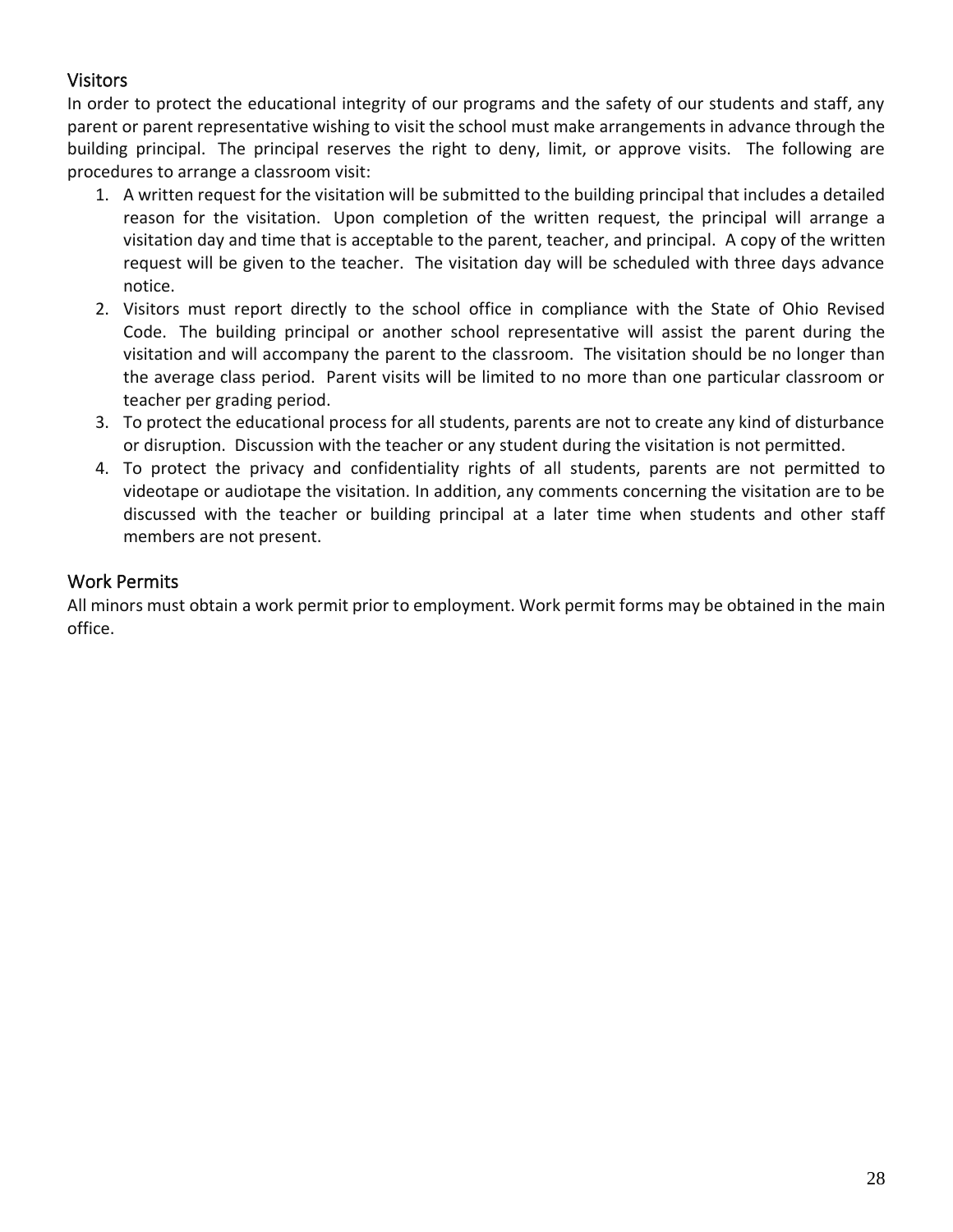## Visitors

In order to protect the educational integrity of our programs and the safety of our students and staff, any parent or parent representative wishing to visit the school must make arrangements in advance through the building principal. The principal reserves the right to deny, limit, or approve visits. The following are procedures to arrange a classroom visit:

1. A written request for the visitation will be submitted to the building principal that includes a detailed reason for the visitation. Upon completion of the written request, the principal will arrange a visitation day and time that is acceptable to the parent, teacher, and principal. A copy of the written request will be given to the teacher. The visitation day will be scheduled with three days advance notice.
2. Visitors must report directly to the school office in compliance with the State of Ohio Revised Code. The building principal or another school representative will assist the parent during the visitation and will accompany the parent to the classroom. The visitation should be no longer than the average class period. Parent visits will be limited to no more than one particular classroom or teacher per grading period.
3. To protect the educational process for all students, parents are not to create any kind of disturbance or disruption. Discussion with the teacher or any student during the visitation is not permitted.
4. To protect the privacy and confidentiality rights of all students, parents are not permitted to videotape or audiotape the visitation. In addition, any comments concerning the visitation are to be discussed with the teacher or building principal at a later time when students and other staff members are not present.

## Work Permits

All minors must obtain a work permit prior to employment. Work permit forms may be obtained in the main office.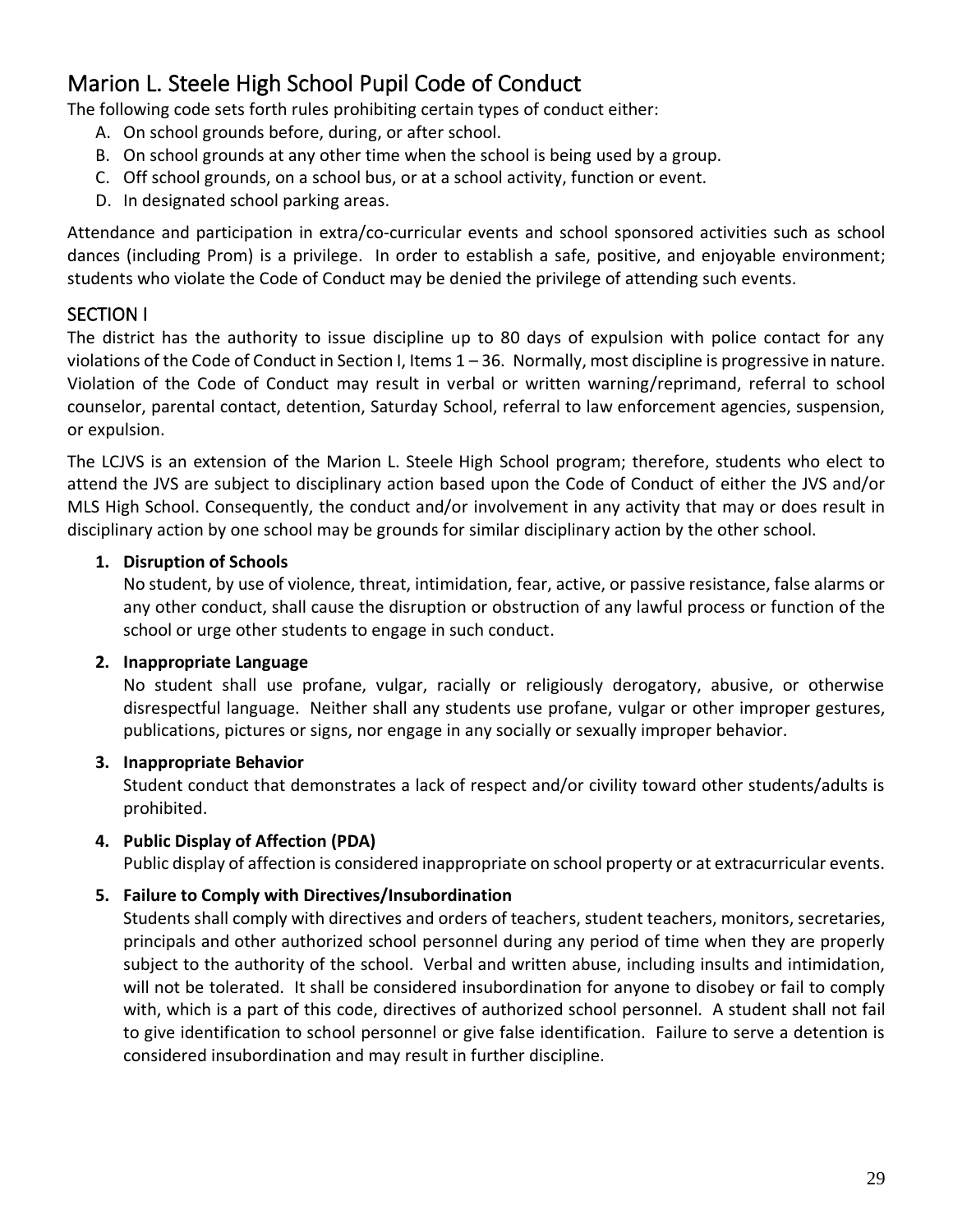# Marion L. Steele High School Pupil Code of Conduct

The following code sets forth rules prohibiting certain types of conduct either:

A. On school grounds before, during, or after school.
B. On school grounds at any other time when the school is being used by a group.
C. Off school grounds, on a school bus, or at a school activity, function or event.
D. In designated school parking areas.

Attendance and participation in extra/co-curricular events and school sponsored activities such as school dances (including Prom) is a privilege. In order to establish a safe, positive, and enjoyable environment; students who violate the Code of Conduct may be denied the privilege of attending such events.

## SECTION I

The district has the authority to issue discipline up to 80 days of expulsion with police contact for any violations of the Code of Conduct in Section I, Items 1 – 36. Normally, most discipline is progressive in nature. Violation of the Code of Conduct may result in verbal or written warning/reprimand, referral to school counselor, parental contact, detention, Saturday School, referral to law enforcement agencies, suspension, or expulsion.

The LCJVS is an extension of the Marion L. Steele High School program; therefore, students who elect to attend the JVS are subject to disciplinary action based upon the Code of Conduct of either the JVS and/or MLS High School. Consequently, the conduct and/or involvement in any activity that may or does result in disciplinary action by one school may be grounds for similar disciplinary action by the other school.

1. **Disruption of Schools**
   No student, by use of violence, threat, intimidation, fear, active, or passive resistance, false alarms or any other conduct, shall cause the disruption or obstruction of any lawful process or function of the school or urge other students to engage in such conduct.

2. **Inappropriate Language**
   No student shall use profane, vulgar, racially or religiously derogatory, abusive, or otherwise disrespectful language. Neither shall any students use profane, vulgar or other improper gestures, publications, pictures or signs, nor engage in any socially or sexually improper behavior.

3. **Inappropriate Behavior**
   Student conduct that demonstrates a lack of respect and/or civility toward other students/adults is prohibited.

4. **Public Display of Affection (PDA)**
   Public display of affection is considered inappropriate on school property or at extracurricular events.

5. **Failure to Comply with Directives/Insubordination**
   Students shall comply with directives and orders of teachers, student teachers, monitors, secretaries, principals and other authorized school personnel during any period of time when they are properly subject to the authority of the school. Verbal and written abuse, including insults and intimidation, will not be tolerated. It shall be considered insubordination for anyone to disobey or fail to comply with, which is a part of this code, directives of authorized school personnel. A student shall not fail to give identification to school personnel or give false identification. Failure to serve a detention is considered insubordination and may result in further discipline.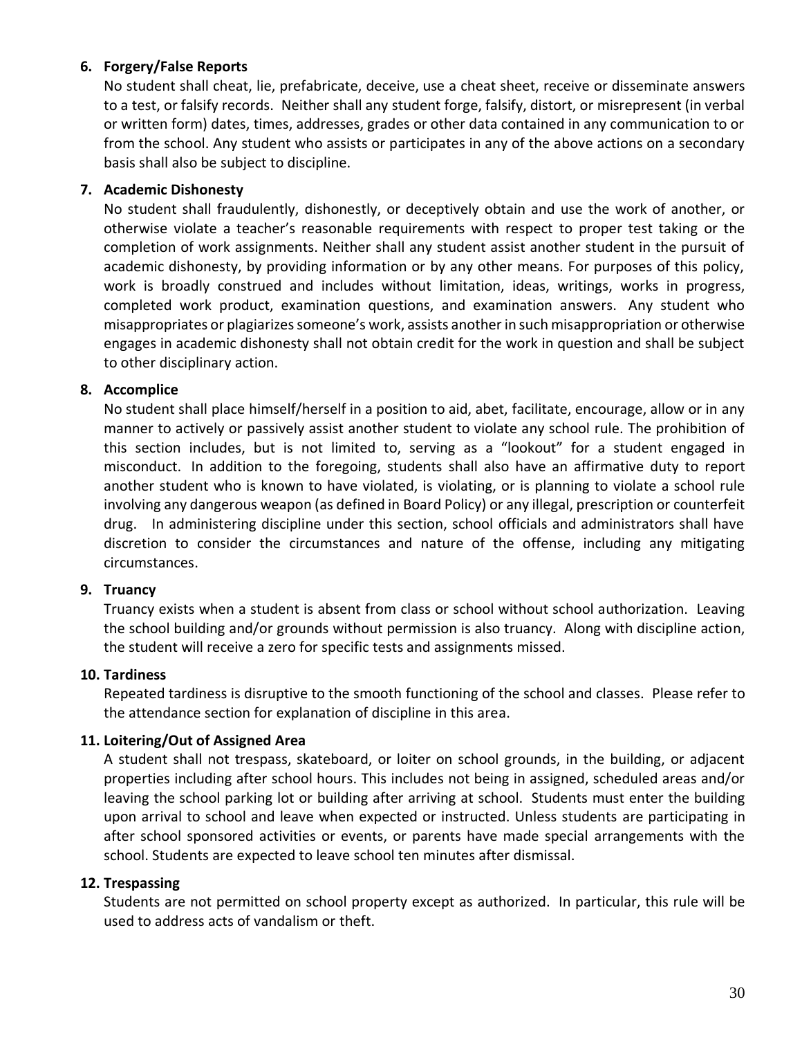**6. Forgery/False Reports**

No student shall cheat, lie, prefabricate, deceive, use a cheat sheet, receive or disseminate answers to a test, or falsify records. Neither shall any student forge, falsify, distort, or misrepresent (in verbal or written form) dates, times, addresses, grades or other data contained in any communication to or from the school. Any student who assists or participates in any of the above actions on a secondary basis shall also be subject to discipline.

**7. Academic Dishonesty**

No student shall fraudulently, dishonestly, or deceptively obtain and use the work of another, or otherwise violate a teacher's reasonable requirements with respect to proper test taking or the completion of work assignments. Neither shall any student assist another student in the pursuit of academic dishonesty, by providing information or by any other means. For purposes of this policy, work is broadly construed and includes without limitation, ideas, writings, works in progress, completed work product, examination questions, and examination answers. Any student who misappropriates or plagiarizes someone's work, assists another in such misappropriation or otherwise engages in academic dishonesty shall not obtain credit for the work in question and shall be subject to other disciplinary action.

**8. Accomplice**

No student shall place himself/herself in a position to aid, abet, facilitate, encourage, allow or in any manner to actively or passively assist another student to violate any school rule. The prohibition of this section includes, but is not limited to, serving as a "lookout" for a student engaged in misconduct. In addition to the foregoing, students shall also have an affirmative duty to report another student who is known to have violated, is violating, or is planning to violate a school rule involving any dangerous weapon (as defined in Board Policy) or any illegal, prescription or counterfeit drug. In administering discipline under this section, school officials and administrators shall have discretion to consider the circumstances and nature of the offense, including any mitigating circumstances.

**9. Truancy**

Truancy exists when a student is absent from class or school without school authorization. Leaving the school building and/or grounds without permission is also truancy. Along with discipline action, the student will receive a zero for specific tests and assignments missed.

**10. Tardiness**

Repeated tardiness is disruptive to the smooth functioning of the school and classes. Please refer to the attendance section for explanation of discipline in this area.

**11. Loitering/Out of Assigned Area**

A student shall not trespass, skateboard, or loiter on school grounds, in the building, or adjacent properties including after school hours. This includes not being in assigned, scheduled areas and/or leaving the school parking lot or building after arriving at school. Students must enter the building upon arrival to school and leave when expected or instructed. Unless students are participating in after school sponsored activities or events, or parents have made special arrangements with the school. Students are expected to leave school ten minutes after dismissal.

**12. Trespassing**

Students are not permitted on school property except as authorized. In particular, this rule will be used to address acts of vandalism or theft.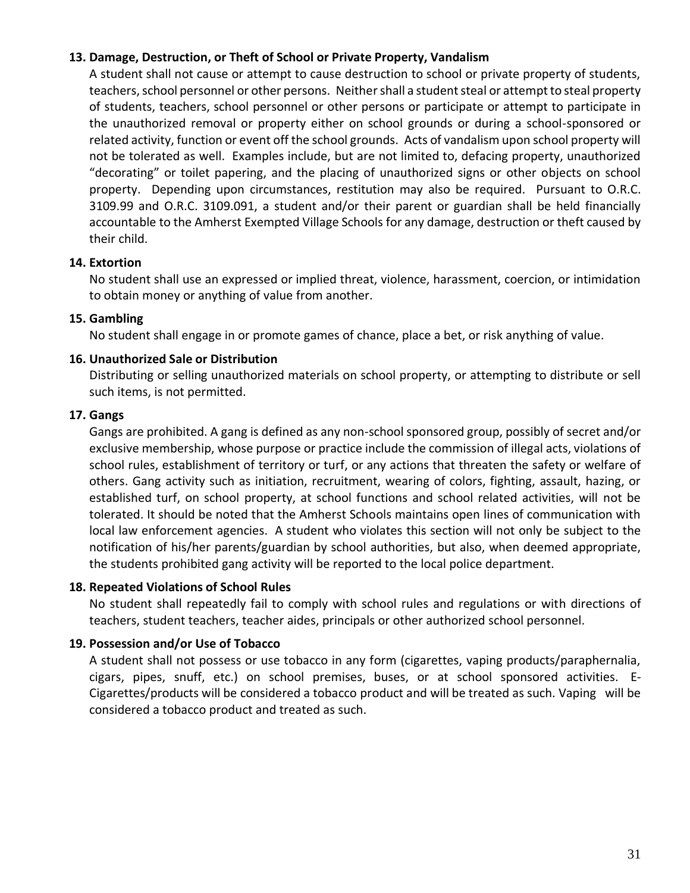**13. Damage, Destruction, or Theft of School or Private Property, Vandalism**

A student shall not cause or attempt to cause destruction to school or private property of students, teachers, school personnel or other persons. Neither shall a student steal or attempt to steal property of students, teachers, school personnel or other persons or participate or attempt to participate in the unauthorized removal or property either on school grounds or during a school-sponsored or related activity, function or event off the school grounds. Acts of vandalism upon school property will not be tolerated as well. Examples include, but are not limited to, defacing property, unauthorized "decorating" or toilet papering, and the placing of unauthorized signs or other objects on school property. Depending upon circumstances, restitution may also be required. Pursuant to O.R.C. 3109.99 and O.R.C. 3109.091, a student and/or their parent or guardian shall be held financially accountable to the Amherst Exempted Village Schools for any damage, destruction or theft caused by their child.

**14. Extortion**

No student shall use an expressed or implied threat, violence, harassment, coercion, or intimidation to obtain money or anything of value from another.

**15. Gambling**

No student shall engage in or promote games of chance, place a bet, or risk anything of value.

**16. Unauthorized Sale or Distribution**

Distributing or selling unauthorized materials on school property, or attempting to distribute or sell such items, is not permitted.

**17. Gangs**

Gangs are prohibited. A gang is defined as any non-school sponsored group, possibly of secret and/or exclusive membership, whose purpose or practice include the commission of illegal acts, violations of school rules, establishment of territory or turf, or any actions that threaten the safety or welfare of others. Gang activity such as initiation, recruitment, wearing of colors, fighting, assault, hazing, or established turf, on school property, at school functions and school related activities, will not be tolerated. It should be noted that the Amherst Schools maintains open lines of communication with local law enforcement agencies. A student who violates this section will not only be subject to the notification of his/her parents/guardian by school authorities, but also, when deemed appropriate, the students prohibited gang activity will be reported to the local police department.

**18. Repeated Violations of School Rules**

No student shall repeatedly fail to comply with school rules and regulations or with directions of teachers, student teachers, teacher aides, principals or other authorized school personnel.

**19. Possession and/or Use of Tobacco**

A student shall not possess or use tobacco in any form (cigarettes, vaping products/paraphernalia, cigars, pipes, snuff, etc.) on school premises, buses, or at school sponsored activities. E-Cigarettes/products will be considered a tobacco product and will be treated as such. Vaping will be considered a tobacco product and treated as such.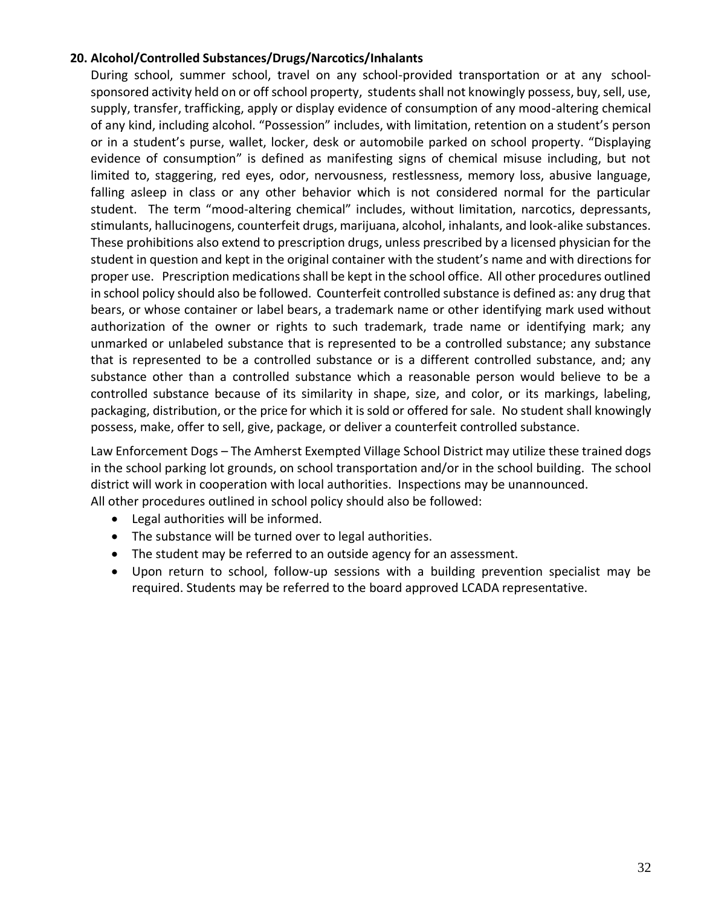**20. Alcohol/Controlled Substances/Drugs/Narcotics/Inhalants**

During school, summer school, travel on any school-provided transportation or at any school-sponsored activity held on or off school property, students shall not knowingly possess, buy, sell, use, supply, transfer, trafficking, apply or display evidence of consumption of any mood-altering chemical of any kind, including alcohol. "Possession" includes, with limitation, retention on a student's person or in a student's purse, wallet, locker, desk or automobile parked on school property. "Displaying evidence of consumption" is defined as manifesting signs of chemical misuse including, but not limited to, staggering, red eyes, odor, nervousness, restlessness, memory loss, abusive language, falling asleep in class or any other behavior which is not considered normal for the particular student. The term "mood-altering chemical" includes, without limitation, narcotics, depressants, stimulants, hallucinogens, counterfeit drugs, marijuana, alcohol, inhalants, and look-alike substances. These prohibitions also extend to prescription drugs, unless prescribed by a licensed physician for the student in question and kept in the original container with the student's name and with directions for proper use. Prescription medications shall be kept in the school office. All other procedures outlined in school policy should also be followed. Counterfeit controlled substance is defined as: any drug that bears, or whose container or label bears, a trademark name or other identifying mark used without authorization of the owner or rights to such trademark, trade name or identifying mark; any unmarked or unlabeled substance that is represented to be a controlled substance; any substance that is represented to be a controlled substance or is a different controlled substance, and; any substance other than a controlled substance which a reasonable person would believe to be a controlled substance because of its similarity in shape, size, and color, or its markings, labeling, packaging, distribution, or the price for which it is sold or offered for sale. No student shall knowingly possess, make, offer to sell, give, package, or deliver a counterfeit controlled substance.

Law Enforcement Dogs – The Amherst Exempted Village School District may utilize these trained dogs in the school parking lot grounds, on school transportation and/or in the school building. The school district will work in cooperation with local authorities. Inspections may be unannounced.
All other procedures outlined in school policy should also be followed:

- Legal authorities will be informed.
- The substance will be turned over to legal authorities.
- The student may be referred to an outside agency for an assessment.
- Upon return to school, follow-up sessions with a building prevention specialist may be required. Students may be referred to the board approved LCADA representative.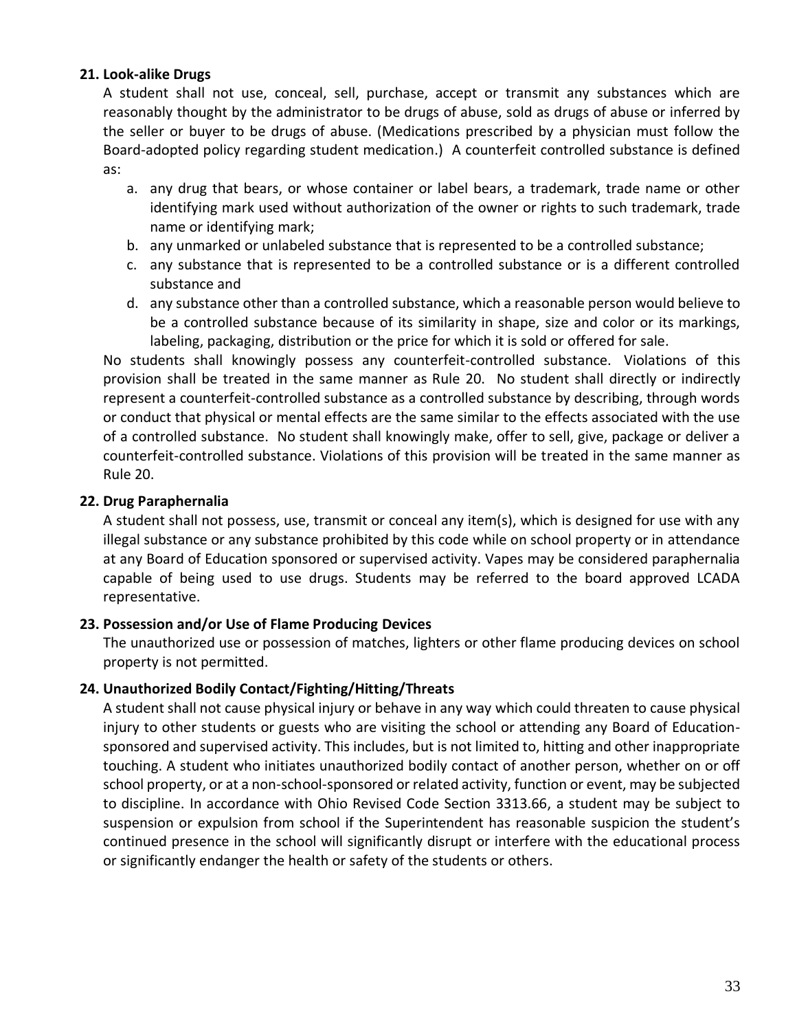**21. Look-alike Drugs**

A student shall not use, conceal, sell, purchase, accept or transmit any substances which are reasonably thought by the administrator to be drugs of abuse, sold as drugs of abuse or inferred by the seller or buyer to be drugs of abuse. (Medications prescribed by a physician must follow the Board-adopted policy regarding student medication.) A counterfeit controlled substance is defined as:

a. any drug that bears, or whose container or label bears, a trademark, trade name or other identifying mark used without authorization of the owner or rights to such trademark, trade name or identifying mark;
b. any unmarked or unlabeled substance that is represented to be a controlled substance;
c. any substance that is represented to be a controlled substance or is a different controlled substance and
d. any substance other than a controlled substance, which a reasonable person would believe to be a controlled substance because of its similarity in shape, size and color or its markings, labeling, packaging, distribution or the price for which it is sold or offered for sale.

No students shall knowingly possess any counterfeit-controlled substance. Violations of this provision shall be treated in the same manner as Rule 20. No student shall directly or indirectly represent a counterfeit-controlled substance as a controlled substance by describing, through words or conduct that physical or mental effects are the same similar to the effects associated with the use of a controlled substance. No student shall knowingly make, offer to sell, give, package or deliver a counterfeit-controlled substance. Violations of this provision will be treated in the same manner as Rule 20.

**22. Drug Paraphernalia**

A student shall not possess, use, transmit or conceal any item(s), which is designed for use with any illegal substance or any substance prohibited by this code while on school property or in attendance at any Board of Education sponsored or supervised activity. Vapes may be considered paraphernalia capable of being used to use drugs. Students may be referred to the board approved LCADA representative.

**23. Possession and/or Use of Flame Producing Devices**

The unauthorized use or possession of matches, lighters or other flame producing devices on school property is not permitted.

**24. Unauthorized Bodily Contact/Fighting/Hitting/Threats**

A student shall not cause physical injury or behave in any way which could threaten to cause physical injury to other students or guests who are visiting the school or attending any Board of Education-sponsored and supervised activity. This includes, but is not limited to, hitting and other inappropriate touching. A student who initiates unauthorized bodily contact of another person, whether on or off school property, or at a non-school-sponsored or related activity, function or event, may be subjected to discipline. In accordance with Ohio Revised Code Section 3313.66, a student may be subject to suspension or expulsion from school if the Superintendent has reasonable suspicion the student's continued presence in the school will significantly disrupt or interfere with the educational process or significantly endanger the health or safety of the students or others.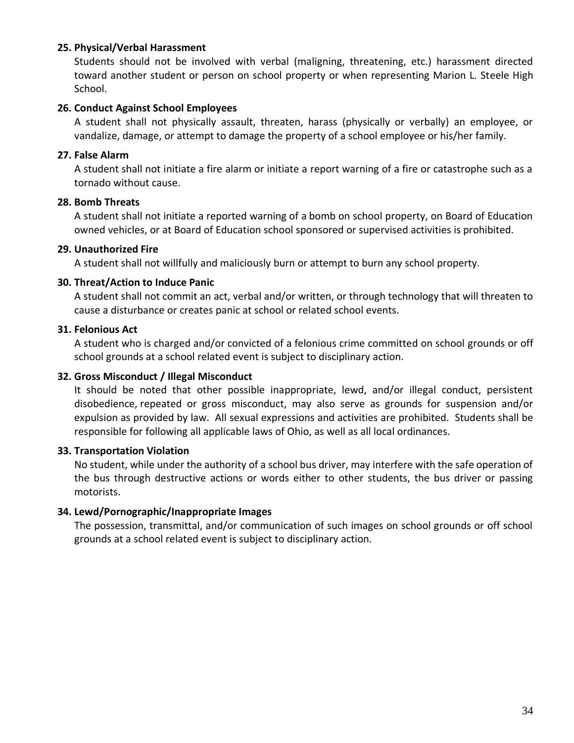**25. Physical/Verbal Harassment**

Students should not be involved with verbal (maligning, threatening, etc.) harassment directed toward another student or person on school property or when representing Marion L. Steele High School.

**26. Conduct Against School Employees**

A student shall not physically assault, threaten, harass (physically or verbally) an employee, or vandalize, damage, or attempt to damage the property of a school employee or his/her family.

**27. False Alarm**

A student shall not initiate a fire alarm or initiate a report warning of a fire or catastrophe such as a tornado without cause.

**28. Bomb Threats**

A student shall not initiate a reported warning of a bomb on school property, on Board of Education owned vehicles, or at Board of Education school sponsored or supervised activities is prohibited.

**29. Unauthorized Fire**

A student shall not willfully and maliciously burn or attempt to burn any school property.

**30. Threat/Action to Induce Panic**

A student shall not commit an act, verbal and/or written, or through technology that will threaten to cause a disturbance or creates panic at school or related school events.

**31. Felonious Act**

A student who is charged and/or convicted of a felonious crime committed on school grounds or off school grounds at a school related event is subject to disciplinary action.

**32. Gross Misconduct / Illegal Misconduct**

It should be noted that other possible inappropriate, lewd, and/or illegal conduct, persistent disobedience, repeated or gross misconduct, may also serve as grounds for suspension and/or expulsion as provided by law. All sexual expressions and activities are prohibited. Students shall be responsible for following all applicable laws of Ohio, as well as all local ordinances.

**33. Transportation Violation**

No student, while under the authority of a school bus driver, may interfere with the safe operation of the bus through destructive actions or words either to other students, the bus driver or passing motorists.

**34. Lewd/Pornographic/Inappropriate Images**

The possession, transmittal, and/or communication of such images on school grounds or off school grounds at a school related event is subject to disciplinary action.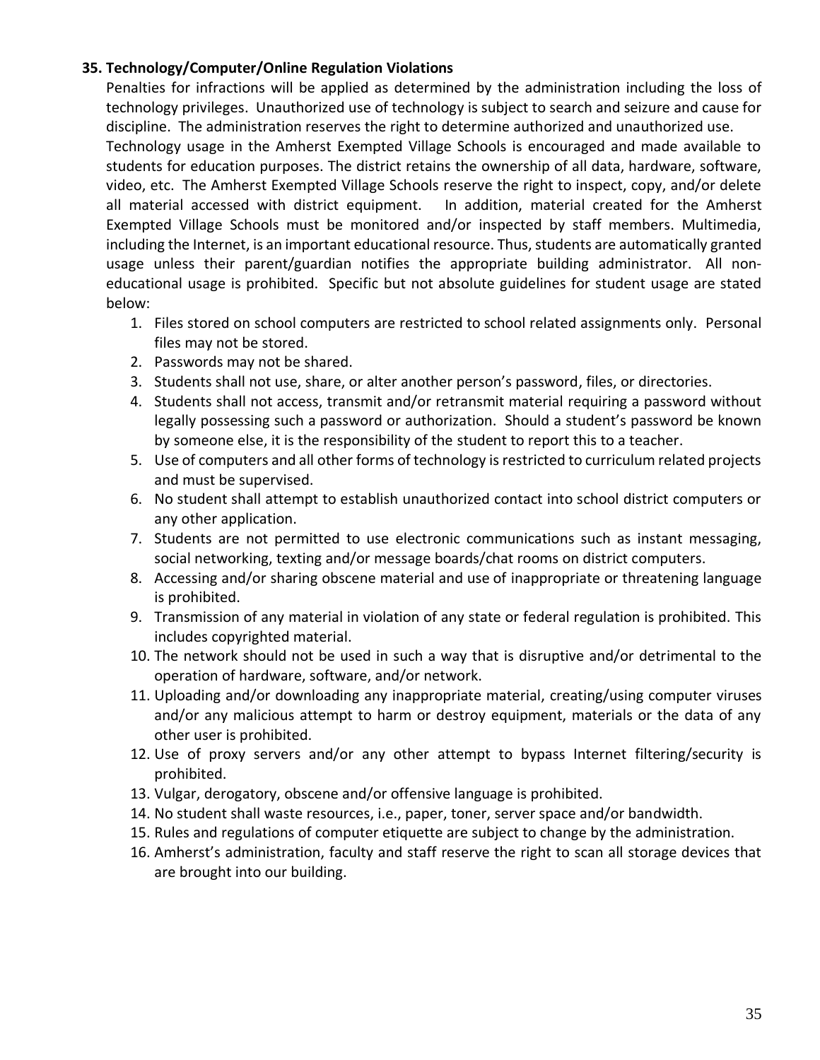**35. Technology/Computer/Online Regulation Violations**

Penalties for infractions will be applied as determined by the administration including the loss of technology privileges. Unauthorized use of technology is subject to search and seizure and cause for discipline. The administration reserves the right to determine authorized and unauthorized use.

Technology usage in the Amherst Exempted Village Schools is encouraged and made available to students for education purposes. The district retains the ownership of all data, hardware, software, video, etc. The Amherst Exempted Village Schools reserve the right to inspect, copy, and/or delete all material accessed with district equipment. In addition, material created for the Amherst Exempted Village Schools must be monitored and/or inspected by staff members. Multimedia, including the Internet, is an important educational resource. Thus, students are automatically granted usage unless their parent/guardian notifies the appropriate building administrator. All non-educational usage is prohibited. Specific but not absolute guidelines for student usage are stated below:

1. Files stored on school computers are restricted to school related assignments only. Personal files may not be stored.
2. Passwords may not be shared.
3. Students shall not use, share, or alter another person's password, files, or directories.
4. Students shall not access, transmit and/or retransmit material requiring a password without legally possessing such a password or authorization. Should a student's password be known by someone else, it is the responsibility of the student to report this to a teacher.
5. Use of computers and all other forms of technology is restricted to curriculum related projects and must be supervised.
6. No student shall attempt to establish unauthorized contact into school district computers or any other application.
7. Students are not permitted to use electronic communications such as instant messaging, social networking, texting and/or message boards/chat rooms on district computers.
8. Accessing and/or sharing obscene material and use of inappropriate or threatening language is prohibited.
9. Transmission of any material in violation of any state or federal regulation is prohibited. This includes copyrighted material.
10. The network should not be used in such a way that is disruptive and/or detrimental to the operation of hardware, software, and/or network.
11. Uploading and/or downloading any inappropriate material, creating/using computer viruses and/or any malicious attempt to harm or destroy equipment, materials or the data of any other user is prohibited.
12. Use of proxy servers and/or any other attempt to bypass Internet filtering/security is prohibited.
13. Vulgar, derogatory, obscene and/or offensive language is prohibited.
14. No student shall waste resources, i.e., paper, toner, server space and/or bandwidth.
15. Rules and regulations of computer etiquette are subject to change by the administration.
16. Amherst's administration, faculty and staff reserve the right to scan all storage devices that are brought into our building.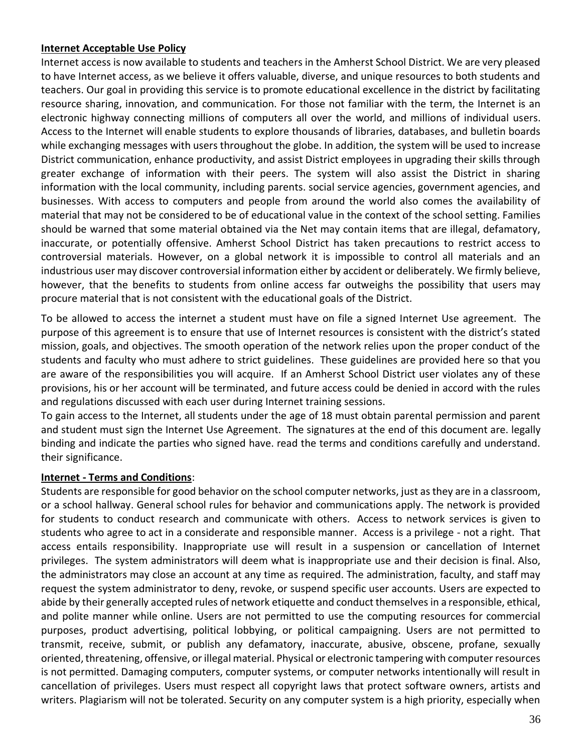**Internet Acceptable Use Policy**

Internet access is now available to students and teachers in the Amherst School District. We are very pleased to have Internet access, as we believe it offers valuable, diverse, and unique resources to both students and teachers. Our goal in providing this service is to promote educational excellence in the district by facilitating resource sharing, innovation, and communication. For those not familiar with the term, the Internet is an electronic highway connecting millions of computers all over the world, and millions of individual users. Access to the Internet will enable students to explore thousands of libraries, databases, and bulletin boards while exchanging messages with users throughout the globe. In addition, the system will be used to increase District communication, enhance productivity, and assist District employees in upgrading their skills through greater exchange of information with their peers. The system will also assist the District in sharing information with the local community, including parents. social service agencies, government agencies, and businesses. With access to computers and people from around the world also comes the availability of material that may not be considered to be of educational value in the context of the school setting. Families should be warned that some material obtained via the Net may contain items that are illegal, defamatory, inaccurate, or potentially offensive. Amherst School District has taken precautions to restrict access to controversial materials. However, on a global network it is impossible to control all materials and an industrious user may discover controversial information either by accident or deliberately. We firmly believe, however, that the benefits to students from online access far outweighs the possibility that users may procure material that is not consistent with the educational goals of the District.

To be allowed to access the internet a student must have on file a signed Internet Use agreement. The purpose of this agreement is to ensure that use of Internet resources is consistent with the district's stated mission, goals, and objectives. The smooth operation of the network relies upon the proper conduct of the students and faculty who must adhere to strict guidelines. These guidelines are provided here so that you are aware of the responsibilities you will acquire. If an Amherst School District user violates any of these provisions, his or her account will be terminated, and future access could be denied in accord with the rules and regulations discussed with each user during Internet training sessions.

To gain access to the Internet, all students under the age of 18 must obtain parental permission and parent and student must sign the Internet Use Agreement. The signatures at the end of this document are. legally binding and indicate the parties who signed have. read the terms and conditions carefully and understand. their significance.

**Internet - Terms and Conditions**:

Students are responsible for good behavior on the school computer networks, just as they are in a classroom, or a school hallway. General school rules for behavior and communications apply. The network is provided for students to conduct research and communicate with others. Access to network services is given to students who agree to act in a considerate and responsible manner. Access is a privilege - not a right. That access entails responsibility. Inappropriate use will result in a suspension or cancellation of Internet privileges. The system administrators will deem what is inappropriate use and their decision is final. Also, the administrators may close an account at any time as required. The administration, faculty, and staff may request the system administrator to deny, revoke, or suspend specific user accounts. Users are expected to abide by their generally accepted rules of network etiquette and conduct themselves in a responsible, ethical, and polite manner while online. Users are not permitted to use the computing resources for commercial purposes, product advertising, political lobbying, or political campaigning. Users are not permitted to transmit, receive, submit, or publish any defamatory, inaccurate, abusive, obscene, profane, sexually oriented, threatening, offensive, or illegal material. Physical or electronic tampering with computer resources is not permitted. Damaging computers, computer systems, or computer networks intentionally will result in cancellation of privileges. Users must respect all copyright laws that protect software owners, artists and writers. Plagiarism will not be tolerated. Security on any computer system is a high priority, especially when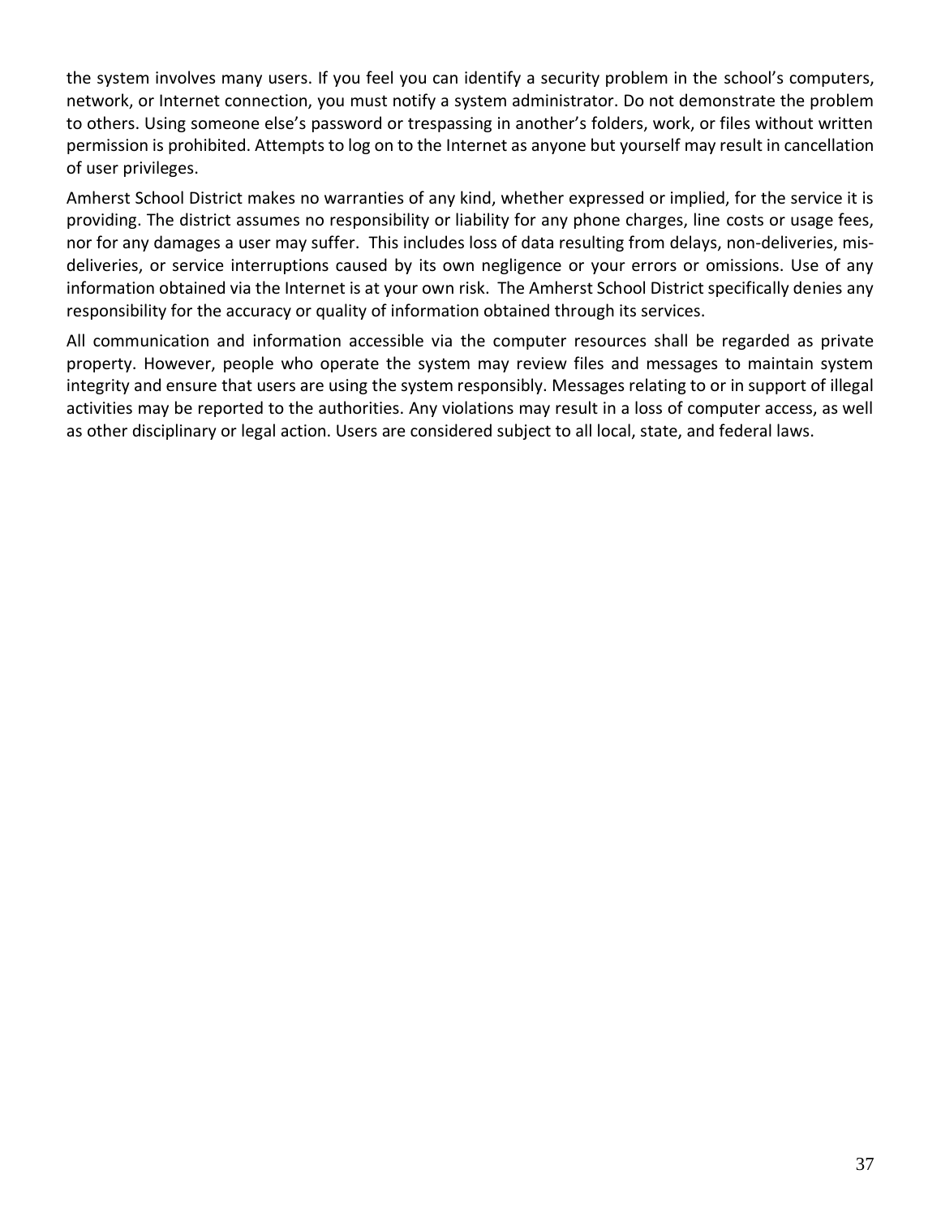the system involves many users. If you feel you can identify a security problem in the school's computers, network, or Internet connection, you must notify a system administrator. Do not demonstrate the problem to others. Using someone else's password or trespassing in another's folders, work, or files without written permission is prohibited. Attempts to log on to the Internet as anyone but yourself may result in cancellation of user privileges.

Amherst School District makes no warranties of any kind, whether expressed or implied, for the service it is providing. The district assumes no responsibility or liability for any phone charges, line costs or usage fees, nor for any damages a user may suffer. This includes loss of data resulting from delays, non-deliveries, mis-deliveries, or service interruptions caused by its own negligence or your errors or omissions. Use of any information obtained via the Internet is at your own risk. The Amherst School District specifically denies any responsibility for the accuracy or quality of information obtained through its services.

All communication and information accessible via the computer resources shall be regarded as private property. However, people who operate the system may review files and messages to maintain system integrity and ensure that users are using the system responsibly. Messages relating to or in support of illegal activities may be reported to the authorities. Any violations may result in a loss of computer access, as well as other disciplinary or legal action. Users are considered subject to all local, state, and federal laws.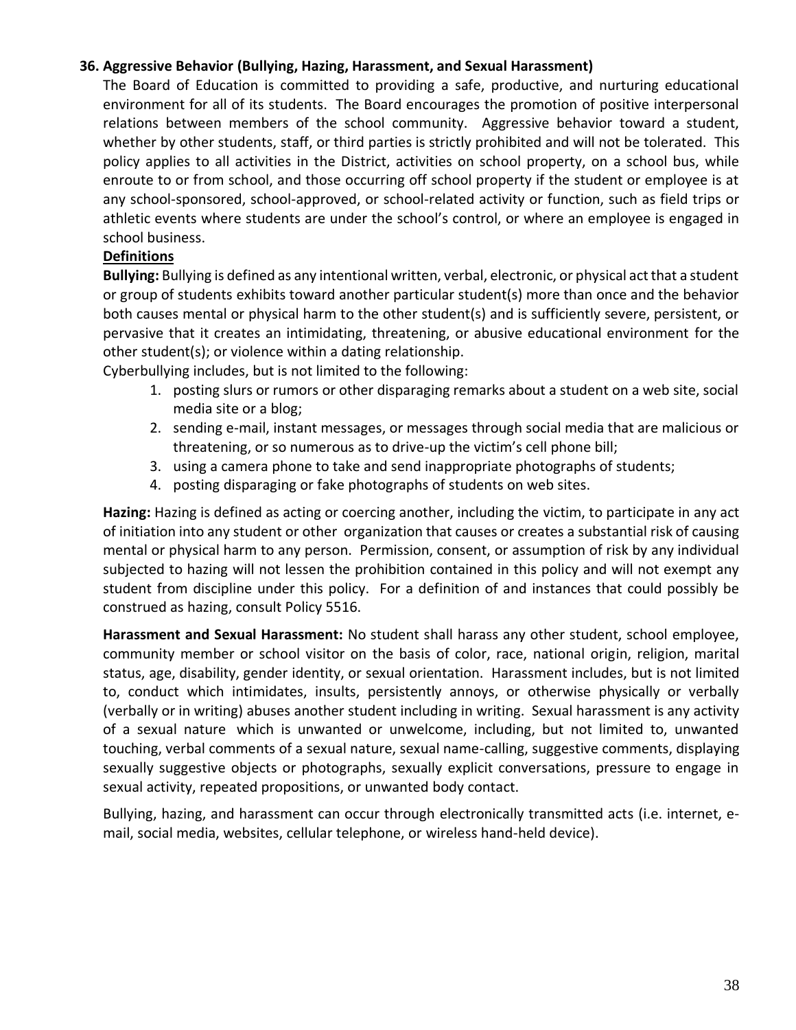### 36. Aggressive Behavior (Bullying, Hazing, Harassment, and Sexual Harassment)

The Board of Education is committed to providing a safe, productive, and nurturing educational environment for all of its students. The Board encourages the promotion of positive interpersonal relations between members of the school community. Aggressive behavior toward a student, whether by other students, staff, or third parties is strictly prohibited and will not be tolerated. This policy applies to all activities in the District, activities on school property, on a school bus, while enroute to or from school, and those occurring off school property if the student or employee is at any school-sponsored, school-approved, or school-related activity or function, such as field trips or athletic events where students are under the school's control, or where an employee is engaged in school business.

**Definitions**

**Bullying:** Bullying is defined as any intentional written, verbal, electronic, or physical act that a student or group of students exhibits toward another particular student(s) more than once and the behavior both causes mental or physical harm to the other student(s) and is sufficiently severe, persistent, or pervasive that it creates an intimidating, threatening, or abusive educational environment for the other student(s); or violence within a dating relationship.

Cyberbullying includes, but is not limited to the following:

1. posting slurs or rumors or other disparaging remarks about a student on a web site, social media site or a blog;
2. sending e-mail, instant messages, or messages through social media that are malicious or threatening, or so numerous as to drive-up the victim's cell phone bill;
3. using a camera phone to take and send inappropriate photographs of students;
4. posting disparaging or fake photographs of students on web sites.

**Hazing:** Hazing is defined as acting or coercing another, including the victim, to participate in any act of initiation into any student or other organization that causes or creates a substantial risk of causing mental or physical harm to any person. Permission, consent, or assumption of risk by any individual subjected to hazing will not lessen the prohibition contained in this policy and will not exempt any student from discipline under this policy. For a definition of and instances that could possibly be construed as hazing, consult Policy 5516.

**Harassment and Sexual Harassment:** No student shall harass any other student, school employee, community member or school visitor on the basis of color, race, national origin, religion, marital status, age, disability, gender identity, or sexual orientation. Harassment includes, but is not limited to, conduct which intimidates, insults, persistently annoys, or otherwise physically or verbally (verbally or in writing) abuses another student including in writing. Sexual harassment is any activity of a sexual nature which is unwanted or unwelcome, including, but not limited to, unwanted touching, verbal comments of a sexual nature, sexual name-calling, suggestive comments, displaying sexually suggestive objects or photographs, sexually explicit conversations, pressure to engage in sexual activity, repeated propositions, or unwanted body contact.

Bullying, hazing, and harassment can occur through electronically transmitted acts (i.e. internet, e-mail, social media, websites, cellular telephone, or wireless hand-held device).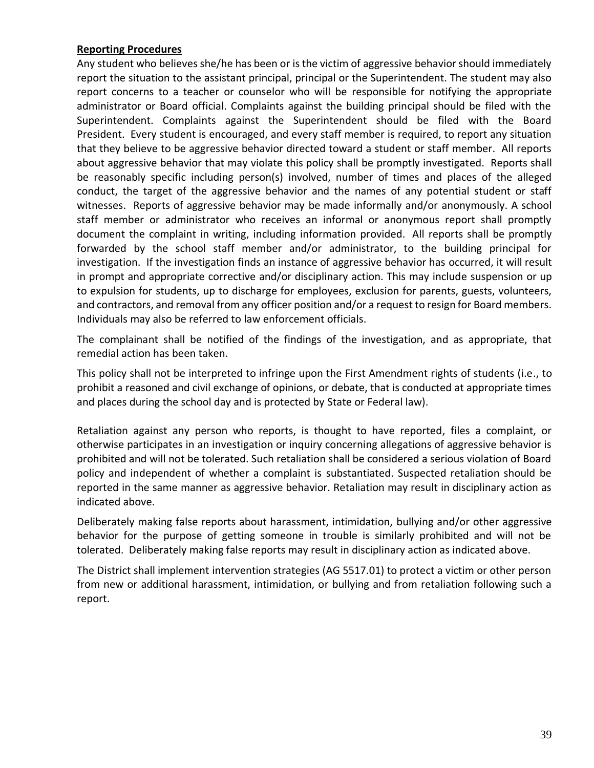**Reporting Procedures**

Any student who believes she/he has been or is the victim of aggressive behavior should immediately report the situation to the assistant principal, principal or the Superintendent. The student may also report concerns to a teacher or counselor who will be responsible for notifying the appropriate administrator or Board official. Complaints against the building principal should be filed with the Superintendent. Complaints against the Superintendent should be filed with the Board President. Every student is encouraged, and every staff member is required, to report any situation that they believe to be aggressive behavior directed toward a student or staff member. All reports about aggressive behavior that may violate this policy shall be promptly investigated. Reports shall be reasonably specific including person(s) involved, number of times and places of the alleged conduct, the target of the aggressive behavior and the names of any potential student or staff witnesses. Reports of aggressive behavior may be made informally and/or anonymously. A school staff member or administrator who receives an informal or anonymous report shall promptly document the complaint in writing, including information provided. All reports shall be promptly forwarded by the school staff member and/or administrator, to the building principal for investigation. If the investigation finds an instance of aggressive behavior has occurred, it will result in prompt and appropriate corrective and/or disciplinary action. This may include suspension or up to expulsion for students, up to discharge for employees, exclusion for parents, guests, volunteers, and contractors, and removal from any officer position and/or a request to resign for Board members. Individuals may also be referred to law enforcement officials.

The complainant shall be notified of the findings of the investigation, and as appropriate, that remedial action has been taken.

This policy shall not be interpreted to infringe upon the First Amendment rights of students (i.e., to prohibit a reasoned and civil exchange of opinions, or debate, that is conducted at appropriate times and places during the school day and is protected by State or Federal law).

Retaliation against any person who reports, is thought to have reported, files a complaint, or otherwise participates in an investigation or inquiry concerning allegations of aggressive behavior is prohibited and will not be tolerated. Such retaliation shall be considered a serious violation of Board policy and independent of whether a complaint is substantiated. Suspected retaliation should be reported in the same manner as aggressive behavior. Retaliation may result in disciplinary action as indicated above.

Deliberately making false reports about harassment, intimidation, bullying and/or other aggressive behavior for the purpose of getting someone in trouble is similarly prohibited and will not be tolerated. Deliberately making false reports may result in disciplinary action as indicated above.

The District shall implement intervention strategies (AG 5517.01) to protect a victim or other person from new or additional harassment, intimidation, or bullying and from retaliation following such a report.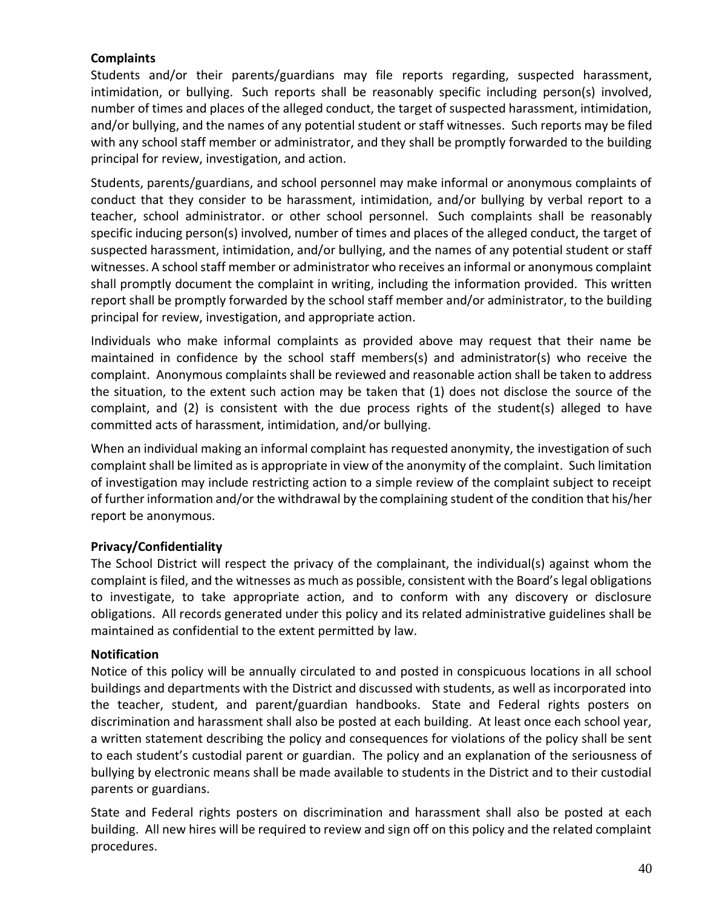**Complaints**

Students and/or their parents/guardians may file reports regarding, suspected harassment, intimidation, or bullying. Such reports shall be reasonably specific including person(s) involved, number of times and places of the alleged conduct, the target of suspected harassment, intimidation, and/or bullying, and the names of any potential student or staff witnesses. Such reports may be filed with any school staff member or administrator, and they shall be promptly forwarded to the building principal for review, investigation, and action.

Students, parents/guardians, and school personnel may make informal or anonymous complaints of conduct that they consider to be harassment, intimidation, and/or bullying by verbal report to a teacher, school administrator. or other school personnel. Such complaints shall be reasonably specific inducing person(s) involved, number of times and places of the alleged conduct, the target of suspected harassment, intimidation, and/or bullying, and the names of any potential student or staff witnesses. A school staff member or administrator who receives an informal or anonymous complaint shall promptly document the complaint in writing, including the information provided. This written report shall be promptly forwarded by the school staff member and/or administrator, to the building principal for review, investigation, and appropriate action.

Individuals who make informal complaints as provided above may request that their name be maintained in confidence by the school staff members(s) and administrator(s) who receive the complaint. Anonymous complaints shall be reviewed and reasonable action shall be taken to address the situation, to the extent such action may be taken that (1) does not disclose the source of the complaint, and (2) is consistent with the due process rights of the student(s) alleged to have committed acts of harassment, intimidation, and/or bullying.

When an individual making an informal complaint has requested anonymity, the investigation of such complaint shall be limited as is appropriate in view of the anonymity of the complaint. Such limitation of investigation may include restricting action to a simple review of the complaint subject to receipt of further information and/or the withdrawal by the complaining student of the condition that his/her report be anonymous.

**Privacy/Confidentiality**

The School District will respect the privacy of the complainant, the individual(s) against whom the complaint is filed, and the witnesses as much as possible, consistent with the Board's legal obligations to investigate, to take appropriate action, and to conform with any discovery or disclosure obligations. All records generated under this policy and its related administrative guidelines shall be maintained as confidential to the extent permitted by law.

**Notification**

Notice of this policy will be annually circulated to and posted in conspicuous locations in all school buildings and departments with the District and discussed with students, as well as incorporated into the teacher, student, and parent/guardian handbooks. State and Federal rights posters on discrimination and harassment shall also be posted at each building. At least once each school year, a written statement describing the policy and consequences for violations of the policy shall be sent to each student's custodial parent or guardian. The policy and an explanation of the seriousness of bullying by electronic means shall be made available to students in the District and to their custodial parents or guardians.

State and Federal rights posters on discrimination and harassment shall also be posted at each building. All new hires will be required to review and sign off on this policy and the related complaint procedures.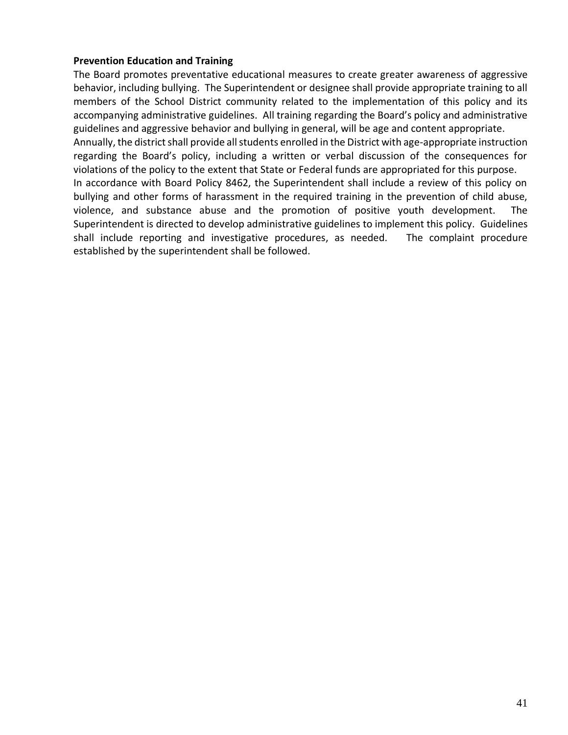**Prevention Education and Training**

The Board promotes preventative educational measures to create greater awareness of aggressive behavior, including bullying. The Superintendent or designee shall provide appropriate training to all members of the School District community related to the implementation of this policy and its accompanying administrative guidelines. All training regarding the Board's policy and administrative guidelines and aggressive behavior and bullying in general, will be age and content appropriate.

Annually, the district shall provide all students enrolled in the District with age-appropriate instruction regarding the Board's policy, including a written or verbal discussion of the consequences for violations of the policy to the extent that State or Federal funds are appropriated for this purpose.

In accordance with Board Policy 8462, the Superintendent shall include a review of this policy on bullying and other forms of harassment in the required training in the prevention of child abuse, violence, and substance abuse and the promotion of positive youth development. The Superintendent is directed to develop administrative guidelines to implement this policy. Guidelines shall include reporting and investigative procedures, as needed. The complaint procedure established by the superintendent shall be followed.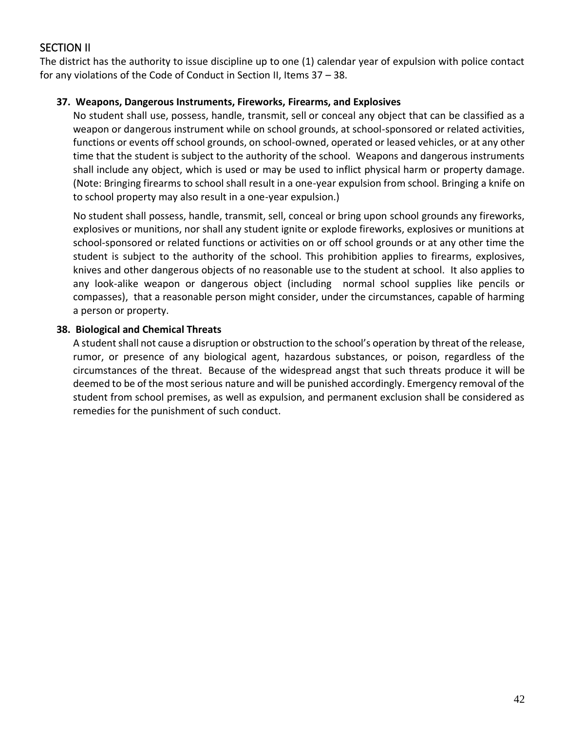## SECTION II

The district has the authority to issue discipline up to one (1) calendar year of expulsion with police contact for any violations of the Code of Conduct in Section II, Items 37 – 38.

### 37. Weapons, Dangerous Instruments, Fireworks, Firearms, and Explosives

No student shall use, possess, handle, transmit, sell or conceal any object that can be classified as a weapon or dangerous instrument while on school grounds, at school-sponsored or related activities, functions or events off school grounds, on school-owned, operated or leased vehicles, or at any other time that the student is subject to the authority of the school. Weapons and dangerous instruments shall include any object, which is used or may be used to inflict physical harm or property damage. (Note: Bringing firearms to school shall result in a one-year expulsion from school. Bringing a knife on to school property may also result in a one-year expulsion.)

No student shall possess, handle, transmit, sell, conceal or bring upon school grounds any fireworks, explosives or munitions, nor shall any student ignite or explode fireworks, explosives or munitions at school-sponsored or related functions or activities on or off school grounds or at any other time the student is subject to the authority of the school. This prohibition applies to firearms, explosives, knives and other dangerous objects of no reasonable use to the student at school. It also applies to any look-alike weapon or dangerous object (including normal school supplies like pencils or compasses), that a reasonable person might consider, under the circumstances, capable of harming a person or property.

### 38. Biological and Chemical Threats

A student shall not cause a disruption or obstruction to the school's operation by threat of the release, rumor, or presence of any biological agent, hazardous substances, or poison, regardless of the circumstances of the threat. Because of the widespread angst that such threats produce it will be deemed to be of the most serious nature and will be punished accordingly. Emergency removal of the student from school premises, as well as expulsion, and permanent exclusion shall be considered as remedies for the punishment of such conduct.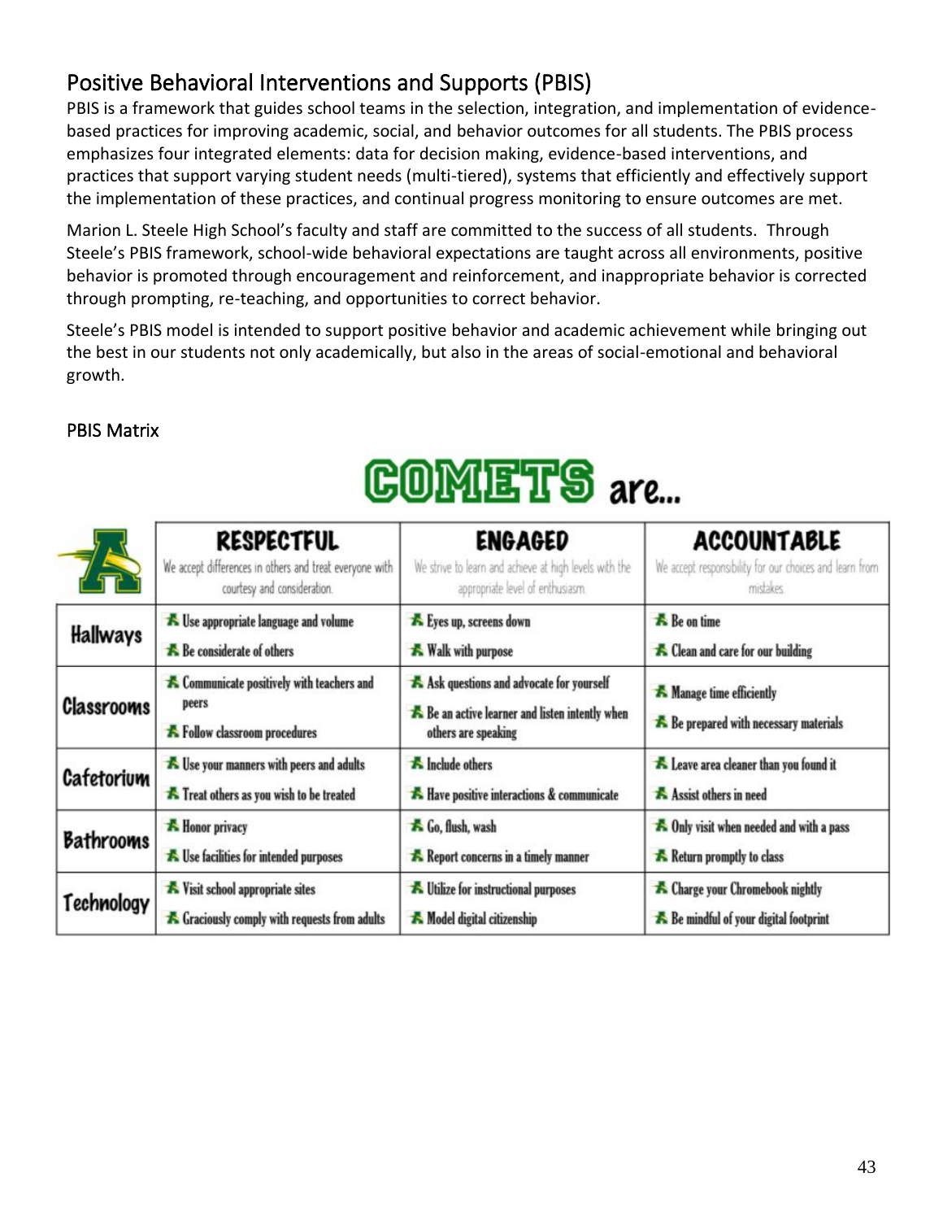## Positive Behavioral Interventions and Supports (PBIS)

PBIS is a framework that guides school teams in the selection, integration, and implementation of evidence-based practices for improving academic, social, and behavior outcomes for all students. The PBIS process emphasizes four integrated elements: data for decision making, evidence-based interventions, and practices that support varying student needs (multi-tiered), systems that efficiently and effectively support the implementation of these practices, and continual progress monitoring to ensure outcomes are met.

Marion L. Steele High School's faculty and staff are committed to the success of all students. Through Steele's PBIS framework, school-wide behavioral expectations are taught across all environments, positive behavior is promoted through encouragement and reinforcement, and inappropriate behavior is corrected through prompting, re-teaching, and opportunities to correct behavior.

Steele's PBIS model is intended to support positive behavior and academic achievement while bringing out the best in our students not only academically, but also in the areas of social-emotional and behavioral growth.

### PBIS Matrix

**COMETS are...**

| | RESPECTFUL<br>We accept differences in others and treat everyone with courtesy and consideration. | ENGAGED<br>We strive to learn and achieve at high levels with the appropriate level of enthusiasm. | ACCOUNTABLE<br>We accept responsibility for our choices and learn from mistakes. |
|---|---|---|---|
| Hallways | Use appropriate language and volume<br>Be considerate of others | Eyes up, screens down<br>Walk with purpose | Be on time<br>Clean and care for our building |
| Classrooms | Communicate positively with teachers and peers<br>Follow classroom procedures | Ask questions and advocate for yourself<br>Be an active learner and listen intently when others are speaking | Manage time efficiently<br>Be prepared with necessary materials |
| Cafetorium | Use your manners with peers and adults<br>Treat others as you wish to be treated | Include others<br>Have positive interactions & communicate | Leave area cleaner than you found it<br>Assist others in need |
| Bathrooms | Honor privacy<br>Use facilities for intended purposes | Go, flush, wash<br>Report concerns in a timely manner | Only visit when needed and with a pass<br>Return promptly to class |
| Technology | Visit school appropriate sites<br>Graciously comply with requests from adults | Utilize for instructional purposes<br>Model digital citizenship | Charge your Chromebook nightly<br>Be mindful of your digital footprint |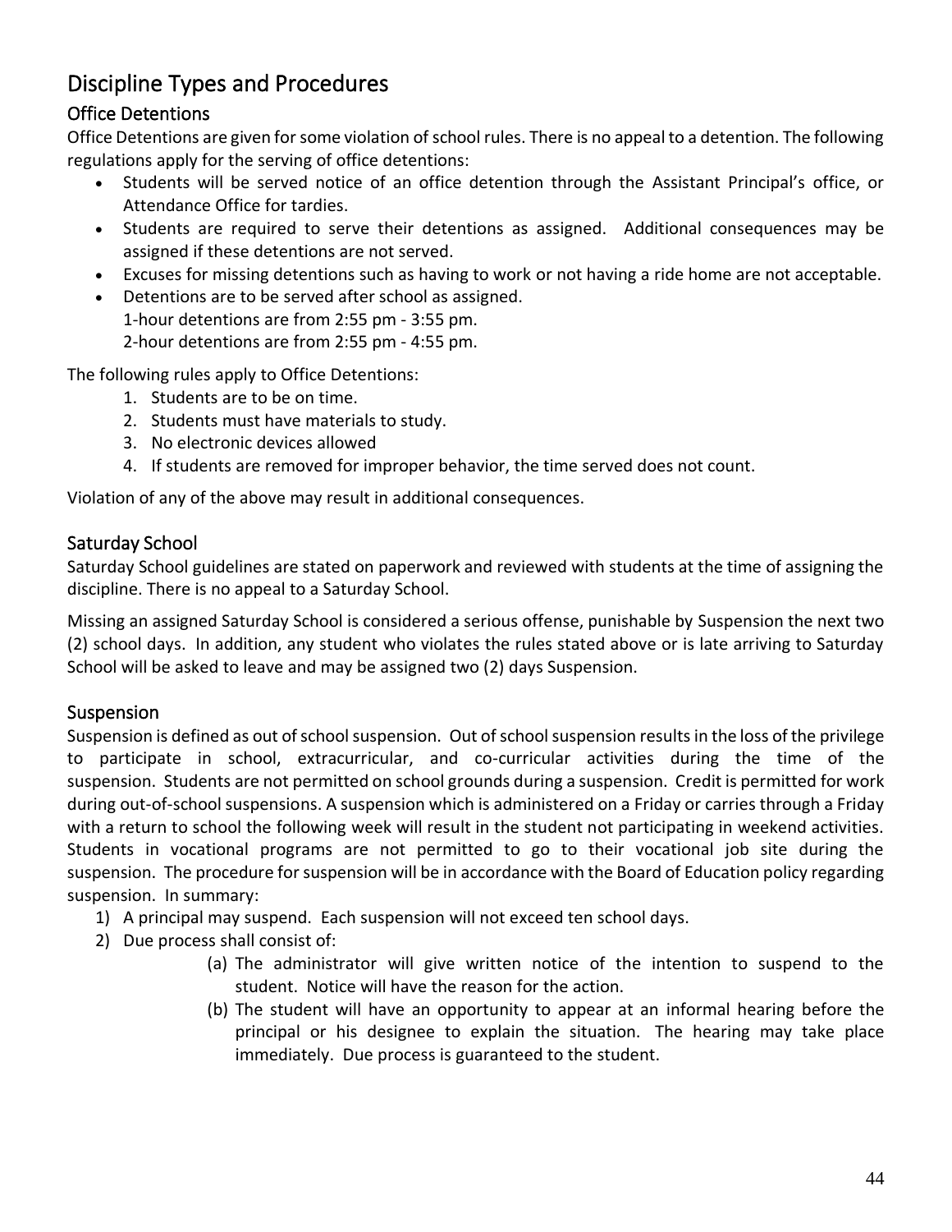# Discipline Types and Procedures

## Office Detentions

Office Detentions are given for some violation of school rules. There is no appeal to a detention. The following regulations apply for the serving of office detentions:

- Students will be served notice of an office detention through the Assistant Principal's office, or Attendance Office for tardies.
- Students are required to serve their detentions as assigned. Additional consequences may be assigned if these detentions are not served.
- Excuses for missing detentions such as having to work or not having a ride home are not acceptable.
- Detentions are to be served after school as assigned.
  1-hour detentions are from 2:55 pm - 3:55 pm.
  2-hour detentions are from 2:55 pm - 4:55 pm.

The following rules apply to Office Detentions:

1. Students are to be on time.
2. Students must have materials to study.
3. No electronic devices allowed
4. If students are removed for improper behavior, the time served does not count.

Violation of any of the above may result in additional consequences.

## Saturday School

Saturday School guidelines are stated on paperwork and reviewed with students at the time of assigning the discipline. There is no appeal to a Saturday School.

Missing an assigned Saturday School is considered a serious offense, punishable by Suspension the next two (2) school days. In addition, any student who violates the rules stated above or is late arriving to Saturday School will be asked to leave and may be assigned two (2) days Suspension.

## Suspension

Suspension is defined as out of school suspension. Out of school suspension results in the loss of the privilege to participate in school, extracurricular, and co-curricular activities during the time of the suspension. Students are not permitted on school grounds during a suspension. Credit is permitted for work during out-of-school suspensions. A suspension which is administered on a Friday or carries through a Friday with a return to school the following week will result in the student not participating in weekend activities. Students in vocational programs are not permitted to go to their vocational job site during the suspension. The procedure for suspension will be in accordance with the Board of Education policy regarding suspension. In summary:

1) A principal may suspend. Each suspension will not exceed ten school days.
2) Due process shall consist of:
   (a) The administrator will give written notice of the intention to suspend to the student. Notice will have the reason for the action.
   (b) The student will have an opportunity to appear at an informal hearing before the principal or his designee to explain the situation. The hearing may take place immediately. Due process is guaranteed to the student.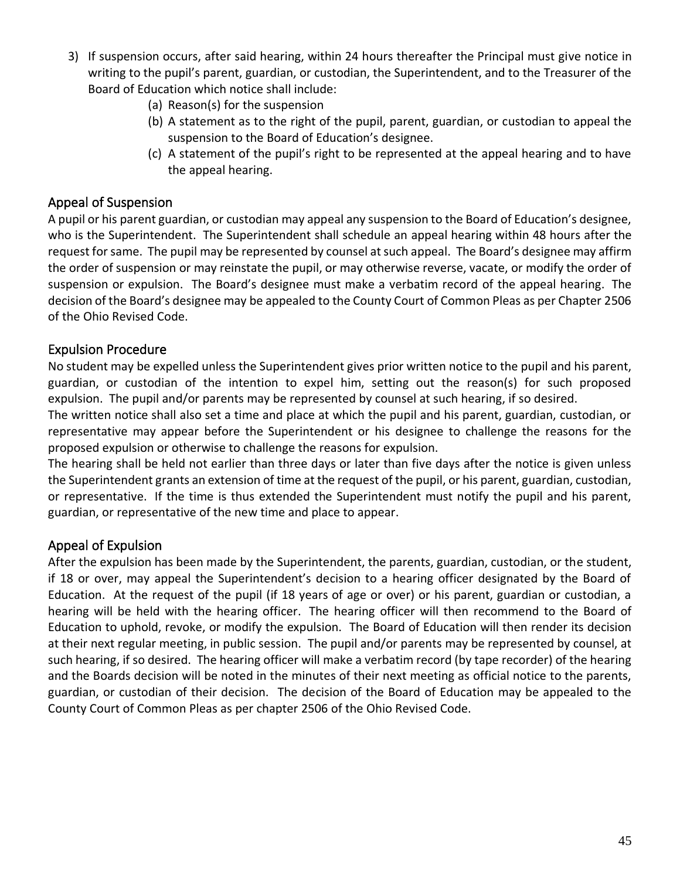3) If suspension occurs, after said hearing, within 24 hours thereafter the Principal must give notice in writing to the pupil's parent, guardian, or custodian, the Superintendent, and to the Treasurer of the Board of Education which notice shall include:
    (a) Reason(s) for the suspension
    (b) A statement as to the right of the pupil, parent, guardian, or custodian to appeal the suspension to the Board of Education's designee.
    (c) A statement of the pupil's right to be represented at the appeal hearing and to have the appeal hearing.

## Appeal of Suspension

A pupil or his parent guardian, or custodian may appeal any suspension to the Board of Education's designee, who is the Superintendent. The Superintendent shall schedule an appeal hearing within 48 hours after the request for same. The pupil may be represented by counsel at such appeal. The Board's designee may affirm the order of suspension or may reinstate the pupil, or may otherwise reverse, vacate, or modify the order of suspension or expulsion. The Board's designee must make a verbatim record of the appeal hearing. The decision of the Board's designee may be appealed to the County Court of Common Pleas as per Chapter 2506 of the Ohio Revised Code.

## Expulsion Procedure

No student may be expelled unless the Superintendent gives prior written notice to the pupil and his parent, guardian, or custodian of the intention to expel him, setting out the reason(s) for such proposed expulsion. The pupil and/or parents may be represented by counsel at such hearing, if so desired.

The written notice shall also set a time and place at which the pupil and his parent, guardian, custodian, or representative may appear before the Superintendent or his designee to challenge the reasons for the proposed expulsion or otherwise to challenge the reasons for expulsion.

The hearing shall be held not earlier than three days or later than five days after the notice is given unless the Superintendent grants an extension of time at the request of the pupil, or his parent, guardian, custodian, or representative. If the time is thus extended the Superintendent must notify the pupil and his parent, guardian, or representative of the new time and place to appear.

## Appeal of Expulsion

After the expulsion has been made by the Superintendent, the parents, guardian, custodian, or the student, if 18 or over, may appeal the Superintendent's decision to a hearing officer designated by the Board of Education. At the request of the pupil (if 18 years of age or over) or his parent, guardian or custodian, a hearing will be held with the hearing officer. The hearing officer will then recommend to the Board of Education to uphold, revoke, or modify the expulsion. The Board of Education will then render its decision at their next regular meeting, in public session. The pupil and/or parents may be represented by counsel, at such hearing, if so desired. The hearing officer will make a verbatim record (by tape recorder) of the hearing and the Boards decision will be noted in the minutes of their next meeting as official notice to the parents, guardian, or custodian of their decision. The decision of the Board of Education may be appealed to the County Court of Common Pleas as per chapter 2506 of the Ohio Revised Code.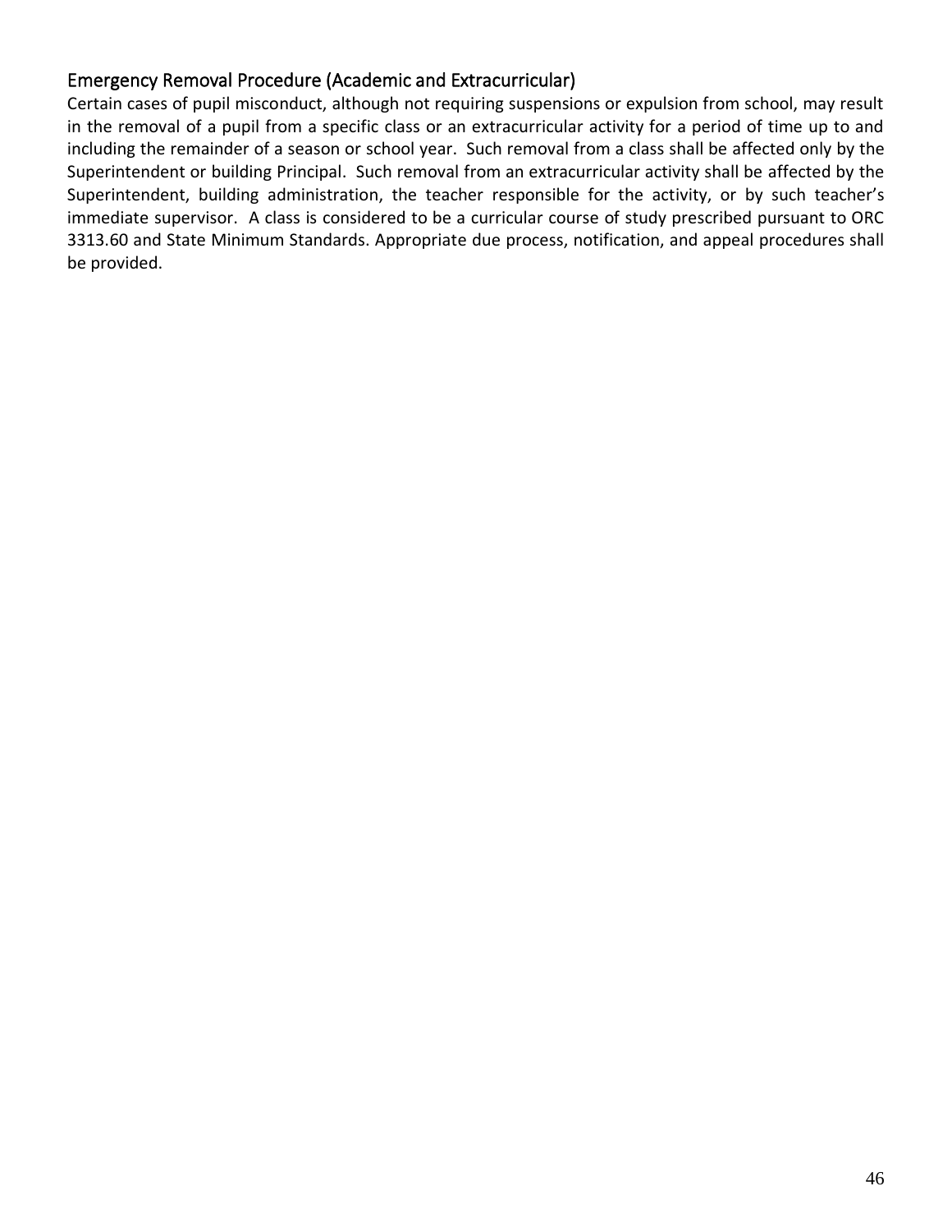## Emergency Removal Procedure (Academic and Extracurricular)

Certain cases of pupil misconduct, although not requiring suspensions or expulsion from school, may result in the removal of a pupil from a specific class or an extracurricular activity for a period of time up to and including the remainder of a season or school year. Such removal from a class shall be affected only by the Superintendent or building Principal. Such removal from an extracurricular activity shall be affected by the Superintendent, building administration, the teacher responsible for the activity, or by such teacher's immediate supervisor. A class is considered to be a curricular course of study prescribed pursuant to ORC 3313.60 and State Minimum Standards. Appropriate due process, notification, and appeal procedures shall be provided.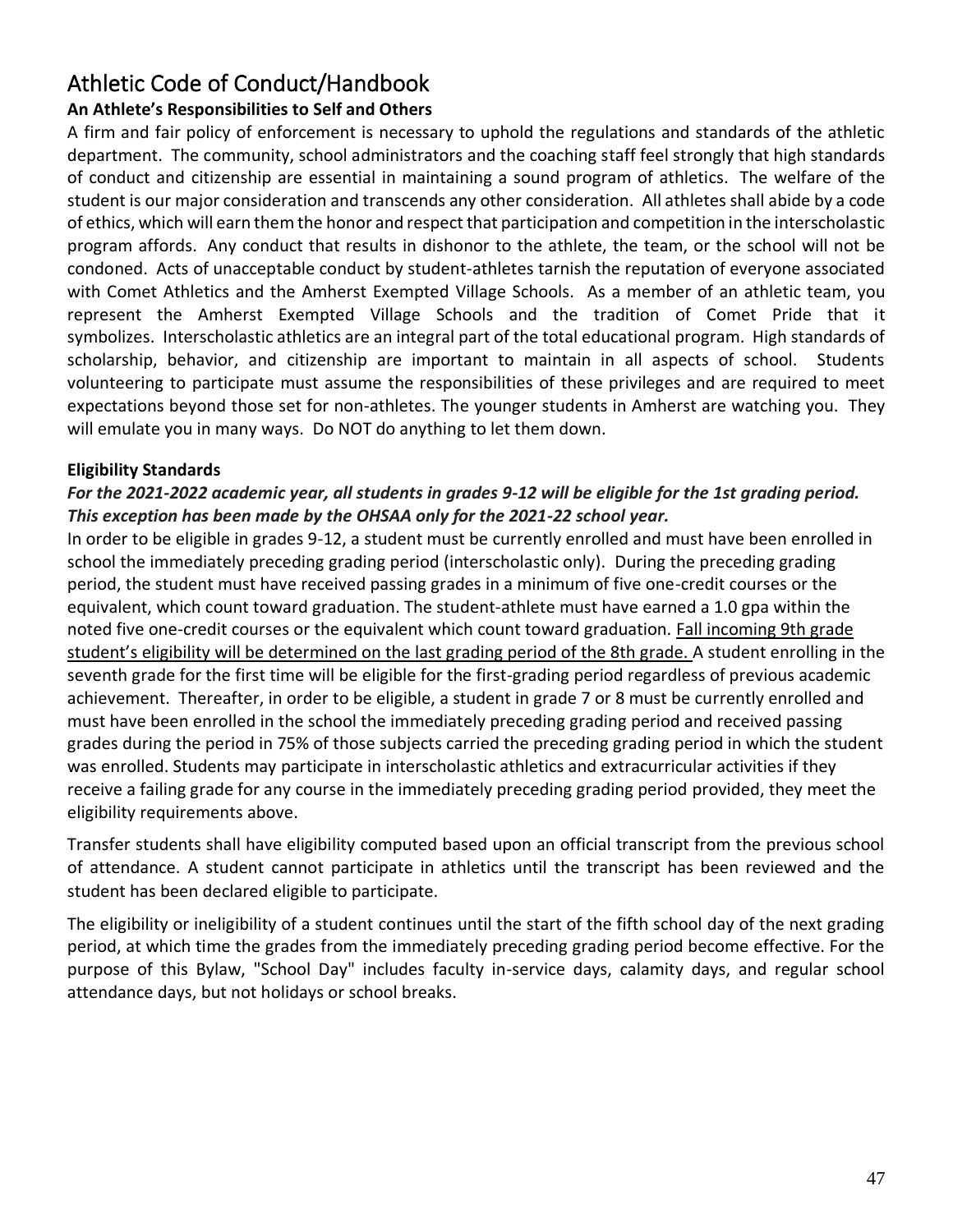# Athletic Code of Conduct/Handbook

**An Athlete's Responsibilities to Self and Others**

A firm and fair policy of enforcement is necessary to uphold the regulations and standards of the athletic department. The community, school administrators and the coaching staff feel strongly that high standards of conduct and citizenship are essential in maintaining a sound program of athletics. The welfare of the student is our major consideration and transcends any other consideration. All athletes shall abide by a code of ethics, which will earn them the honor and respect that participation and competition in the interscholastic program affords. Any conduct that results in dishonor to the athlete, the team, or the school will not be condoned. Acts of unacceptable conduct by student-athletes tarnish the reputation of everyone associated with Comet Athletics and the Amherst Exempted Village Schools. As a member of an athletic team, you represent the Amherst Exempted Village Schools and the tradition of Comet Pride that it symbolizes. Interscholastic athletics are an integral part of the total educational program. High standards of scholarship, behavior, and citizenship are important to maintain in all aspects of school. Students volunteering to participate must assume the responsibilities of these privileges and are required to meet expectations beyond those set for non-athletes. The younger students in Amherst are watching you. They will emulate you in many ways. Do NOT do anything to let them down.

**Eligibility Standards**

***For the 2021-2022 academic year, all students in grades 9-12 will be eligible for the 1st grading period. This exception has been made by the OHSAA only for the 2021-22 school year.***

In order to be eligible in grades 9-12, a student must be currently enrolled and must have been enrolled in school the immediately preceding grading period (interscholastic only). During the preceding grading period, the student must have received passing grades in a minimum of five one-credit courses or the equivalent, which count toward graduation. The student-athlete must have earned a 1.0 gpa within the noted five one-credit courses or the equivalent which count toward graduation. <u>Fall incoming 9th grade student's eligibility will be determined on the last grading period of the 8th grade.</u> A student enrolling in the seventh grade for the first time will be eligible for the first-grading period regardless of previous academic achievement. Thereafter, in order to be eligible, a student in grade 7 or 8 must be currently enrolled and must have been enrolled in the school the immediately preceding grading period and received passing grades during the period in 75% of those subjects carried the preceding grading period in which the student was enrolled. Students may participate in interscholastic athletics and extracurricular activities if they receive a failing grade for any course in the immediately preceding grading period provided, they meet the eligibility requirements above.

Transfer students shall have eligibility computed based upon an official transcript from the previous school of attendance. A student cannot participate in athletics until the transcript has been reviewed and the student has been declared eligible to participate.

The eligibility or ineligibility of a student continues until the start of the fifth school day of the next grading period, at which time the grades from the immediately preceding grading period become effective. For the purpose of this Bylaw, "School Day" includes faculty in-service days, calamity days, and regular school attendance days, but not holidays or school breaks.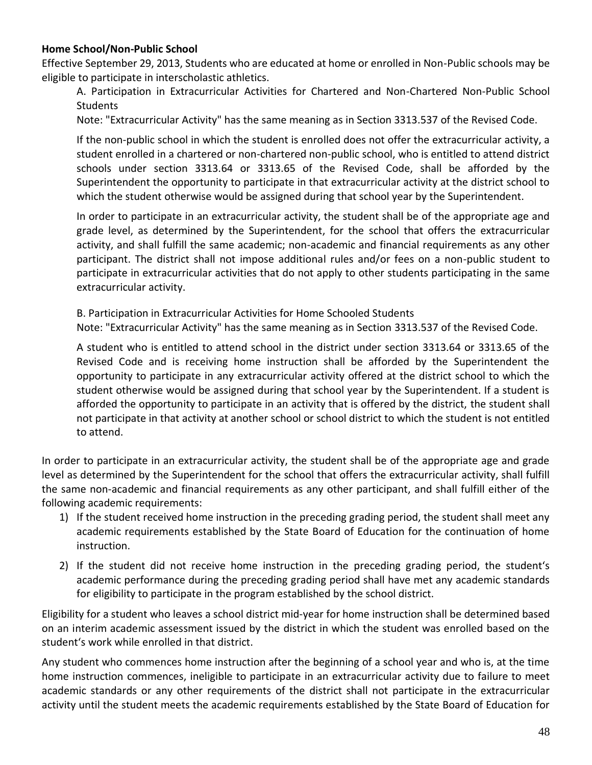**Home School/Non-Public School**

Effective September 29, 2013, Students who are educated at home or enrolled in Non-Public schools may be eligible to participate in interscholastic athletics.

A. Participation in Extracurricular Activities for Chartered and Non-Chartered Non-Public School Students

Note: "Extracurricular Activity" has the same meaning as in Section 3313.537 of the Revised Code.

If the non-public school in which the student is enrolled does not offer the extracurricular activity, a student enrolled in a chartered or non-chartered non-public school, who is entitled to attend district schools under section 3313.64 or 3313.65 of the Revised Code, shall be afforded by the Superintendent the opportunity to participate in that extracurricular activity at the district school to which the student otherwise would be assigned during that school year by the Superintendent.

In order to participate in an extracurricular activity, the student shall be of the appropriate age and grade level, as determined by the Superintendent, for the school that offers the extracurricular activity, and shall fulfill the same academic; non-academic and financial requirements as any other participant. The district shall not impose additional rules and/or fees on a non-public student to participate in extracurricular activities that do not apply to other students participating in the same extracurricular activity.

B. Participation in Extracurricular Activities for Home Schooled Students

Note: "Extracurricular Activity" has the same meaning as in Section 3313.537 of the Revised Code.

A student who is entitled to attend school in the district under section 3313.64 or 3313.65 of the Revised Code and is receiving home instruction shall be afforded by the Superintendent the opportunity to participate in any extracurricular activity offered at the district school to which the student otherwise would be assigned during that school year by the Superintendent. If a student is afforded the opportunity to participate in an activity that is offered by the district, the student shall not participate in that activity at another school or school district to which the student is not entitled to attend.

In order to participate in an extracurricular activity, the student shall be of the appropriate age and grade level as determined by the Superintendent for the school that offers the extracurricular activity, shall fulfill the same non-academic and financial requirements as any other participant, and shall fulfill either of the following academic requirements:

1) If the student received home instruction in the preceding grading period, the student shall meet any academic requirements established by the State Board of Education for the continuation of home instruction.
2) If the student did not receive home instruction in the preceding grading period, the student's academic performance during the preceding grading period shall have met any academic standards for eligibility to participate in the program established by the school district.

Eligibility for a student who leaves a school district mid-year for home instruction shall be determined based on an interim academic assessment issued by the district in which the student was enrolled based on the student's work while enrolled in that district.

Any student who commences home instruction after the beginning of a school year and who is, at the time home instruction commences, ineligible to participate in an extracurricular activity due to failure to meet academic standards or any other requirements of the district shall not participate in the extracurricular activity until the student meets the academic requirements established by the State Board of Education for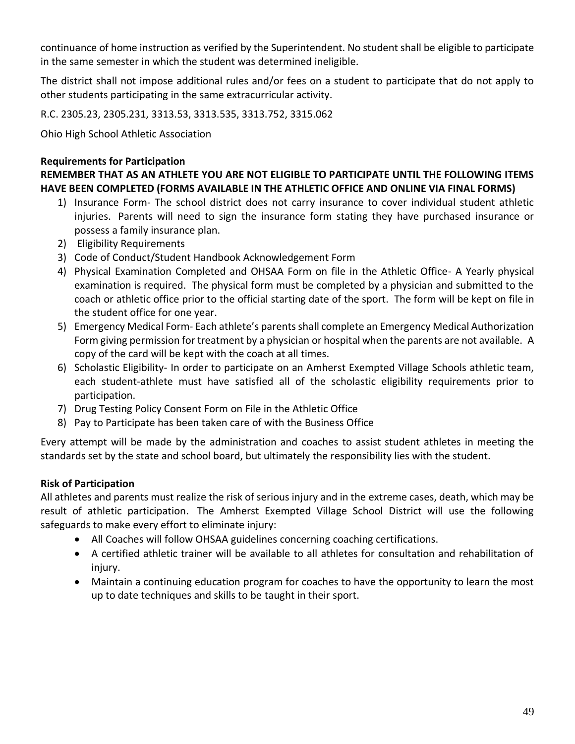continuance of home instruction as verified by the Superintendent. No student shall be eligible to participate in the same semester in which the student was determined ineligible.

The district shall not impose additional rules and/or fees on a student to participate that do not apply to other students participating in the same extracurricular activity.

R.C. 2305.23, 2305.231, 3313.53, 3313.535, 3313.752, 3315.062

Ohio High School Athletic Association

**Requirements for Participation**

**REMEMBER THAT AS AN ATHLETE YOU ARE NOT ELIGIBLE TO PARTICIPATE UNTIL THE FOLLOWING ITEMS HAVE BEEN COMPLETED (FORMS AVAILABLE IN THE ATHLETIC OFFICE AND ONLINE VIA FINAL FORMS)**

1) Insurance Form- The school district does not carry insurance to cover individual student athletic injuries. Parents will need to sign the insurance form stating they have purchased insurance or possess a family insurance plan.
2) Eligibility Requirements
3) Code of Conduct/Student Handbook Acknowledgement Form
4) Physical Examination Completed and OHSAA Form on file in the Athletic Office- A Yearly physical examination is required. The physical form must be completed by a physician and submitted to the coach or athletic office prior to the official starting date of the sport. The form will be kept on file in the student office for one year.
5) Emergency Medical Form- Each athlete's parents shall complete an Emergency Medical Authorization Form giving permission for treatment by a physician or hospital when the parents are not available. A copy of the card will be kept with the coach at all times.
6) Scholastic Eligibility- In order to participate on an Amherst Exempted Village Schools athletic team, each student-athlete must have satisfied all of the scholastic eligibility requirements prior to participation.
7) Drug Testing Policy Consent Form on File in the Athletic Office
8) Pay to Participate has been taken care of with the Business Office

Every attempt will be made by the administration and coaches to assist student athletes in meeting the standards set by the state and school board, but ultimately the responsibility lies with the student.

**Risk of Participation**

All athletes and parents must realize the risk of serious injury and in the extreme cases, death, which may be result of athletic participation. The Amherst Exempted Village School District will use the following safeguards to make every effort to eliminate injury:

- All Coaches will follow OHSAA guidelines concerning coaching certifications.
- A certified athletic trainer will be available to all athletes for consultation and rehabilitation of injury.
- Maintain a continuing education program for coaches to have the opportunity to learn the most up to date techniques and skills to be taught in their sport.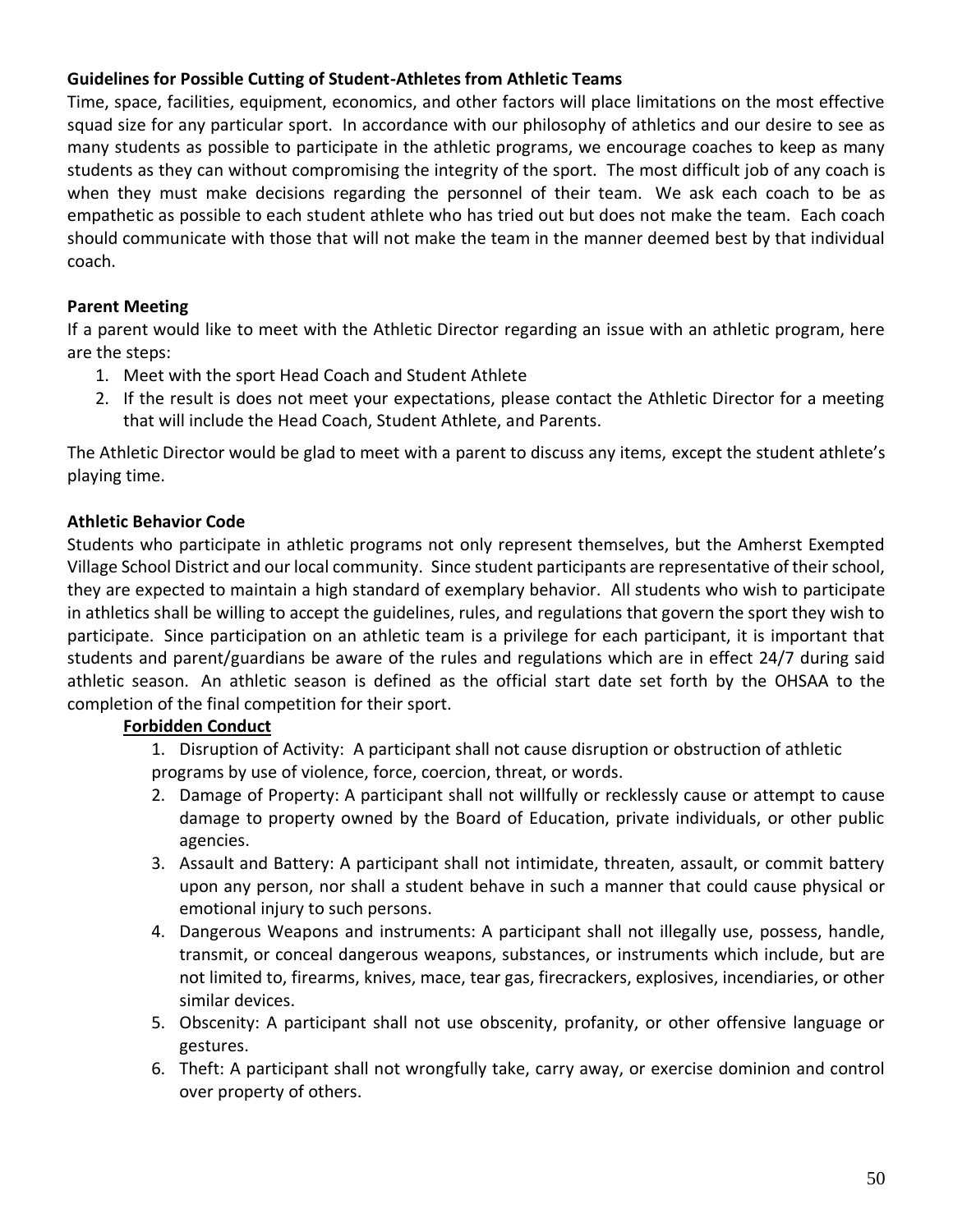**Guidelines for Possible Cutting of Student-Athletes from Athletic Teams**

Time, space, facilities, equipment, economics, and other factors will place limitations on the most effective squad size for any particular sport. In accordance with our philosophy of athletics and our desire to see as many students as possible to participate in the athletic programs, we encourage coaches to keep as many students as they can without compromising the integrity of the sport. The most difficult job of any coach is when they must make decisions regarding the personnel of their team. We ask each coach to be as empathetic as possible to each student athlete who has tried out but does not make the team. Each coach should communicate with those that will not make the team in the manner deemed best by that individual coach.

**Parent Meeting**

If a parent would like to meet with the Athletic Director regarding an issue with an athletic program, here are the steps:

1. Meet with the sport Head Coach and Student Athlete
2. If the result is does not meet your expectations, please contact the Athletic Director for a meeting that will include the Head Coach, Student Athlete, and Parents.

The Athletic Director would be glad to meet with a parent to discuss any items, except the student athlete's playing time.

**Athletic Behavior Code**

Students who participate in athletic programs not only represent themselves, but the Amherst Exempted Village School District and our local community. Since student participants are representative of their school, they are expected to maintain a high standard of exemplary behavior. All students who wish to participate in athletics shall be willing to accept the guidelines, rules, and regulations that govern the sport they wish to participate. Since participation on an athletic team is a privilege for each participant, it is important that students and parent/guardians be aware of the rules and regulations which are in effect 24/7 during said athletic season. An athletic season is defined as the official start date set forth by the OHSAA to the completion of the final competition for their sport.

**Forbidden Conduct**

1. Disruption of Activity: A participant shall not cause disruption or obstruction of athletic programs by use of violence, force, coercion, threat, or words.
2. Damage of Property: A participant shall not willfully or recklessly cause or attempt to cause damage to property owned by the Board of Education, private individuals, or other public agencies.
3. Assault and Battery: A participant shall not intimidate, threaten, assault, or commit battery upon any person, nor shall a student behave in such a manner that could cause physical or emotional injury to such persons.
4. Dangerous Weapons and instruments: A participant shall not illegally use, possess, handle, transmit, or conceal dangerous weapons, substances, or instruments which include, but are not limited to, firearms, knives, mace, tear gas, firecrackers, explosives, incendiaries, or other similar devices.
5. Obscenity: A participant shall not use obscenity, profanity, or other offensive language or gestures.
6. Theft: A participant shall not wrongfully take, carry away, or exercise dominion and control over property of others.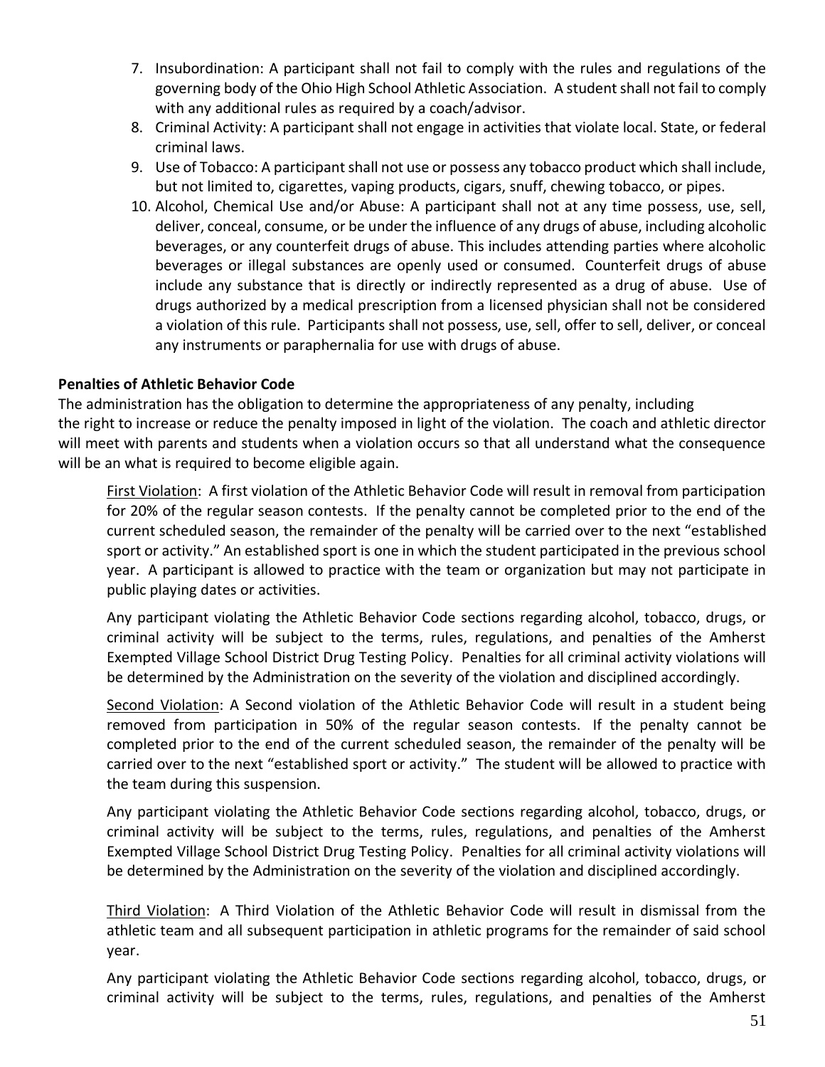7. Insubordination: A participant shall not fail to comply with the rules and regulations of the governing body of the Ohio High School Athletic Association. A student shall not fail to comply with any additional rules as required by a coach/advisor.
8. Criminal Activity: A participant shall not engage in activities that violate local. State, or federal criminal laws.
9. Use of Tobacco: A participant shall not use or possess any tobacco product which shall include, but not limited to, cigarettes, vaping products, cigars, snuff, chewing tobacco, or pipes.
10. Alcohol, Chemical Use and/or Abuse: A participant shall not at any time possess, use, sell, deliver, conceal, consume, or be under the influence of any drugs of abuse, including alcoholic beverages, or any counterfeit drugs of abuse. This includes attending parties where alcoholic beverages or illegal substances are openly used or consumed. Counterfeit drugs of abuse include any substance that is directly or indirectly represented as a drug of abuse. Use of drugs authorized by a medical prescription from a licensed physician shall not be considered a violation of this rule. Participants shall not possess, use, sell, offer to sell, deliver, or conceal any instruments or paraphernalia for use with drugs of abuse.

**Penalties of Athletic Behavior Code**

The administration has the obligation to determine the appropriateness of any penalty, including the right to increase or reduce the penalty imposed in light of the violation. The coach and athletic director will meet with parents and students when a violation occurs so that all understand what the consequence will be an what is required to become eligible again.

First Violation: A first violation of the Athletic Behavior Code will result in removal from participation for 20% of the regular season contests. If the penalty cannot be completed prior to the end of the current scheduled season, the remainder of the penalty will be carried over to the next "established sport or activity." An established sport is one in which the student participated in the previous school year. A participant is allowed to practice with the team or organization but may not participate in public playing dates or activities.

Any participant violating the Athletic Behavior Code sections regarding alcohol, tobacco, drugs, or criminal activity will be subject to the terms, rules, regulations, and penalties of the Amherst Exempted Village School District Drug Testing Policy. Penalties for all criminal activity violations will be determined by the Administration on the severity of the violation and disciplined accordingly.

Second Violation: A Second violation of the Athletic Behavior Code will result in a student being removed from participation in 50% of the regular season contests. If the penalty cannot be completed prior to the end of the current scheduled season, the remainder of the penalty will be carried over to the next "established sport or activity." The student will be allowed to practice with the team during this suspension.

Any participant violating the Athletic Behavior Code sections regarding alcohol, tobacco, drugs, or criminal activity will be subject to the terms, rules, regulations, and penalties of the Amherst Exempted Village School District Drug Testing Policy. Penalties for all criminal activity violations will be determined by the Administration on the severity of the violation and disciplined accordingly.

Third Violation: A Third Violation of the Athletic Behavior Code will result in dismissal from the athletic team and all subsequent participation in athletic programs for the remainder of said school year.

Any participant violating the Athletic Behavior Code sections regarding alcohol, tobacco, drugs, or criminal activity will be subject to the terms, rules, regulations, and penalties of the Amherst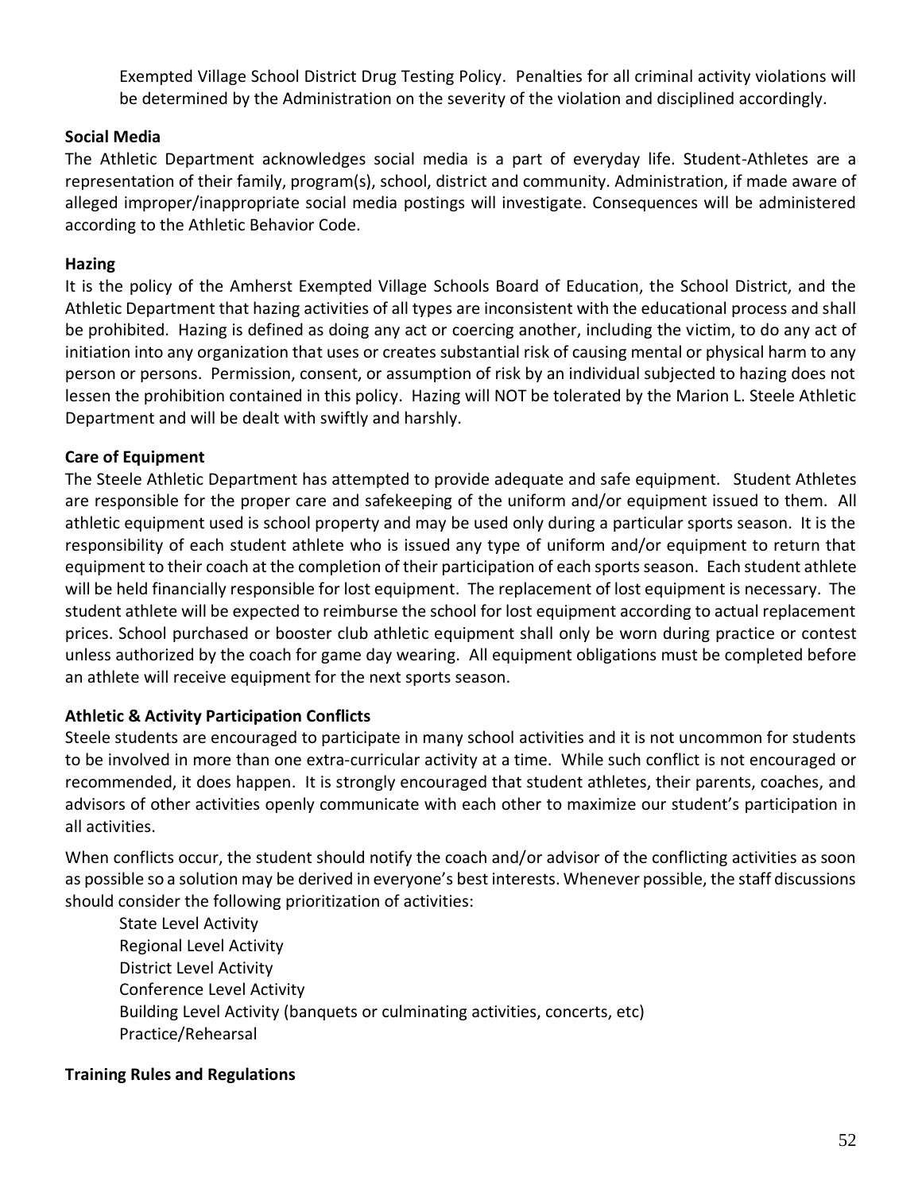Exempted Village School District Drug Testing Policy. Penalties for all criminal activity violations will be determined by the Administration on the severity of the violation and disciplined accordingly.

**Social Media**

The Athletic Department acknowledges social media is a part of everyday life. Student-Athletes are a representation of their family, program(s), school, district and community. Administration, if made aware of alleged improper/inappropriate social media postings will investigate. Consequences will be administered according to the Athletic Behavior Code.

**Hazing**

It is the policy of the Amherst Exempted Village Schools Board of Education, the School District, and the Athletic Department that hazing activities of all types are inconsistent with the educational process and shall be prohibited. Hazing is defined as doing any act or coercing another, including the victim, to do any act of initiation into any organization that uses or creates substantial risk of causing mental or physical harm to any person or persons. Permission, consent, or assumption of risk by an individual subjected to hazing does not lessen the prohibition contained in this policy. Hazing will NOT be tolerated by the Marion L. Steele Athletic Department and will be dealt with swiftly and harshly.

**Care of Equipment**

The Steele Athletic Department has attempted to provide adequate and safe equipment. Student Athletes are responsible for the proper care and safekeeping of the uniform and/or equipment issued to them. All athletic equipment used is school property and may be used only during a particular sports season. It is the responsibility of each student athlete who is issued any type of uniform and/or equipment to return that equipment to their coach at the completion of their participation of each sports season. Each student athlete will be held financially responsible for lost equipment. The replacement of lost equipment is necessary. The student athlete will be expected to reimburse the school for lost equipment according to actual replacement prices. School purchased or booster club athletic equipment shall only be worn during practice or contest unless authorized by the coach for game day wearing. All equipment obligations must be completed before an athlete will receive equipment for the next sports season.

**Athletic & Activity Participation Conflicts**

Steele students are encouraged to participate in many school activities and it is not uncommon for students to be involved in more than one extra-curricular activity at a time. While such conflict is not encouraged or recommended, it does happen. It is strongly encouraged that student athletes, their parents, coaches, and advisors of other activities openly communicate with each other to maximize our student's participation in all activities.

When conflicts occur, the student should notify the coach and/or advisor of the conflicting activities as soon as possible so a solution may be derived in everyone's best interests. Whenever possible, the staff discussions should consider the following prioritization of activities:

State Level Activity
Regional Level Activity
District Level Activity
Conference Level Activity
Building Level Activity (banquets or culminating activities, concerts, etc)
Practice/Rehearsal

**Training Rules and Regulations**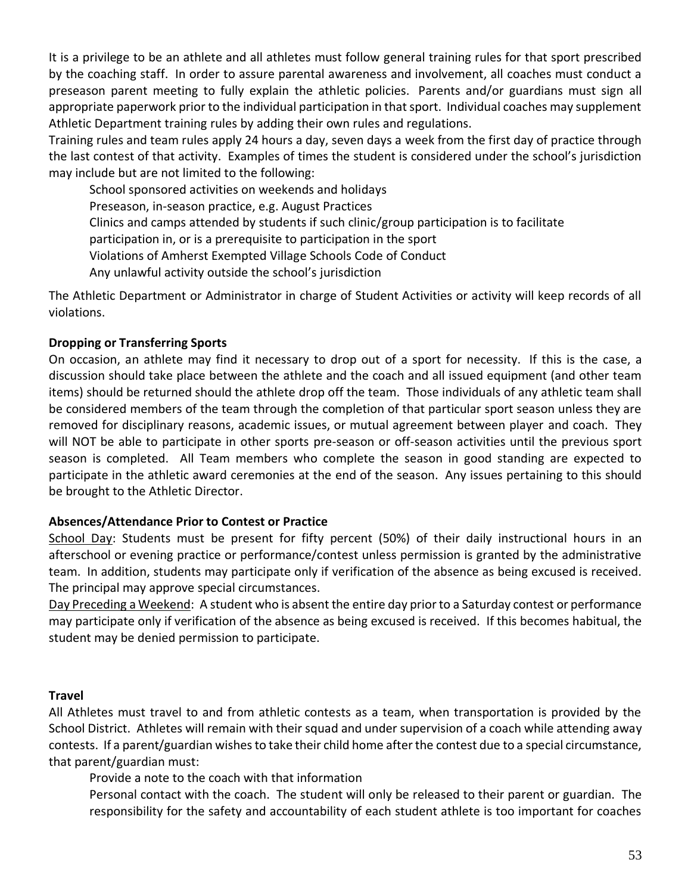It is a privilege to be an athlete and all athletes must follow general training rules for that sport prescribed by the coaching staff. In order to assure parental awareness and involvement, all coaches must conduct a preseason parent meeting to fully explain the athletic policies. Parents and/or guardians must sign all appropriate paperwork prior to the individual participation in that sport. Individual coaches may supplement Athletic Department training rules by adding their own rules and regulations.

Training rules and team rules apply 24 hours a day, seven days a week from the first day of practice through the last contest of that activity. Examples of times the student is considered under the school's jurisdiction may include but are not limited to the following:

- School sponsored activities on weekends and holidays
- Preseason, in-season practice, e.g. August Practices
- Clinics and camps attended by students if such clinic/group participation is to facilitate participation in, or is a prerequisite to participation in the sport
- Violations of Amherst Exempted Village Schools Code of Conduct
- Any unlawful activity outside the school's jurisdiction

The Athletic Department or Administrator in charge of Student Activities or activity will keep records of all violations.

**Dropping or Transferring Sports**

On occasion, an athlete may find it necessary to drop out of a sport for necessity. If this is the case, a discussion should take place between the athlete and the coach and all issued equipment (and other team items) should be returned should the athlete drop off the team. Those individuals of any athletic team shall be considered members of the team through the completion of that particular sport season unless they are removed for disciplinary reasons, academic issues, or mutual agreement between player and coach. They will NOT be able to participate in other sports pre-season or off-season activities until the previous sport season is completed. All Team members who complete the season in good standing are expected to participate in the athletic award ceremonies at the end of the season. Any issues pertaining to this should be brought to the Athletic Director.

**Absences/Attendance Prior to Contest or Practice**

School Day: Students must be present for fifty percent (50%) of their daily instructional hours in an afterschool or evening practice or performance/contest unless permission is granted by the administrative team. In addition, students may participate only if verification of the absence as being excused is received. The principal may approve special circumstances.

Day Preceding a Weekend: A student who is absent the entire day prior to a Saturday contest or performance may participate only if verification of the absence as being excused is received. If this becomes habitual, the student may be denied permission to participate.

**Travel**

All Athletes must travel to and from athletic contests as a team, when transportation is provided by the School District. Athletes will remain with their squad and under supervision of a coach while attending away contests. If a parent/guardian wishes to take their child home after the contest due to a special circumstance, that parent/guardian must:

- Provide a note to the coach with that information
- Personal contact with the coach. The student will only be released to their parent or guardian. The responsibility for the safety and accountability of each student athlete is too important for coaches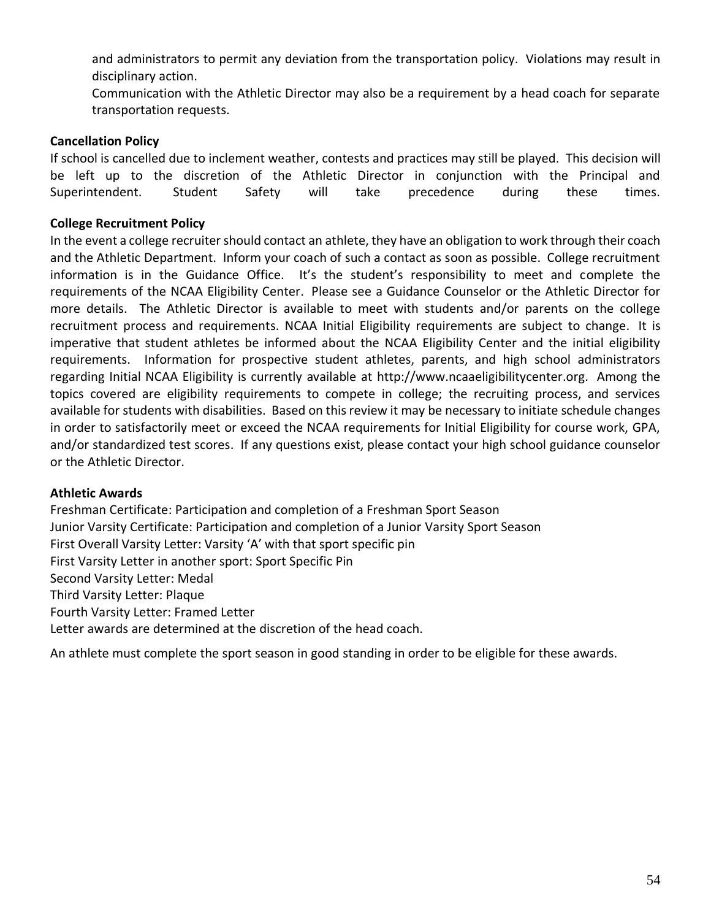and administrators to permit any deviation from the transportation policy. Violations may result in disciplinary action.

Communication with the Athletic Director may also be a requirement by a head coach for separate transportation requests.

**Cancellation Policy**

If school is cancelled due to inclement weather, contests and practices may still be played. This decision will be left up to the discretion of the Athletic Director in conjunction with the Principal and Superintendent. Student Safety will take precedence during these times.

**College Recruitment Policy**

In the event a college recruiter should contact an athlete, they have an obligation to work through their coach and the Athletic Department. Inform your coach of such a contact as soon as possible. College recruitment information is in the Guidance Office. It's the student's responsibility to meet and complete the requirements of the NCAA Eligibility Center. Please see a Guidance Counselor or the Athletic Director for more details. The Athletic Director is available to meet with students and/or parents on the college recruitment process and requirements. NCAA Initial Eligibility requirements are subject to change. It is imperative that student athletes be informed about the NCAA Eligibility Center and the initial eligibility requirements. Information for prospective student athletes, parents, and high school administrators regarding Initial NCAA Eligibility is currently available at http://www.ncaaeligibilitycenter.org. Among the topics covered are eligibility requirements to compete in college; the recruiting process, and services available for students with disabilities. Based on this review it may be necessary to initiate schedule changes in order to satisfactorily meet or exceed the NCAA requirements for Initial Eligibility for course work, GPA, and/or standardized test scores. If any questions exist, please contact your high school guidance counselor or the Athletic Director.

**Athletic Awards**

Freshman Certificate: Participation and completion of a Freshman Sport Season
Junior Varsity Certificate: Participation and completion of a Junior Varsity Sport Season
First Overall Varsity Letter: Varsity 'A' with that sport specific pin
First Varsity Letter in another sport: Sport Specific Pin
Second Varsity Letter: Medal
Third Varsity Letter: Plaque
Fourth Varsity Letter: Framed Letter
Letter awards are determined at the discretion of the head coach.

An athlete must complete the sport season in good standing in order to be eligible for these awards.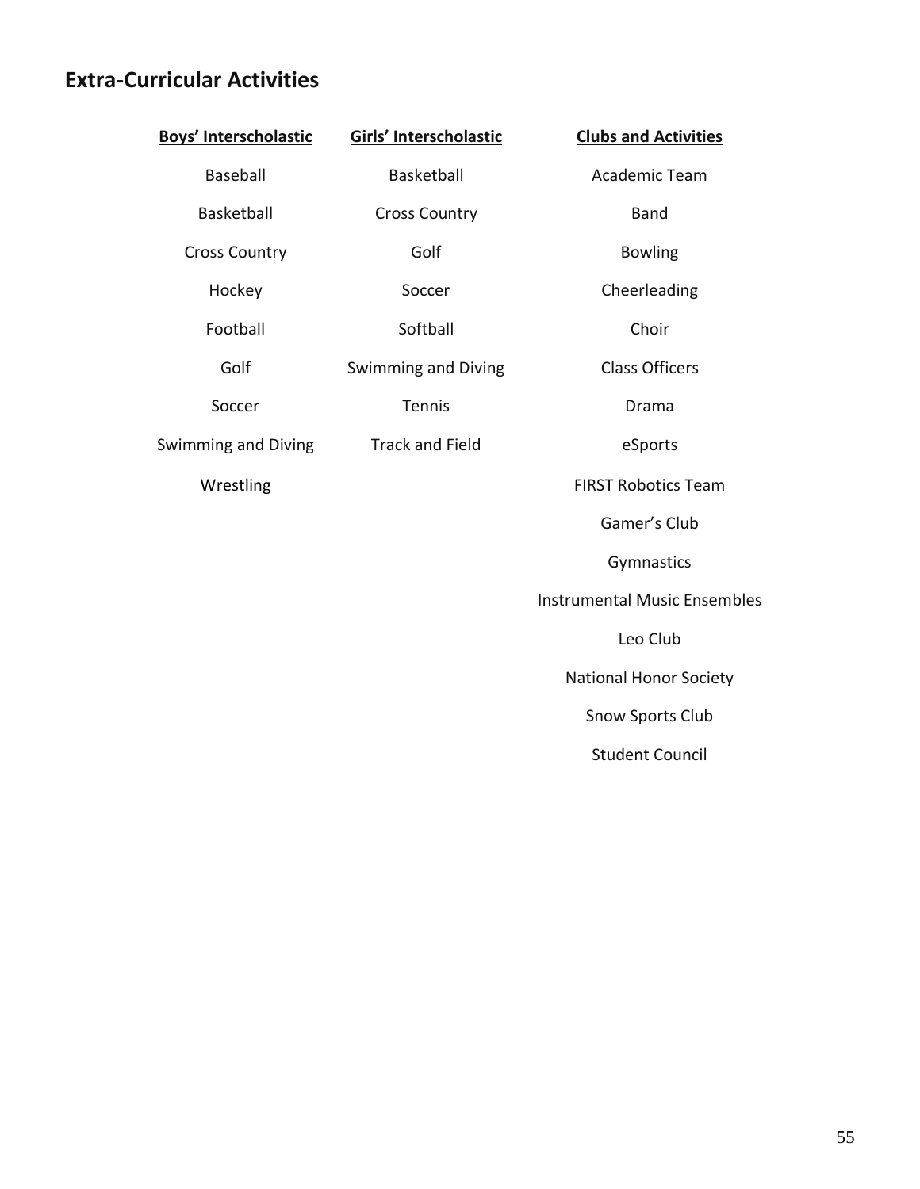## Extra-Curricular Activities

| Boys' Interscholastic | Girls' Interscholastic | Clubs and Activities |
|---|---|---|
| Baseball | Basketball | Academic Team |
| Basketball | Cross Country | Band |
| Cross Country | Golf | Bowling |
| Hockey | Soccer | Cheerleading |
| Football | Softball | Choir |
| Golf | Swimming and Diving | Class Officers |
| Soccer | Tennis | Drama |
| Swimming and Diving | Track and Field | eSports |
| Wrestling | | FIRST Robotics Team |
| | | Gamer's Club |
| | | Gymnastics |
| | | Instrumental Music Ensembles |
| | | Leo Club |
| | | National Honor Society |
| | | Snow Sports Club |
| | | Student Council |